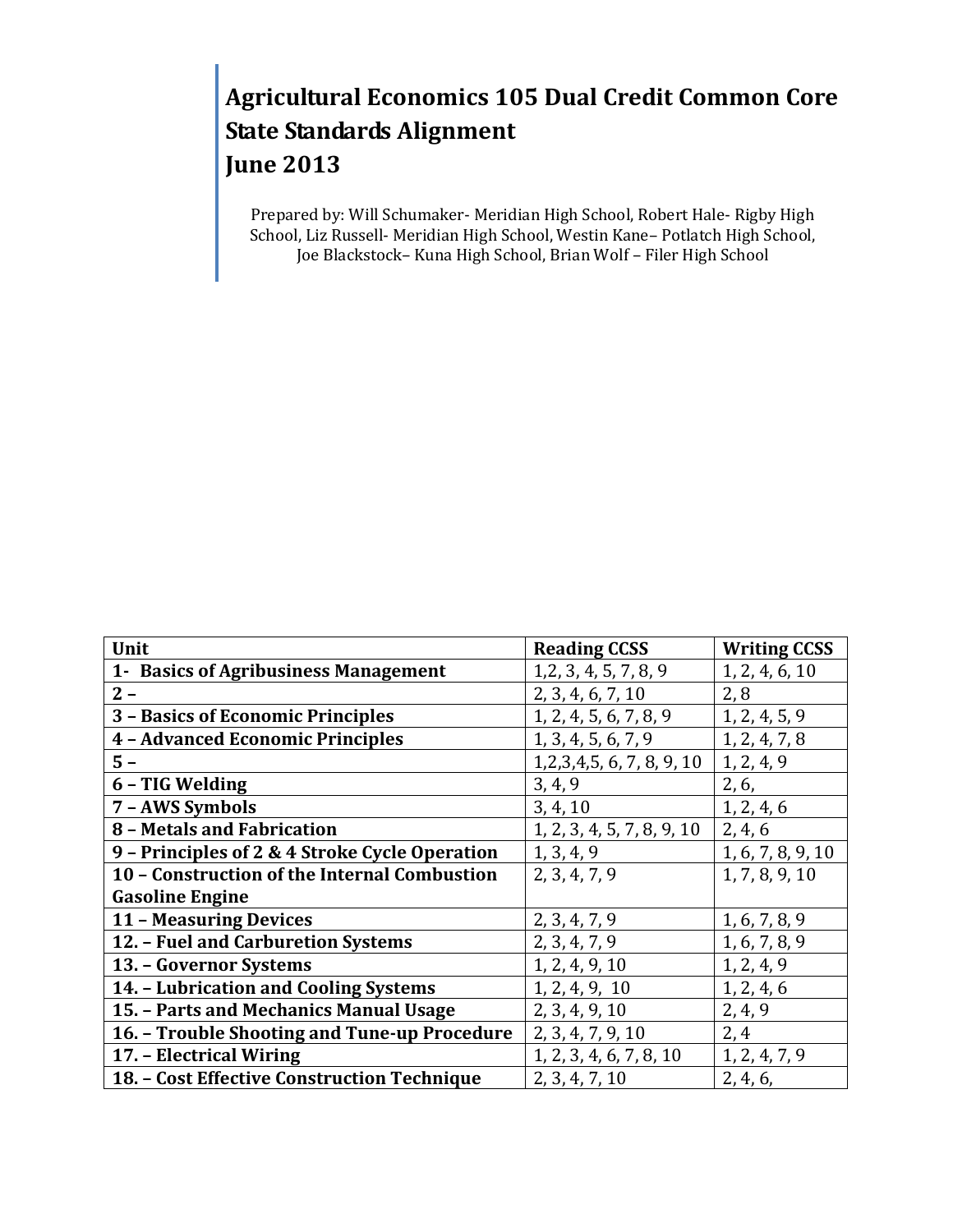# Agricultural Economics 105 Dual Credit Common Core State Standards Alignment
# June 2013

Prepared by: Will Schumaker- Meridian High School, Robert Hale- Rigby High School, Liz Russell- Meridian High School, Westin Kane– Potlatch High School, Joe Blackstock– Kuna High School, Brian Wolf – Filer High School

| Unit | Reading CCSS | Writing CCSS |
|---|---|---|
| **1- Basics of Agribusiness Management** | 1,2, 3, 4, 5, 7, 8, 9 | 1, 2, 4, 6, 10 |
| **2 –** | 2, 3, 4, 6, 7, 10 | 2, 8 |
| **3 – Basics of Economic Principles** | 1, 2, 4, 5, 6, 7, 8, 9 | 1, 2, 4, 5, 9 |
| **4 – Advanced Economic Principles** | 1, 3, 4, 5, 6, 7, 9 | 1, 2, 4, 7, 8 |
| **5 –** | 1,2,3,4,5, 6, 7, 8, 9, 10 | 1, 2, 4, 9 |
| **6 – TIG Welding** | 3, 4, 9 | 2, 6, |
| **7 – AWS Symbols** | 3, 4, 10 | 1, 2, 4, 6 |
| **8 – Metals and Fabrication** | 1, 2, 3, 4, 5, 7, 8, 9, 10 | 2, 4, 6 |
| **9 – Principles of 2 & 4 Stroke Cycle Operation** | 1, 3, 4, 9 | 1, 6, 7, 8, 9, 10 |
| **10 – Construction of the Internal Combustion Gasoline Engine** | 2, 3, 4, 7, 9 | 1, 7, 8, 9, 10 |
| **11 – Measuring Devices** | 2, 3, 4, 7, 9 | 1, 6, 7, 8, 9 |
| **12. – Fuel and Carburetion Systems** | 2, 3, 4, 7, 9 | 1, 6, 7, 8, 9 |
| **13. – Governor Systems** | 1, 2, 4, 9, 10 | 1, 2, 4, 9 |
| **14. – Lubrication and Cooling Systems** | 1, 2, 4, 9, 10 | 1, 2, 4, 6 |
| **15. – Parts and Mechanics Manual Usage** | 2, 3, 4, 9, 10 | 2, 4, 9 |
| **16. – Trouble Shooting and Tune-up Procedure** | 2, 3, 4, 7, 9, 10 | 2, 4 |
| **17. – Electrical Wiring** | 1, 2, 3, 4, 6, 7, 8, 10 | 1, 2, 4, 7, 9 |
| **18. – Cost Effective Construction Technique** | 2, 3, 4, 7, 10 | 2, 4, 6, |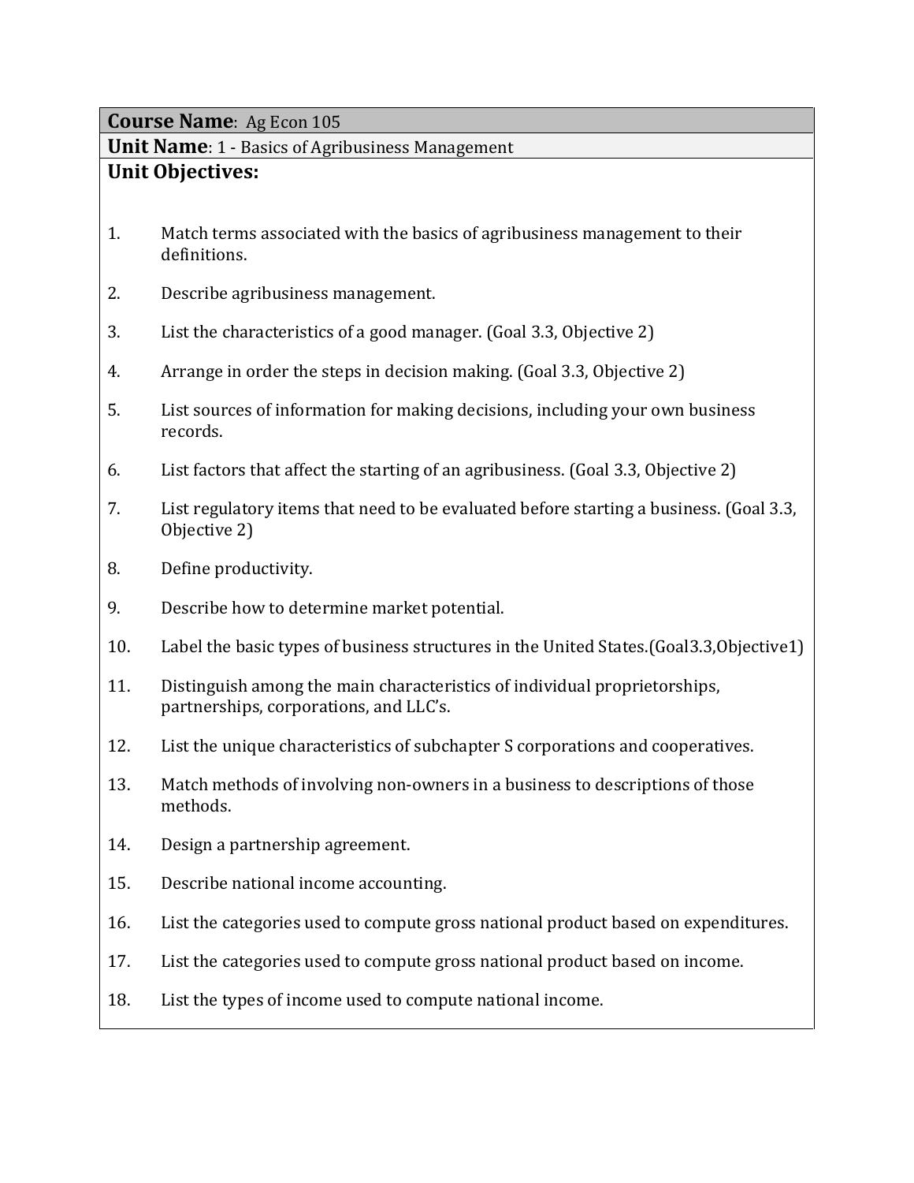**Course Name**: Ag Econ 105

**Unit Name**: 1 - Basics of Agribusiness Management

**Unit Objectives:**

1. Match terms associated with the basics of agribusiness management to their definitions.
2. Describe agribusiness management.
3. List the characteristics of a good manager. (Goal 3.3, Objective 2)
4. Arrange in order the steps in decision making. (Goal 3.3, Objective 2)
5. List sources of information for making decisions, including your own business records.
6. List factors that affect the starting of an agribusiness. (Goal 3.3, Objective 2)
7. List regulatory items that need to be evaluated before starting a business. (Goal 3.3, Objective 2)
8. Define productivity.
9. Describe how to determine market potential.
10. Label the basic types of business structures in the United States.(Goal3.3,Objective1)
11. Distinguish among the main characteristics of individual proprietorships, partnerships, corporations, and LLC's.
12. List the unique characteristics of subchapter S corporations and cooperatives.
13. Match methods of involving non-owners in a business to descriptions of those methods.
14. Design a partnership agreement.
15. Describe national income accounting.
16. List the categories used to compute gross national product based on expenditures.
17. List the categories used to compute gross national product based on income.
18. List the types of income used to compute national income.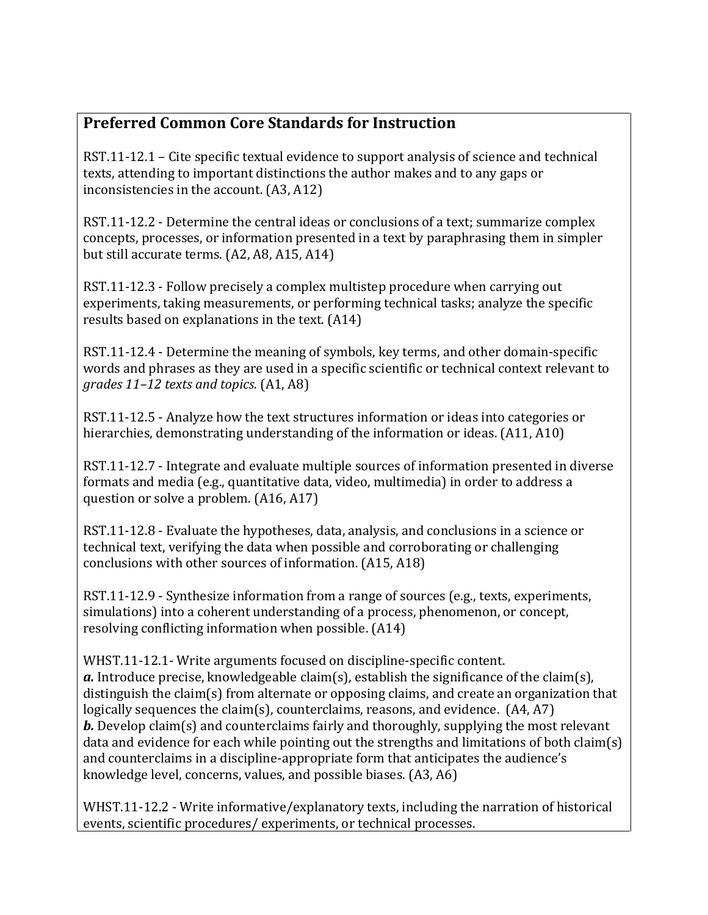## Preferred Common Core Standards for Instruction

RST.11-12.1 – Cite specific textual evidence to support analysis of science and technical texts, attending to important distinctions the author makes and to any gaps or inconsistencies in the account. (A3, A12)

RST.11-12.2 - Determine the central ideas or conclusions of a text; summarize complex concepts, processes, or information presented in a text by paraphrasing them in simpler but still accurate terms. (A2, A8, A15, A14)

RST.11-12.3 - Follow precisely a complex multistep procedure when carrying out experiments, taking measurements, or performing technical tasks; analyze the specific results based on explanations in the text. (A14)

RST.11-12.4 - Determine the meaning of symbols, key terms, and other domain-specific words and phrases as they are used in a specific scientific or technical context relevant to *grades 11–12 texts and topics*. (A1, A8)

RST.11-12.5 - Analyze how the text structures information or ideas into categories or hierarchies, demonstrating understanding of the information or ideas. (A11, A10)

RST.11-12.7 - Integrate and evaluate multiple sources of information presented in diverse formats and media (e.g., quantitative data, video, multimedia) in order to address a question or solve a problem. (A16, A17)

RST.11-12.8 - Evaluate the hypotheses, data, analysis, and conclusions in a science or technical text, verifying the data when possible and corroborating or challenging conclusions with other sources of information. (A15, A18)

RST.11-12.9 - Synthesize information from a range of sources (e.g., texts, experiments, simulations) into a coherent understanding of a process, phenomenon, or concept, resolving conflicting information when possible. (A14)

WHST.11-12.1- Write arguments focused on discipline-specific content.
***a.*** Introduce precise, knowledgeable claim(s), establish the significance of the claim(s), distinguish the claim(s) from alternate or opposing claims, and create an organization that logically sequences the claim(s), counterclaims, reasons, and evidence. (A4, A7)
***b.*** Develop claim(s) and counterclaims fairly and thoroughly, supplying the most relevant data and evidence for each while pointing out the strengths and limitations of both claim(s) and counterclaims in a discipline-appropriate form that anticipates the audience's knowledge level, concerns, values, and possible biases. (A3, A6)

WHST.11-12.2 - Write informative/explanatory texts, including the narration of historical events, scientific procedures/ experiments, or technical processes.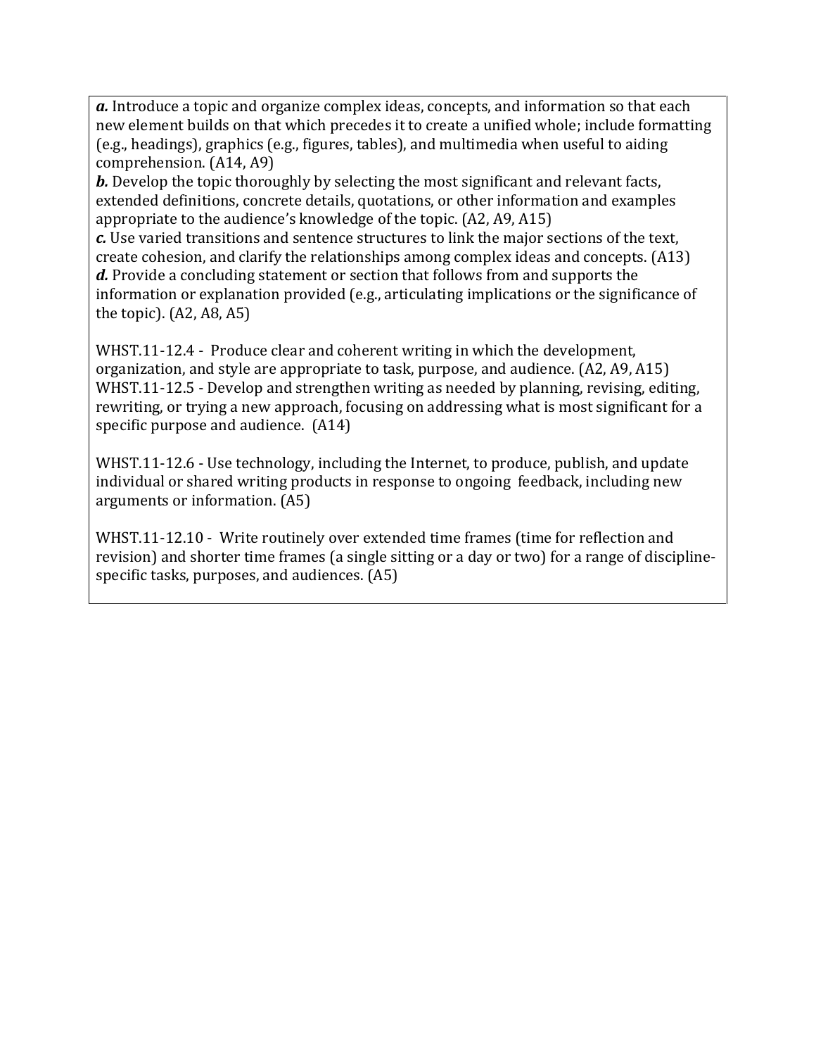***a.*** Introduce a topic and organize complex ideas, concepts, and information so that each new element builds on that which precedes it to create a unified whole; include formatting (e.g., headings), graphics (e.g., figures, tables), and multimedia when useful to aiding comprehension. (A14, A9)

***b.*** Develop the topic thoroughly by selecting the most significant and relevant facts, extended definitions, concrete details, quotations, or other information and examples appropriate to the audience's knowledge of the topic. (A2, A9, A15)

***c.*** Use varied transitions and sentence structures to link the major sections of the text, create cohesion, and clarify the relationships among complex ideas and concepts. (A13)

***d.*** Provide a concluding statement or section that follows from and supports the information or explanation provided (e.g., articulating implications or the significance of the topic). (A2, A8, A5)

WHST.11-12.4 - Produce clear and coherent writing in which the development, organization, and style are appropriate to task, purpose, and audience. (A2, A9, A15)

WHST.11-12.5 - Develop and strengthen writing as needed by planning, revising, editing, rewriting, or trying a new approach, focusing on addressing what is most significant for a specific purpose and audience. (A14)

WHST.11-12.6 - Use technology, including the Internet, to produce, publish, and update individual or shared writing products in response to ongoing feedback, including new arguments or information. (A5)

WHST.11-12.10 - Write routinely over extended time frames (time for reflection and revision) and shorter time frames (a single sitting or a day or two) for a range of discipline-specific tasks, purposes, and audiences. (A5)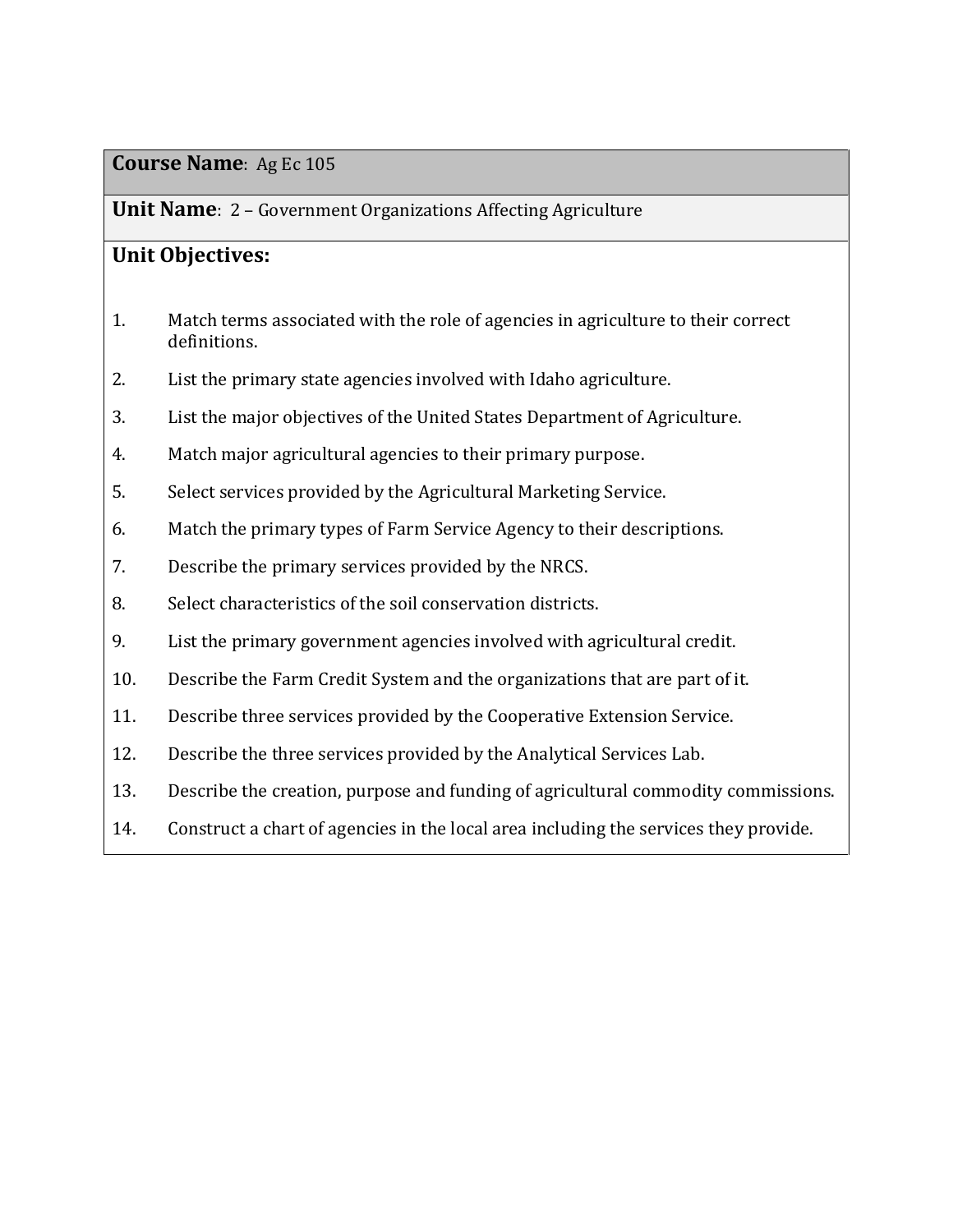**Course Name**: Ag Ec 105

**Unit Name**: 2 – Government Organizations Affecting Agriculture

**Unit Objectives:**

1. Match terms associated with the role of agencies in agriculture to their correct definitions.
2. List the primary state agencies involved with Idaho agriculture.
3. List the major objectives of the United States Department of Agriculture.
4. Match major agricultural agencies to their primary purpose.
5. Select services provided by the Agricultural Marketing Service.
6. Match the primary types of Farm Service Agency to their descriptions.
7. Describe the primary services provided by the NRCS.
8. Select characteristics of the soil conservation districts.
9. List the primary government agencies involved with agricultural credit.
10. Describe the Farm Credit System and the organizations that are part of it.
11. Describe three services provided by the Cooperative Extension Service.
12. Describe the three services provided by the Analytical Services Lab.
13. Describe the creation, purpose and funding of agricultural commodity commissions.
14. Construct a chart of agencies in the local area including the services they provide.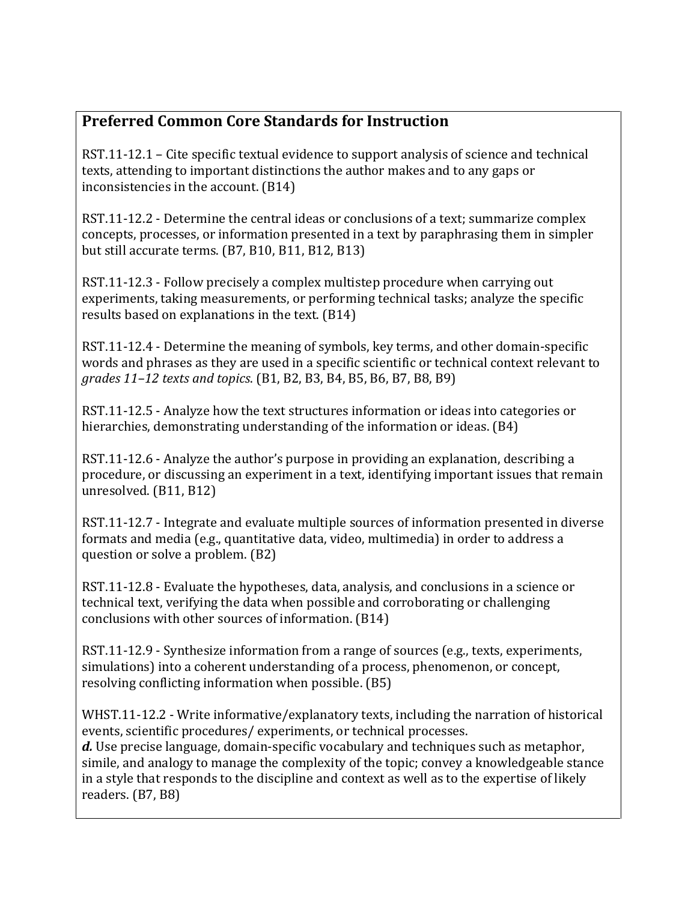## Preferred Common Core Standards for Instruction

RST.11-12.1 – Cite specific textual evidence to support analysis of science and technical texts, attending to important distinctions the author makes and to any gaps or inconsistencies in the account. (B14)

RST.11-12.2 - Determine the central ideas or conclusions of a text; summarize complex concepts, processes, or information presented in a text by paraphrasing them in simpler but still accurate terms. (B7, B10, B11, B12, B13)

RST.11-12.3 - Follow precisely a complex multistep procedure when carrying out experiments, taking measurements, or performing technical tasks; analyze the specific results based on explanations in the text. (B14)

RST.11-12.4 - Determine the meaning of symbols, key terms, and other domain-specific words and phrases as they are used in a specific scientific or technical context relevant to *grades 11–12 texts and topics*. (B1, B2, B3, B4, B5, B6, B7, B8, B9)

RST.11-12.5 - Analyze how the text structures information or ideas into categories or hierarchies, demonstrating understanding of the information or ideas. (B4)

RST.11-12.6 - Analyze the author's purpose in providing an explanation, describing a procedure, or discussing an experiment in a text, identifying important issues that remain unresolved. (B11, B12)

RST.11-12.7 - Integrate and evaluate multiple sources of information presented in diverse formats and media (e.g., quantitative data, video, multimedia) in order to address a question or solve a problem. (B2)

RST.11-12.8 - Evaluate the hypotheses, data, analysis, and conclusions in a science or technical text, verifying the data when possible and corroborating or challenging conclusions with other sources of information. (B14)

RST.11-12.9 - Synthesize information from a range of sources (e.g., texts, experiments, simulations) into a coherent understanding of a process, phenomenon, or concept, resolving conflicting information when possible. (B5)

WHST.11-12.2 - Write informative/explanatory texts, including the narration of historical events, scientific procedures/ experiments, or technical processes.
***d.*** Use precise language, domain-specific vocabulary and techniques such as metaphor, simile, and analogy to manage the complexity of the topic; convey a knowledgeable stance in a style that responds to the discipline and context as well as to the expertise of likely readers. (B7, B8)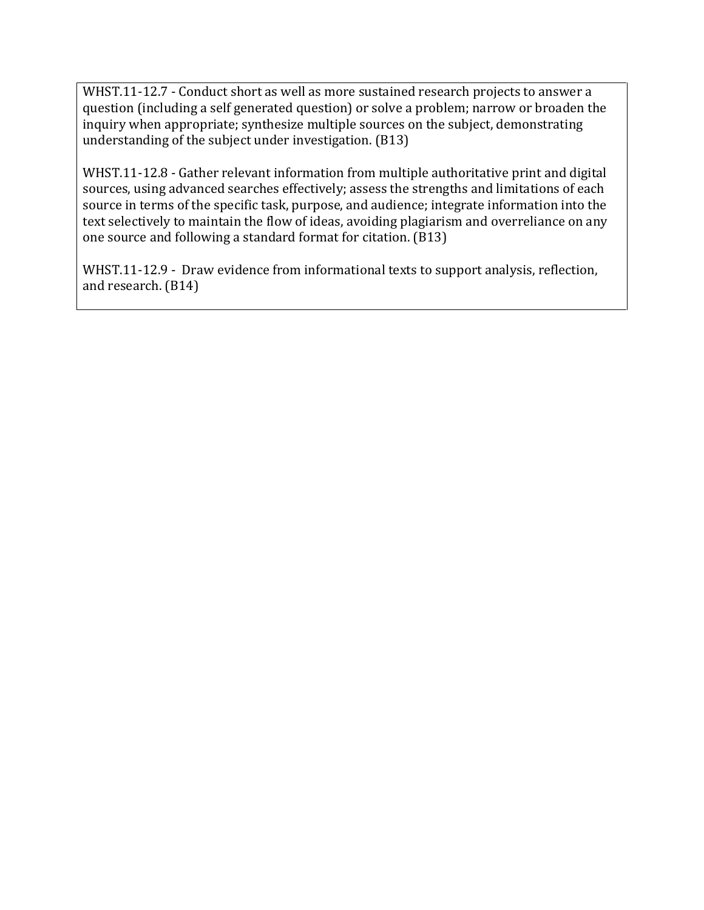WHST.11-12.7 - Conduct short as well as more sustained research projects to answer a question (including a self generated question) or solve a problem; narrow or broaden the inquiry when appropriate; synthesize multiple sources on the subject, demonstrating understanding of the subject under investigation. (B13)

WHST.11-12.8 - Gather relevant information from multiple authoritative print and digital sources, using advanced searches effectively; assess the strengths and limitations of each source in terms of the specific task, purpose, and audience; integrate information into the text selectively to maintain the flow of ideas, avoiding plagiarism and overreliance on any one source and following a standard format for citation. (B13)

WHST.11-12.9 - Draw evidence from informational texts to support analysis, reflection, and research. (B14)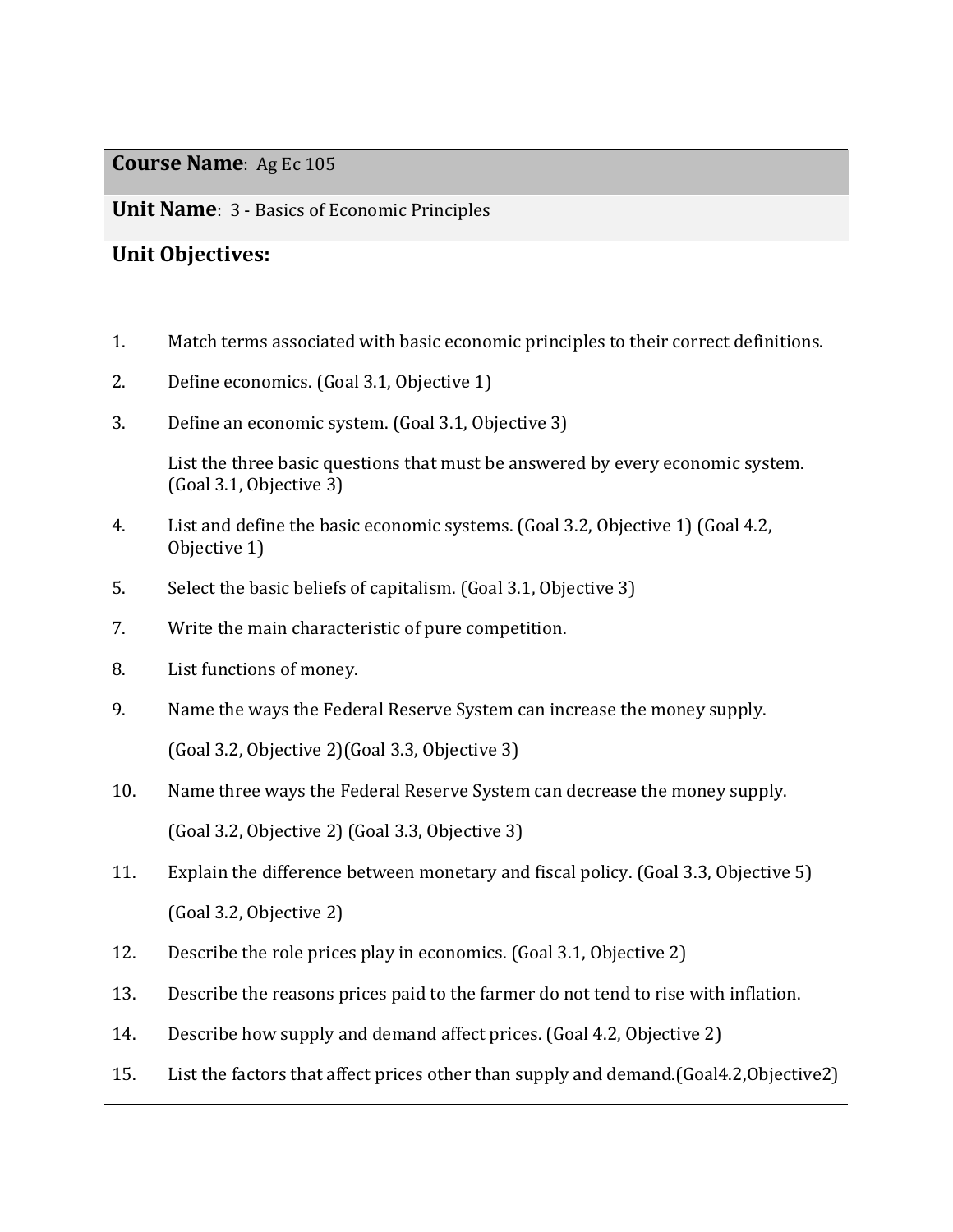**Course Name**: Ag Ec 105

**Unit Name**: 3 - Basics of Economic Principles

**Unit Objectives:**

1. Match terms associated with basic economic principles to their correct definitions.
2. Define economics. (Goal 3.1, Objective 1)
3. Define an economic system. (Goal 3.1, Objective 3)

   List the three basic questions that must be answered by every economic system. (Goal 3.1, Objective 3)

4. List and define the basic economic systems. (Goal 3.2, Objective 1) (Goal 4.2, Objective 1)
5. Select the basic beliefs of capitalism. (Goal 3.1, Objective 3)

7. Write the main characteristic of pure competition.
8. List functions of money.
9. Name the ways the Federal Reserve System can increase the money supply.

   (Goal 3.2, Objective 2)(Goal 3.3, Objective 3)

10. Name three ways the Federal Reserve System can decrease the money supply.

    (Goal 3.2, Objective 2) (Goal 3.3, Objective 3)

11. Explain the difference between monetary and fiscal policy. (Goal 3.3, Objective 5)

    (Goal 3.2, Objective 2)

12. Describe the role prices play in economics. (Goal 3.1, Objective 2)
13. Describe the reasons prices paid to the farmer do not tend to rise with inflation.
14. Describe how supply and demand affect prices. (Goal 4.2, Objective 2)
15. List the factors that affect prices other than supply and demand.(Goal4.2,Objective2)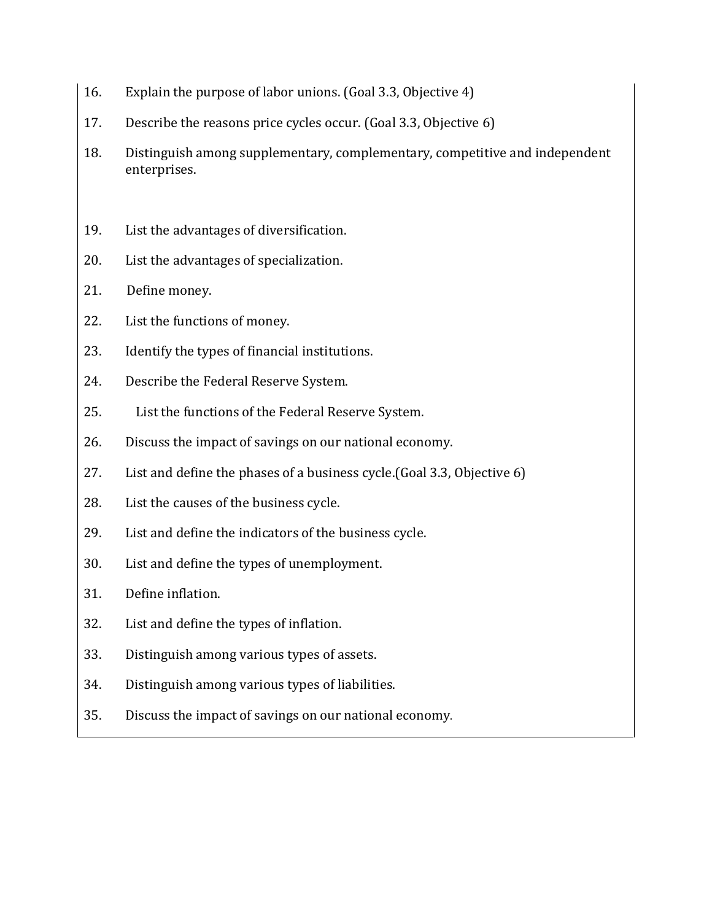16. Explain the purpose of labor unions. (Goal 3.3, Objective 4)
17. Describe the reasons price cycles occur. (Goal 3.3, Objective 6)
18. Distinguish among supplementary, complementary, competitive and independent enterprises.
19. List the advantages of diversification.
20. List the advantages of specialization.
21. Define money.
22. List the functions of money.
23. Identify the types of financial institutions.
24. Describe the Federal Reserve System.
25. List the functions of the Federal Reserve System.
26. Discuss the impact of savings on our national economy.
27. List and define the phases of a business cycle.(Goal 3.3, Objective 6)
28. List the causes of the business cycle.
29. List and define the indicators of the business cycle.
30. List and define the types of unemployment.
31. Define inflation.
32. List and define the types of inflation.
33. Distinguish among various types of assets.
34. Distinguish among various types of liabilities.
35. Discuss the impact of savings on our national economy.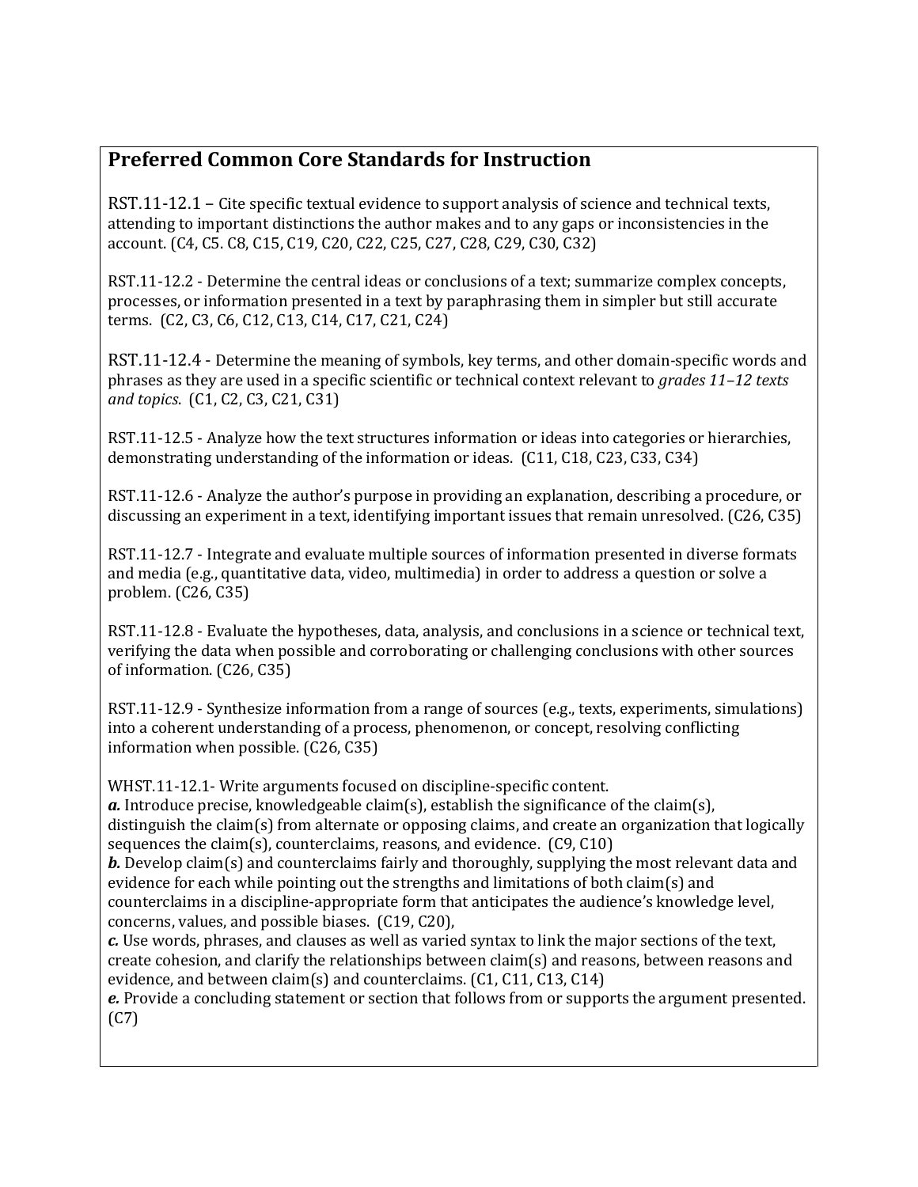## Preferred Common Core Standards for Instruction

RST.11-12.1 – Cite specific textual evidence to support analysis of science and technical texts, attending to important distinctions the author makes and to any gaps or inconsistencies in the account. (C4, C5. C8, C15, C19, C20, C22, C25, C27, C28, C29, C30, C32)

RST.11-12.2 - Determine the central ideas or conclusions of a text; summarize complex concepts, processes, or information presented in a text by paraphrasing them in simpler but still accurate terms. (C2, C3, C6, C12, C13, C14, C17, C21, C24)

RST.11-12.4 - Determine the meaning of symbols, key terms, and other domain-specific words and phrases as they are used in a specific scientific or technical context relevant to *grades 11–12 texts and topics*. (C1, C2, C3, C21, C31)

RST.11-12.5 - Analyze how the text structures information or ideas into categories or hierarchies, demonstrating understanding of the information or ideas. (C11, C18, C23, C33, C34)

RST.11-12.6 - Analyze the author's purpose in providing an explanation, describing a procedure, or discussing an experiment in a text, identifying important issues that remain unresolved. (C26, C35)

RST.11-12.7 - Integrate and evaluate multiple sources of information presented in diverse formats and media (e.g., quantitative data, video, multimedia) in order to address a question or solve a problem. (C26, C35)

RST.11-12.8 - Evaluate the hypotheses, data, analysis, and conclusions in a science or technical text, verifying the data when possible and corroborating or challenging conclusions with other sources of information. (C26, C35)

RST.11-12.9 - Synthesize information from a range of sources (e.g., texts, experiments, simulations) into a coherent understanding of a process, phenomenon, or concept, resolving conflicting information when possible. (C26, C35)

WHST.11-12.1- Write arguments focused on discipline-specific content.
***a.*** Introduce precise, knowledgeable claim(s), establish the significance of the claim(s), distinguish the claim(s) from alternate or opposing claims, and create an organization that logically sequences the claim(s), counterclaims, reasons, and evidence. (C9, C10)
***b.*** Develop claim(s) and counterclaims fairly and thoroughly, supplying the most relevant data and evidence for each while pointing out the strengths and limitations of both claim(s) and counterclaims in a discipline-appropriate form that anticipates the audience's knowledge level, concerns, values, and possible biases. (C19, C20),
***c.*** Use words, phrases, and clauses as well as varied syntax to link the major sections of the text, create cohesion, and clarify the relationships between claim(s) and reasons, between reasons and evidence, and between claim(s) and counterclaims. (C1, C11, C13, C14)
***e.*** Provide a concluding statement or section that follows from or supports the argument presented. (C7)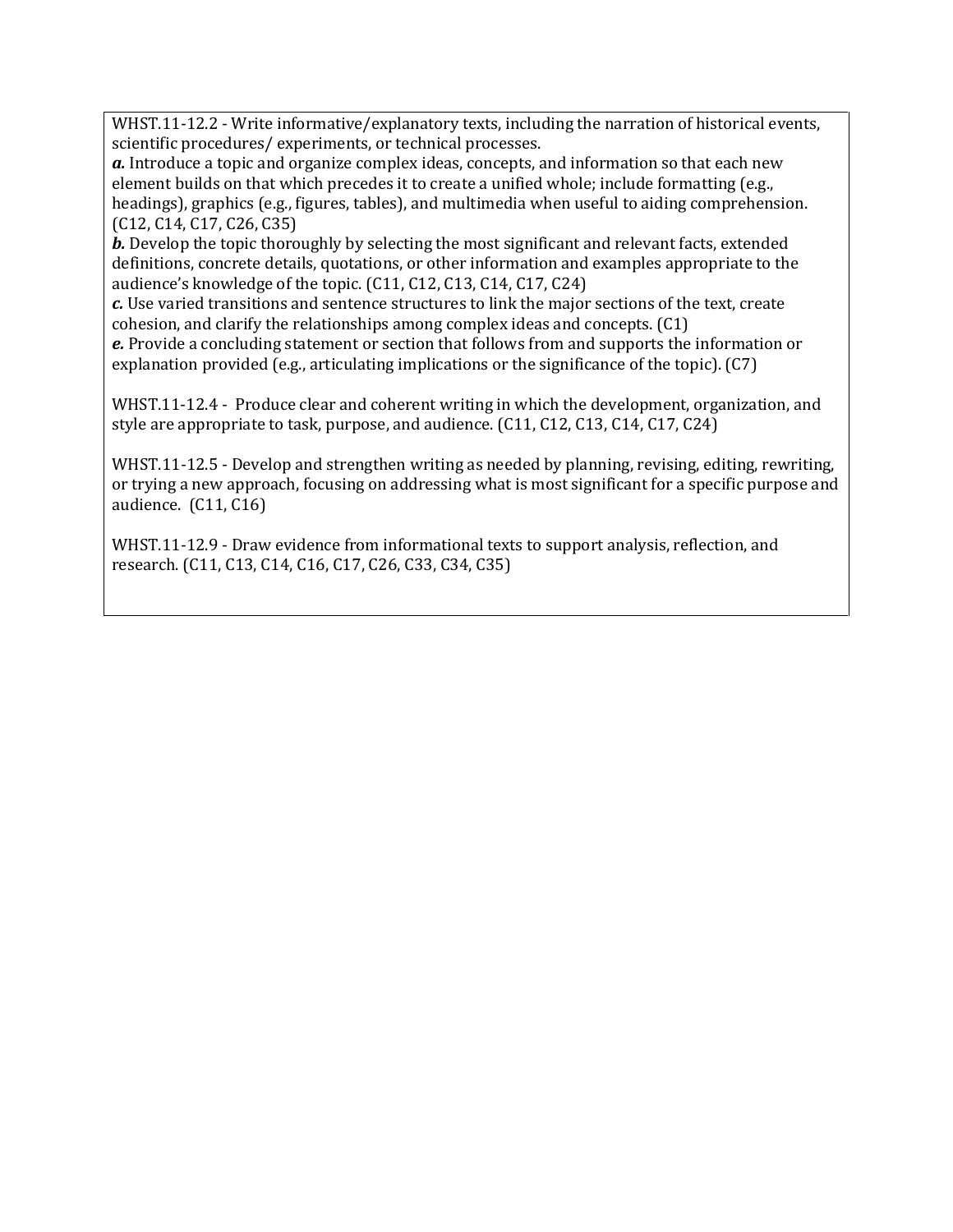WHST.11-12.2 - Write informative/explanatory texts, including the narration of historical events, scientific procedures/ experiments, or technical processes.

***a.*** Introduce a topic and organize complex ideas, concepts, and information so that each new element builds on that which precedes it to create a unified whole; include formatting (e.g., headings), graphics (e.g., figures, tables), and multimedia when useful to aiding comprehension. (C12, C14, C17, C26, C35)

***b.*** Develop the topic thoroughly by selecting the most significant and relevant facts, extended definitions, concrete details, quotations, or other information and examples appropriate to the audience's knowledge of the topic. (C11, C12, C13, C14, C17, C24)

***c.*** Use varied transitions and sentence structures to link the major sections of the text, create cohesion, and clarify the relationships among complex ideas and concepts. (C1)

***e.*** Provide a concluding statement or section that follows from and supports the information or explanation provided (e.g., articulating implications or the significance of the topic). (C7)

WHST.11-12.4 - Produce clear and coherent writing in which the development, organization, and style are appropriate to task, purpose, and audience. (C11, C12, C13, C14, C17, C24)

WHST.11-12.5 - Develop and strengthen writing as needed by planning, revising, editing, rewriting, or trying a new approach, focusing on addressing what is most significant for a specific purpose and audience. (C11, C16)

WHST.11-12.9 - Draw evidence from informational texts to support analysis, reflection, and research. (C11, C13, C14, C16, C17, C26, C33, C34, C35)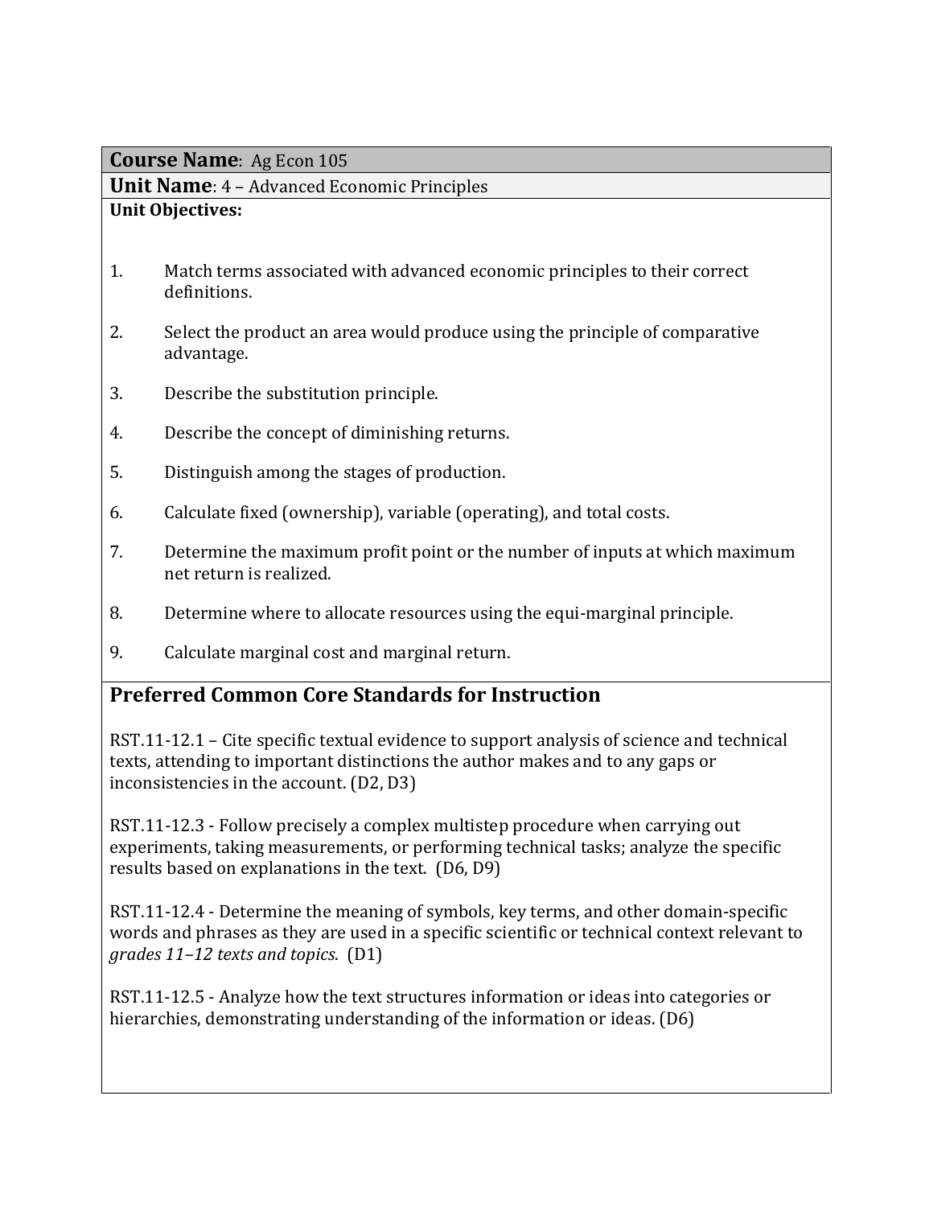**Course Name**: Ag Econ 105

**Unit Name**: 4 – Advanced Economic Principles

**Unit Objectives:**

1. Match terms associated with advanced economic principles to their correct definitions.
2. Select the product an area would produce using the principle of comparative advantage.
3. Describe the substitution principle.
4. Describe the concept of diminishing returns.
5. Distinguish among the stages of production.
6. Calculate fixed (ownership), variable (operating), and total costs.
7. Determine the maximum profit point or the number of inputs at which maximum net return is realized.
8. Determine where to allocate resources using the equi-marginal principle.
9. Calculate marginal cost and marginal return.

## Preferred Common Core Standards for Instruction

RST.11-12.1 – Cite specific textual evidence to support analysis of science and technical texts, attending to important distinctions the author makes and to any gaps or inconsistencies in the account. (D2, D3)

RST.11-12.3 - Follow precisely a complex multistep procedure when carrying out experiments, taking measurements, or performing technical tasks; analyze the specific results based on explanations in the text. (D6, D9)

RST.11-12.4 - Determine the meaning of symbols, key terms, and other domain-specific words and phrases as they are used in a specific scientific or technical context relevant to *grades 11–12 texts and topics*. (D1)

RST.11-12.5 - Analyze how the text structures information or ideas into categories or hierarchies, demonstrating understanding of the information or ideas. (D6)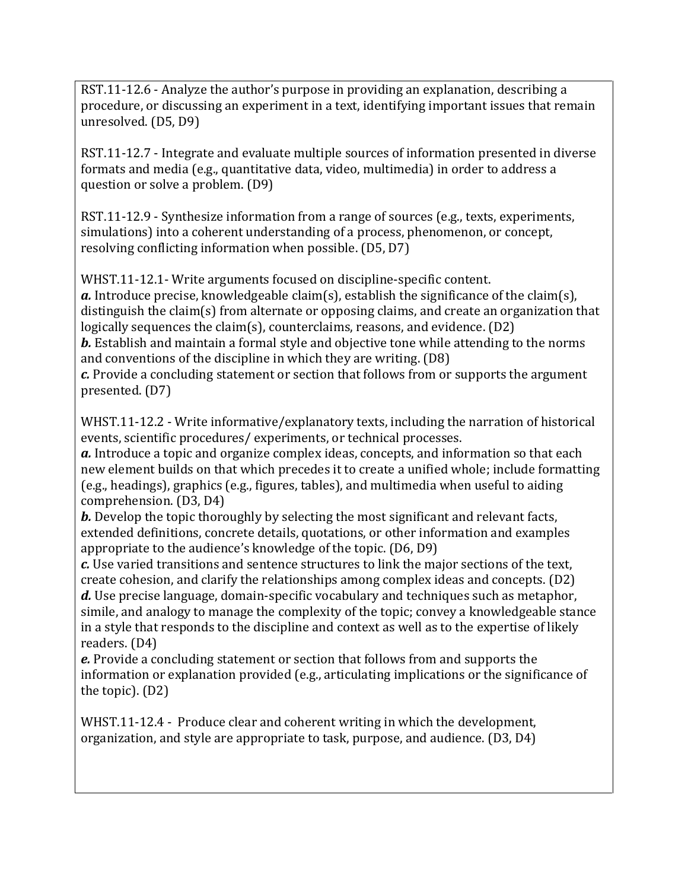RST.11-12.6 - Analyze the author's purpose in providing an explanation, describing a procedure, or discussing an experiment in a text, identifying important issues that remain unresolved. (D5, D9)

RST.11-12.7 - Integrate and evaluate multiple sources of information presented in diverse formats and media (e.g., quantitative data, video, multimedia) in order to address a question or solve a problem. (D9)

RST.11-12.9 - Synthesize information from a range of sources (e.g., texts, experiments, simulations) into a coherent understanding of a process, phenomenon, or concept, resolving conflicting information when possible. (D5, D7)

WHST.11-12.1- Write arguments focused on discipline-specific content.
***a.*** Introduce precise, knowledgeable claim(s), establish the significance of the claim(s), distinguish the claim(s) from alternate or opposing claims, and create an organization that logically sequences the claim(s), counterclaims, reasons, and evidence. (D2)
***b.*** Establish and maintain a formal style and objective tone while attending to the norms and conventions of the discipline in which they are writing. (D8)
***c.*** Provide a concluding statement or section that follows from or supports the argument presented. (D7)

WHST.11-12.2 - Write informative/explanatory texts, including the narration of historical events, scientific procedures/ experiments, or technical processes.
***a.*** Introduce a topic and organize complex ideas, concepts, and information so that each new element builds on that which precedes it to create a unified whole; include formatting (e.g., headings), graphics (e.g., figures, tables), and multimedia when useful to aiding comprehension. (D3, D4)
***b.*** Develop the topic thoroughly by selecting the most significant and relevant facts, extended definitions, concrete details, quotations, or other information and examples appropriate to the audience's knowledge of the topic. (D6, D9)
***c.*** Use varied transitions and sentence structures to link the major sections of the text, create cohesion, and clarify the relationships among complex ideas and concepts. (D2)
***d.*** Use precise language, domain-specific vocabulary and techniques such as metaphor, simile, and analogy to manage the complexity of the topic; convey a knowledgeable stance in a style that responds to the discipline and context as well as to the expertise of likely readers. (D4)
***e.*** Provide a concluding statement or section that follows from and supports the information or explanation provided (e.g., articulating implications or the significance of the topic). (D2)

WHST.11-12.4 - Produce clear and coherent writing in which the development, organization, and style are appropriate to task, purpose, and audience. (D3, D4)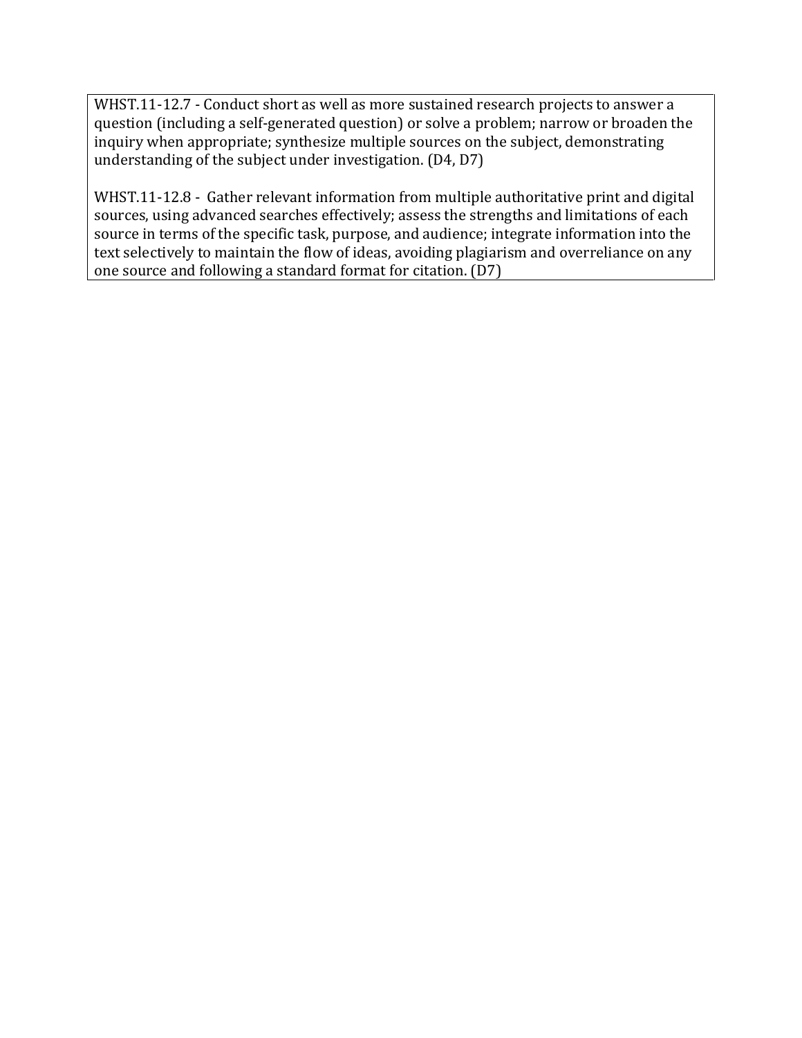WHST.11-12.7 - Conduct short as well as more sustained research projects to answer a question (including a self-generated question) or solve a problem; narrow or broaden the inquiry when appropriate; synthesize multiple sources on the subject, demonstrating understanding of the subject under investigation. (D4, D7)

WHST.11-12.8 - Gather relevant information from multiple authoritative print and digital sources, using advanced searches effectively; assess the strengths and limitations of each source in terms of the specific task, purpose, and audience; integrate information into the text selectively to maintain the flow of ideas, avoiding plagiarism and overreliance on any one source and following a standard format for citation. (D7)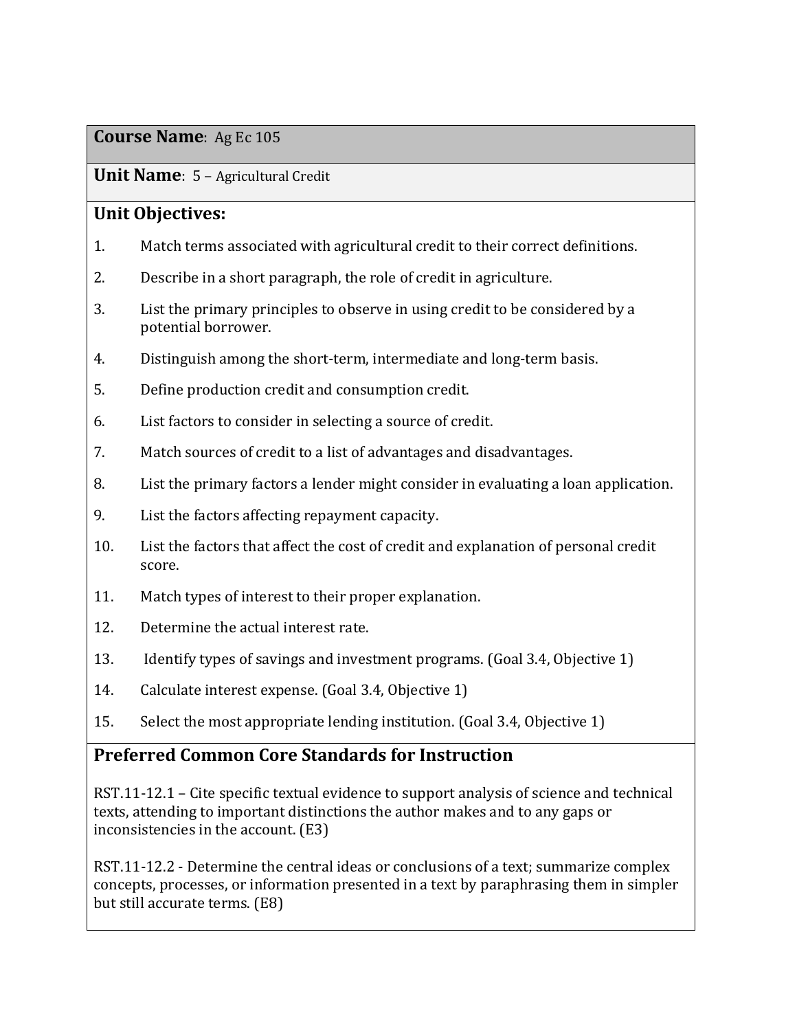**Course Name**: Ag Ec 105

**Unit Name**: 5 – Agricultural Credit

## Unit Objectives:

1. Match terms associated with agricultural credit to their correct definitions.
2. Describe in a short paragraph, the role of credit in agriculture.
3. List the primary principles to observe in using credit to be considered by a potential borrower.
4. Distinguish among the short-term, intermediate and long-term basis.
5. Define production credit and consumption credit.
6. List factors to consider in selecting a source of credit.
7. Match sources of credit to a list of advantages and disadvantages.
8. List the primary factors a lender might consider in evaluating a loan application.
9. List the factors affecting repayment capacity.
10. List the factors that affect the cost of credit and explanation of personal credit score.
11. Match types of interest to their proper explanation.
12. Determine the actual interest rate.
13. Identify types of savings and investment programs. (Goal 3.4, Objective 1)
14. Calculate interest expense. (Goal 3.4, Objective 1)
15. Select the most appropriate lending institution. (Goal 3.4, Objective 1)

## Preferred Common Core Standards for Instruction

RST.11-12.1 – Cite specific textual evidence to support analysis of science and technical texts, attending to important distinctions the author makes and to any gaps or inconsistencies in the account. (E3)

RST.11-12.2 - Determine the central ideas or conclusions of a text; summarize complex concepts, processes, or information presented in a text by paraphrasing them in simpler but still accurate terms. (E8)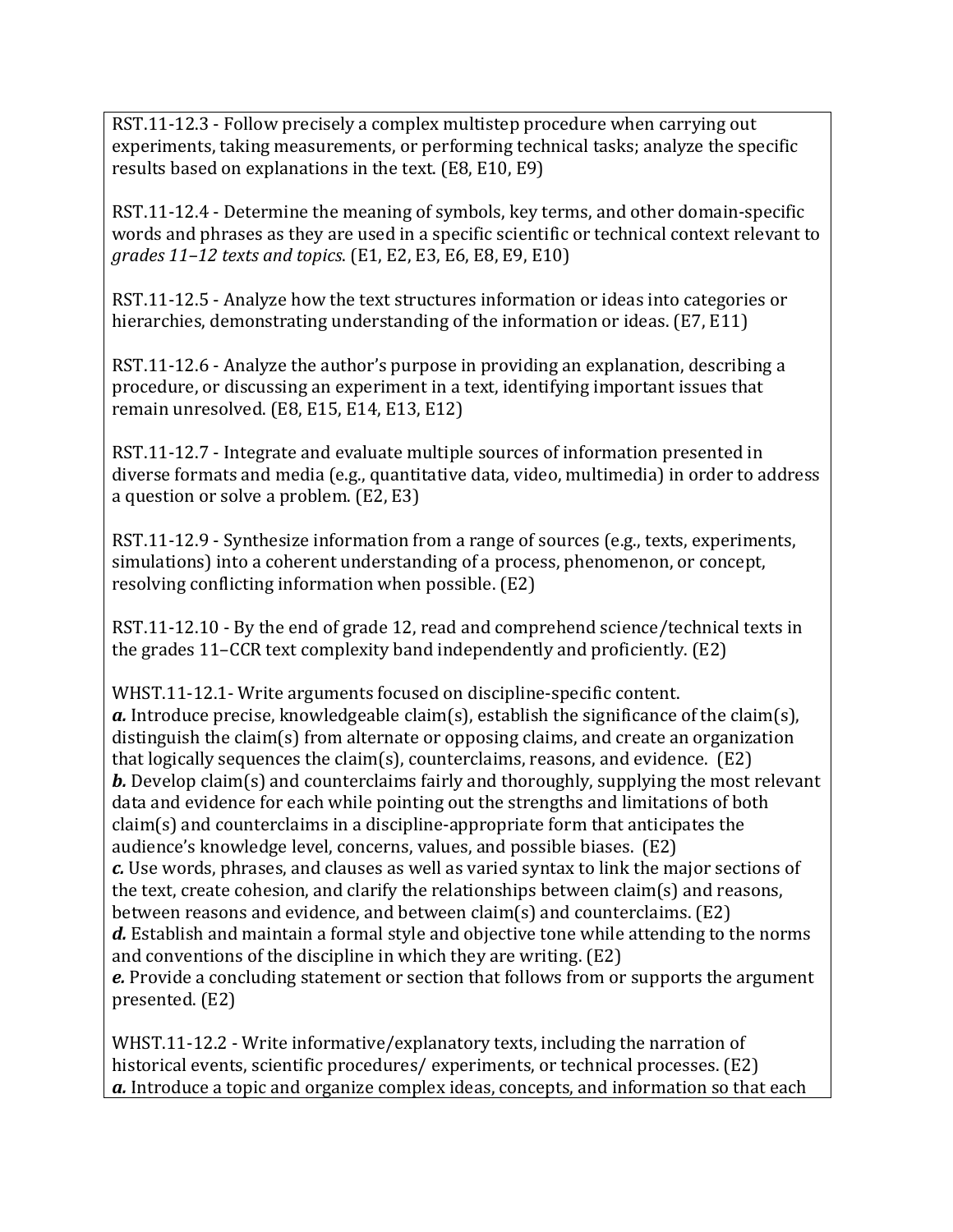RST.11-12.3 - Follow precisely a complex multistep procedure when carrying out experiments, taking measurements, or performing technical tasks; analyze the specific results based on explanations in the text. (E8, E10, E9)

RST.11-12.4 - Determine the meaning of symbols, key terms, and other domain-specific words and phrases as they are used in a specific scientific or technical context relevant to *grades 11–12 texts and topics*. (E1, E2, E3, E6, E8, E9, E10)

RST.11-12.5 - Analyze how the text structures information or ideas into categories or hierarchies, demonstrating understanding of the information or ideas. (E7, E11)

RST.11-12.6 - Analyze the author's purpose in providing an explanation, describing a procedure, or discussing an experiment in a text, identifying important issues that remain unresolved. (E8, E15, E14, E13, E12)

RST.11-12.7 - Integrate and evaluate multiple sources of information presented in diverse formats and media (e.g., quantitative data, video, multimedia) in order to address a question or solve a problem. (E2, E3)

RST.11-12.9 - Synthesize information from a range of sources (e.g., texts, experiments, simulations) into a coherent understanding of a process, phenomenon, or concept, resolving conflicting information when possible. (E2)

RST.11-12.10 - By the end of grade 12, read and comprehend science/technical texts in the grades 11–CCR text complexity band independently and proficiently. (E2)

WHST.11-12.1- Write arguments focused on discipline-specific content.
***a.*** Introduce precise, knowledgeable claim(s), establish the significance of the claim(s), distinguish the claim(s) from alternate or opposing claims, and create an organization that logically sequences the claim(s), counterclaims, reasons, and evidence. (E2)
***b.*** Develop claim(s) and counterclaims fairly and thoroughly, supplying the most relevant data and evidence for each while pointing out the strengths and limitations of both claim(s) and counterclaims in a discipline-appropriate form that anticipates the audience's knowledge level, concerns, values, and possible biases. (E2)
***c.*** Use words, phrases, and clauses as well as varied syntax to link the major sections of the text, create cohesion, and clarify the relationships between claim(s) and reasons, between reasons and evidence, and between claim(s) and counterclaims. (E2)
***d.*** Establish and maintain a formal style and objective tone while attending to the norms and conventions of the discipline in which they are writing. (E2)
***e.*** Provide a concluding statement or section that follows from or supports the argument presented. (E2)

WHST.11-12.2 - Write informative/explanatory texts, including the narration of historical events, scientific procedures/ experiments, or technical processes. (E2)
***a.*** Introduce a topic and organize complex ideas, concepts, and information so that each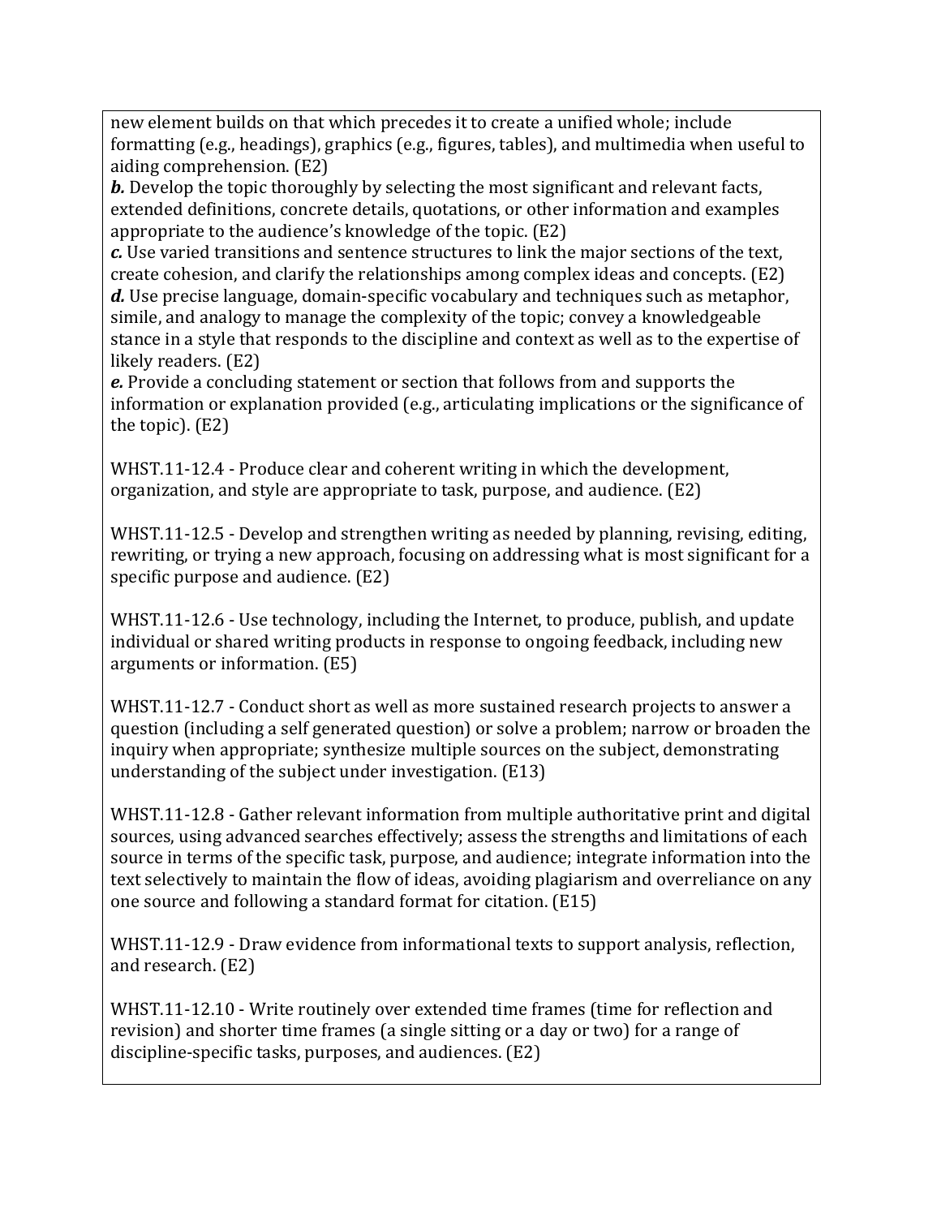new element builds on that which precedes it to create a unified whole; include formatting (e.g., headings), graphics (e.g., figures, tables), and multimedia when useful to aiding comprehension. (E2)

***b.*** Develop the topic thoroughly by selecting the most significant and relevant facts, extended definitions, concrete details, quotations, or other information and examples appropriate to the audience's knowledge of the topic. (E2)

***c.*** Use varied transitions and sentence structures to link the major sections of the text, create cohesion, and clarify the relationships among complex ideas and concepts. (E2)

***d.*** Use precise language, domain-specific vocabulary and techniques such as metaphor, simile, and analogy to manage the complexity of the topic; convey a knowledgeable stance in a style that responds to the discipline and context as well as to the expertise of likely readers. (E2)

***e.*** Provide a concluding statement or section that follows from and supports the information or explanation provided (e.g., articulating implications or the significance of the topic). (E2)

WHST.11-12.4 - Produce clear and coherent writing in which the development, organization, and style are appropriate to task, purpose, and audience. (E2)

WHST.11-12.5 - Develop and strengthen writing as needed by planning, revising, editing, rewriting, or trying a new approach, focusing on addressing what is most significant for a specific purpose and audience. (E2)

WHST.11-12.6 - Use technology, including the Internet, to produce, publish, and update individual or shared writing products in response to ongoing feedback, including new arguments or information. (E5)

WHST.11-12.7 - Conduct short as well as more sustained research projects to answer a question (including a self generated question) or solve a problem; narrow or broaden the inquiry when appropriate; synthesize multiple sources on the subject, demonstrating understanding of the subject under investigation. (E13)

WHST.11-12.8 - Gather relevant information from multiple authoritative print and digital sources, using advanced searches effectively; assess the strengths and limitations of each source in terms of the specific task, purpose, and audience; integrate information into the text selectively to maintain the flow of ideas, avoiding plagiarism and overreliance on any one source and following a standard format for citation. (E15)

WHST.11-12.9 - Draw evidence from informational texts to support analysis, reflection, and research. (E2)

WHST.11-12.10 - Write routinely over extended time frames (time for reflection and revision) and shorter time frames (a single sitting or a day or two) for a range of discipline-specific tasks, purposes, and audiences. (E2)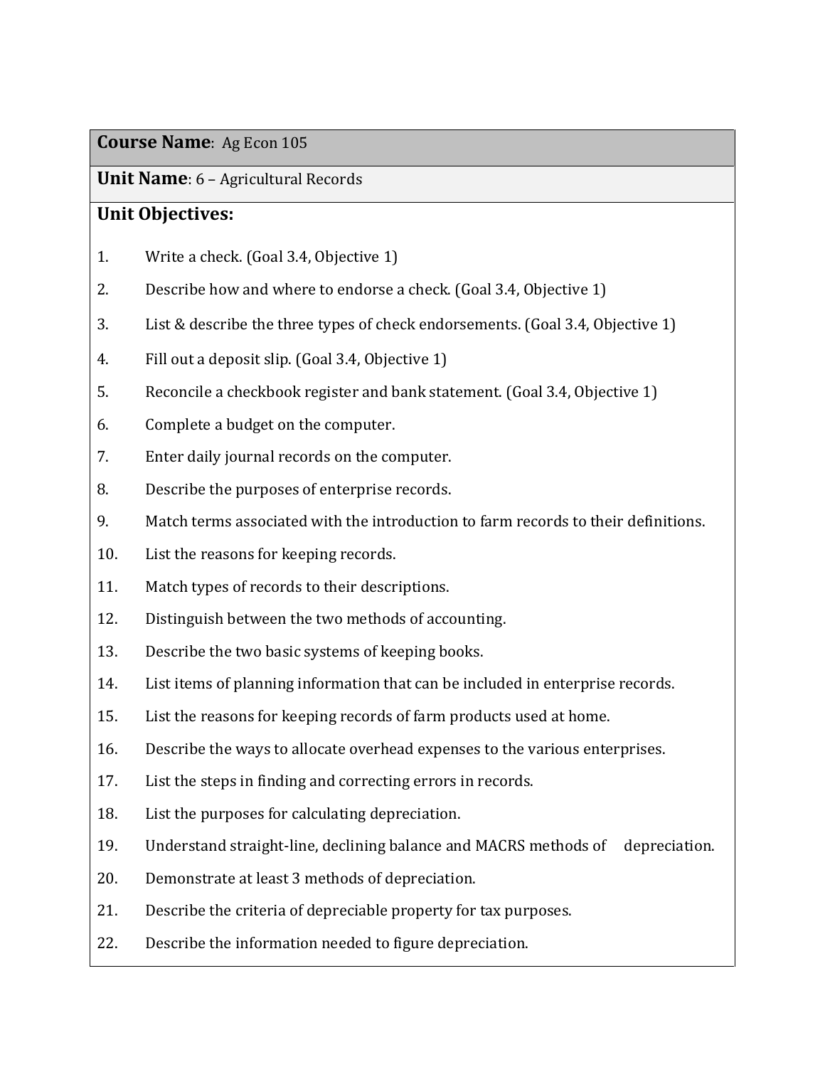**Course Name**: Ag Econ 105

**Unit Name**: 6 – Agricultural Records

**Unit Objectives:**

1. Write a check. (Goal 3.4, Objective 1)
2. Describe how and where to endorse a check. (Goal 3.4, Objective 1)
3. List & describe the three types of check endorsements. (Goal 3.4, Objective 1)
4. Fill out a deposit slip. (Goal 3.4, Objective 1)
5. Reconcile a checkbook register and bank statement. (Goal 3.4, Objective 1)
6. Complete a budget on the computer.
7. Enter daily journal records on the computer.
8. Describe the purposes of enterprise records.
9. Match terms associated with the introduction to farm records to their definitions.
10. List the reasons for keeping records.
11. Match types of records to their descriptions.
12. Distinguish between the two methods of accounting.
13. Describe the two basic systems of keeping books.
14. List items of planning information that can be included in enterprise records.
15. List the reasons for keeping records of farm products used at home.
16. Describe the ways to allocate overhead expenses to the various enterprises.
17. List the steps in finding and correcting errors in records.
18. List the purposes for calculating depreciation.
19. Understand straight-line, declining balance and MACRS methods of depreciation.
20. Demonstrate at least 3 methods of depreciation.
21. Describe the criteria of depreciable property for tax purposes.
22. Describe the information needed to figure depreciation.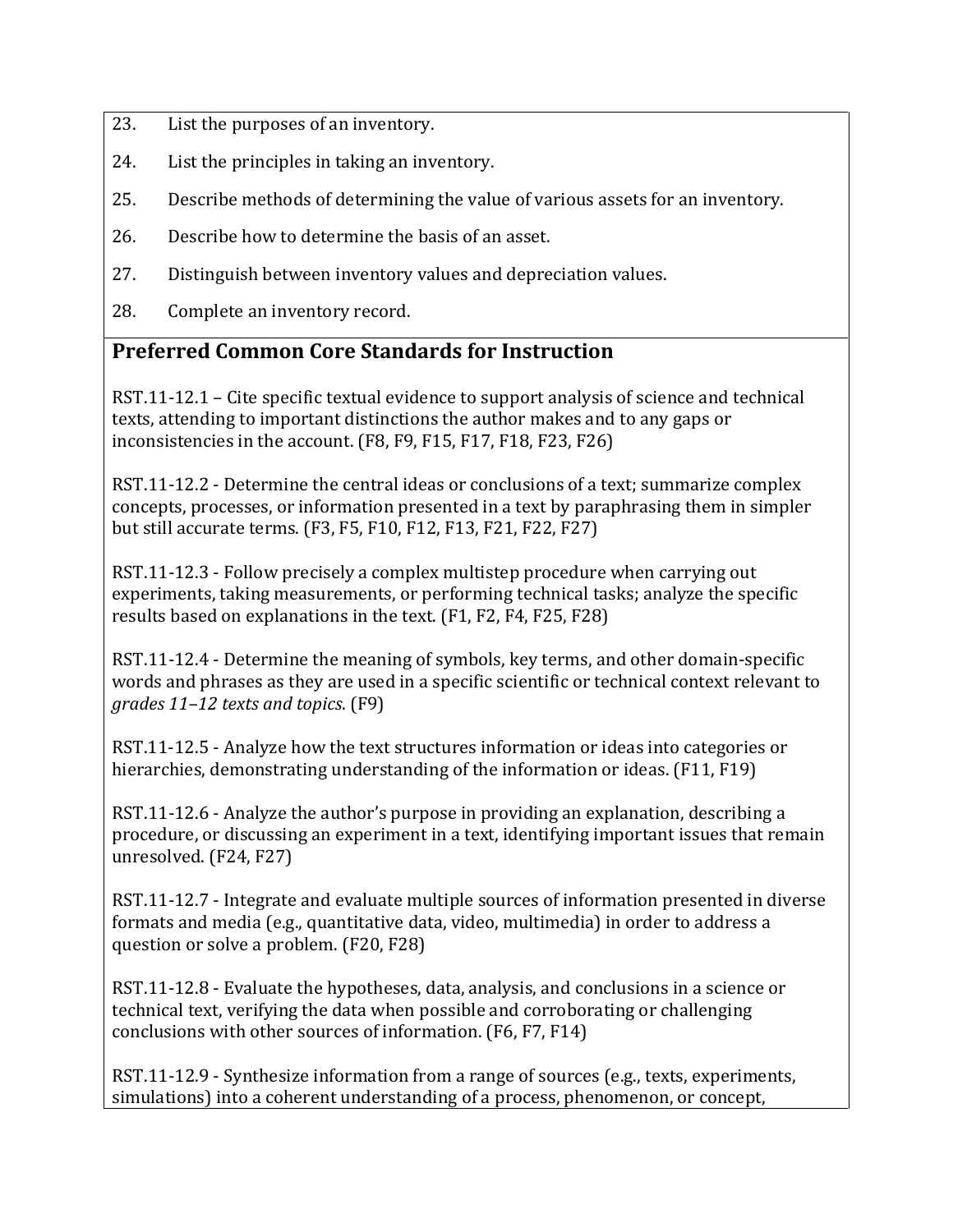23. List the purposes of an inventory.
24. List the principles in taking an inventory.
25. Describe methods of determining the value of various assets for an inventory.
26. Describe how to determine the basis of an asset.
27. Distinguish between inventory values and depreciation values.
28. Complete an inventory record.

## Preferred Common Core Standards for Instruction

RST.11-12.1 – Cite specific textual evidence to support analysis of science and technical texts, attending to important distinctions the author makes and to any gaps or inconsistencies in the account. (F8, F9, F15, F17, F18, F23, F26)

RST.11-12.2 - Determine the central ideas or conclusions of a text; summarize complex concepts, processes, or information presented in a text by paraphrasing them in simpler but still accurate terms. (F3, F5, F10, F12, F13, F21, F22, F27)

RST.11-12.3 - Follow precisely a complex multistep procedure when carrying out experiments, taking measurements, or performing technical tasks; analyze the specific results based on explanations in the text. (F1, F2, F4, F25, F28)

RST.11-12.4 - Determine the meaning of symbols, key terms, and other domain-specific words and phrases as they are used in a specific scientific or technical context relevant to *grades 11–12 texts and topics*. (F9)

RST.11-12.5 - Analyze how the text structures information or ideas into categories or hierarchies, demonstrating understanding of the information or ideas. (F11, F19)

RST.11-12.6 - Analyze the author's purpose in providing an explanation, describing a procedure, or discussing an experiment in a text, identifying important issues that remain unresolved. (F24, F27)

RST.11-12.7 - Integrate and evaluate multiple sources of information presented in diverse formats and media (e.g., quantitative data, video, multimedia) in order to address a question or solve a problem. (F20, F28)

RST.11-12.8 - Evaluate the hypotheses, data, analysis, and conclusions in a science or technical text, verifying the data when possible and corroborating or challenging conclusions with other sources of information. (F6, F7, F14)

RST.11-12.9 - Synthesize information from a range of sources (e.g., texts, experiments, simulations) into a coherent understanding of a process, phenomenon, or concept,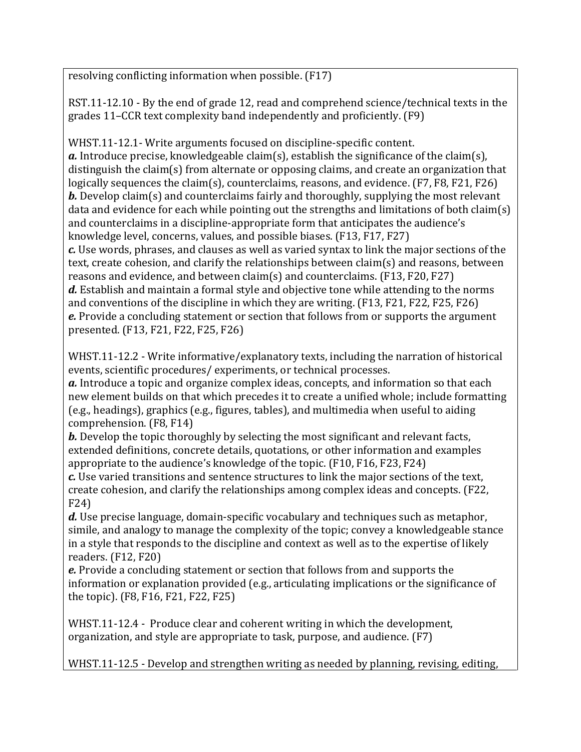resolving conflicting information when possible. (F17)

RST.11-12.10 - By the end of grade 12, read and comprehend science/technical texts in the grades 11–CCR text complexity band independently and proficiently. (F9)

WHST.11-12.1- Write arguments focused on discipline-specific content.
***a.*** Introduce precise, knowledgeable claim(s), establish the significance of the claim(s), distinguish the claim(s) from alternate or opposing claims, and create an organization that logically sequences the claim(s), counterclaims, reasons, and evidence. (F7, F8, F21, F26)
***b.*** Develop claim(s) and counterclaims fairly and thoroughly, supplying the most relevant data and evidence for each while pointing out the strengths and limitations of both claim(s) and counterclaims in a discipline-appropriate form that anticipates the audience's knowledge level, concerns, values, and possible biases. (F13, F17, F27)
***c.*** Use words, phrases, and clauses as well as varied syntax to link the major sections of the text, create cohesion, and clarify the relationships between claim(s) and reasons, between reasons and evidence, and between claim(s) and counterclaims. (F13, F20, F27)
***d.*** Establish and maintain a formal style and objective tone while attending to the norms and conventions of the discipline in which they are writing. (F13, F21, F22, F25, F26)
***e.*** Provide a concluding statement or section that follows from or supports the argument presented. (F13, F21, F22, F25, F26)

WHST.11-12.2 - Write informative/explanatory texts, including the narration of historical events, scientific procedures/ experiments, or technical processes.
***a.*** Introduce a topic and organize complex ideas, concepts, and information so that each new element builds on that which precedes it to create a unified whole; include formatting (e.g., headings), graphics (e.g., figures, tables), and multimedia when useful to aiding comprehension. (F8, F14)
***b.*** Develop the topic thoroughly by selecting the most significant and relevant facts, extended definitions, concrete details, quotations, or other information and examples appropriate to the audience's knowledge of the topic. (F10, F16, F23, F24)
***c.*** Use varied transitions and sentence structures to link the major sections of the text, create cohesion, and clarify the relationships among complex ideas and concepts. (F22, F24)
***d.*** Use precise language, domain-specific vocabulary and techniques such as metaphor, simile, and analogy to manage the complexity of the topic; convey a knowledgeable stance in a style that responds to the discipline and context as well as to the expertise of likely readers. (F12, F20)
***e.*** Provide a concluding statement or section that follows from and supports the information or explanation provided (e.g., articulating implications or the significance of the topic). (F8, F16, F21, F22, F25)

WHST.11-12.4 - Produce clear and coherent writing in which the development, organization, and style are appropriate to task, purpose, and audience. (F7)

WHST.11-12.5 - Develop and strengthen writing as needed by planning, revising, editing,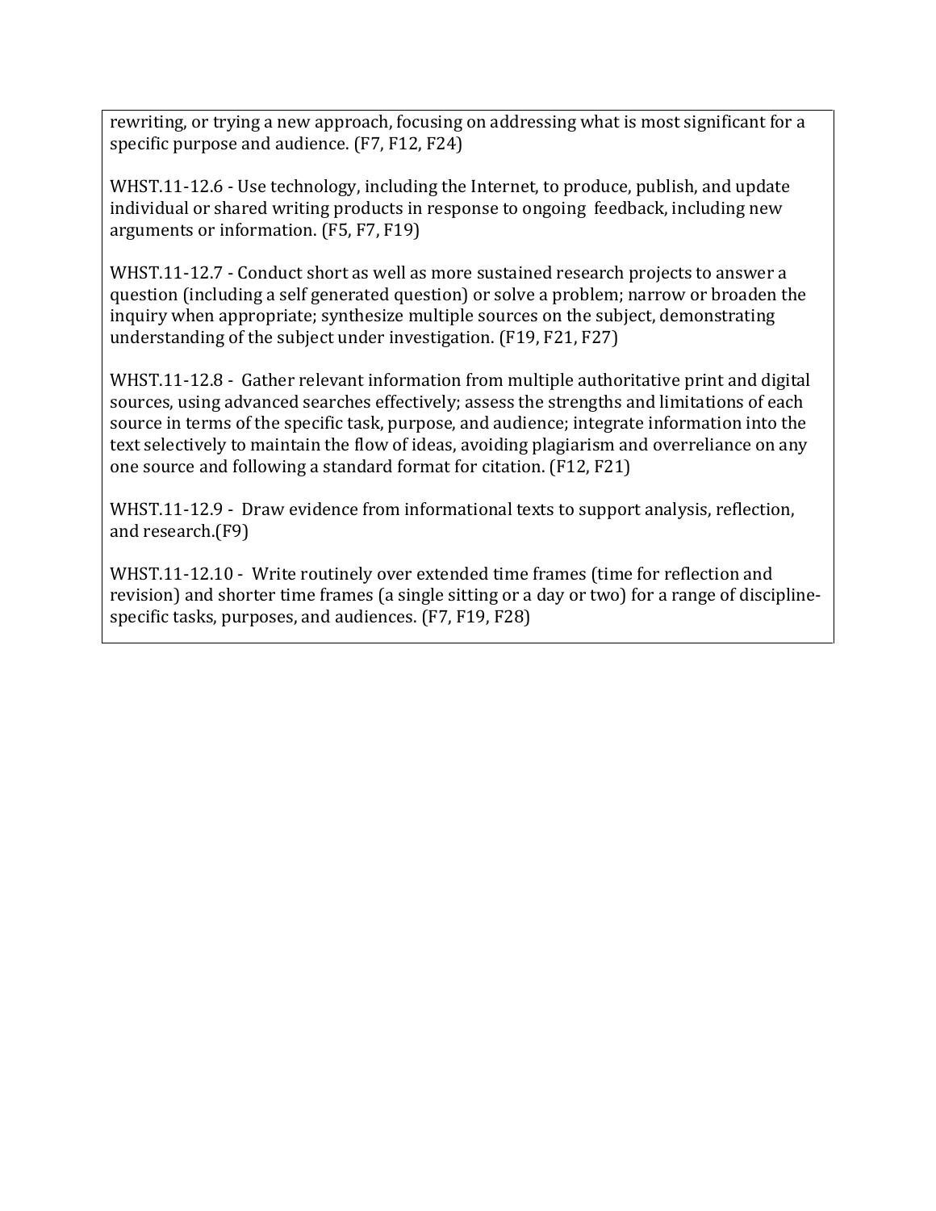rewriting, or trying a new approach, focusing on addressing what is most significant for a specific purpose and audience. (F7, F12, F24)

WHST.11-12.6 - Use technology, including the Internet, to produce, publish, and update individual or shared writing products in response to ongoing feedback, including new arguments or information. (F5, F7, F19)

WHST.11-12.7 - Conduct short as well as more sustained research projects to answer a question (including a self generated question) or solve a problem; narrow or broaden the inquiry when appropriate; synthesize multiple sources on the subject, demonstrating understanding of the subject under investigation. (F19, F21, F27)

WHST.11-12.8 - Gather relevant information from multiple authoritative print and digital sources, using advanced searches effectively; assess the strengths and limitations of each source in terms of the specific task, purpose, and audience; integrate information into the text selectively to maintain the flow of ideas, avoiding plagiarism and overreliance on any one source and following a standard format for citation. (F12, F21)

WHST.11-12.9 - Draw evidence from informational texts to support analysis, reflection, and research.(F9)

WHST.11-12.10 - Write routinely over extended time frames (time for reflection and revision) and shorter time frames (a single sitting or a day or two) for a range of discipline-specific tasks, purposes, and audiences. (F7, F19, F28)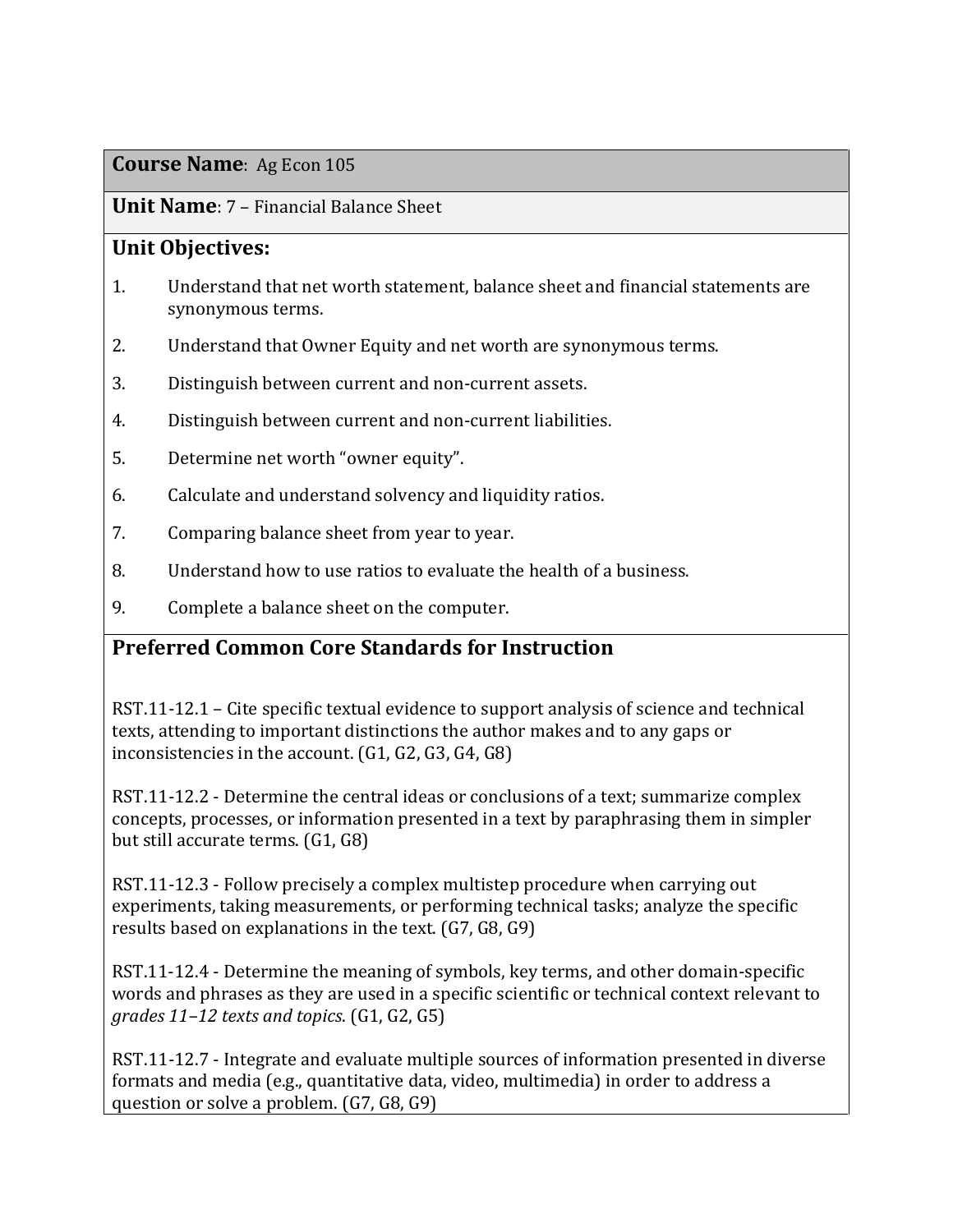**Course Name**: Ag Econ 105

**Unit Name**: 7 – Financial Balance Sheet

**Unit Objectives:**

1. Understand that net worth statement, balance sheet and financial statements are synonymous terms.
2. Understand that Owner Equity and net worth are synonymous terms.
3. Distinguish between current and non-current assets.
4. Distinguish between current and non-current liabilities.
5. Determine net worth "owner equity".
6. Calculate and understand solvency and liquidity ratios.
7. Comparing balance sheet from year to year.
8. Understand how to use ratios to evaluate the health of a business.
9. Complete a balance sheet on the computer.

## Preferred Common Core Standards for Instruction

RST.11-12.1 – Cite specific textual evidence to support analysis of science and technical texts, attending to important distinctions the author makes and to any gaps or inconsistencies in the account. (G1, G2, G3, G4, G8)

RST.11-12.2 - Determine the central ideas or conclusions of a text; summarize complex concepts, processes, or information presented in a text by paraphrasing them in simpler but still accurate terms. (G1, G8)

RST.11-12.3 - Follow precisely a complex multistep procedure when carrying out experiments, taking measurements, or performing technical tasks; analyze the specific results based on explanations in the text. (G7, G8, G9)

RST.11-12.4 - Determine the meaning of symbols, key terms, and other domain-specific words and phrases as they are used in a specific scientific or technical context relevant to *grades 11–12 texts and topics*. (G1, G2, G5)

RST.11-12.7 - Integrate and evaluate multiple sources of information presented in diverse formats and media (e.g., quantitative data, video, multimedia) in order to address a question or solve a problem. (G7, G8, G9)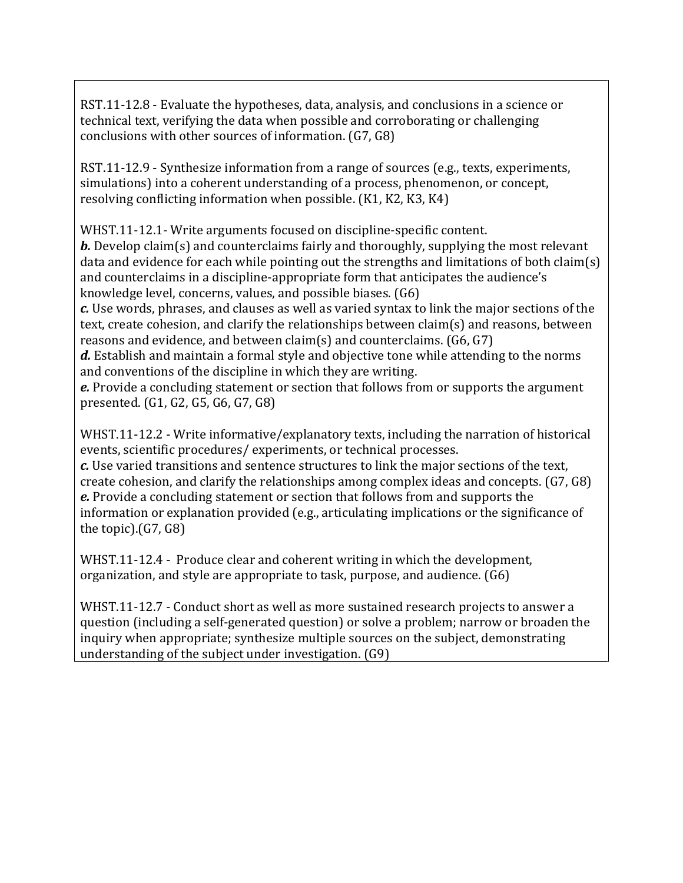RST.11-12.8 - Evaluate the hypotheses, data, analysis, and conclusions in a science or technical text, verifying the data when possible and corroborating or challenging conclusions with other sources of information. (G7, G8)

RST.11-12.9 - Synthesize information from a range of sources (e.g., texts, experiments, simulations) into a coherent understanding of a process, phenomenon, or concept, resolving conflicting information when possible. (K1, K2, K3, K4)

WHST.11-12.1- Write arguments focused on discipline-specific content.
***b.*** Develop claim(s) and counterclaims fairly and thoroughly, supplying the most relevant data and evidence for each while pointing out the strengths and limitations of both claim(s) and counterclaims in a discipline-appropriate form that anticipates the audience's knowledge level, concerns, values, and possible biases. (G6)
***c.*** Use words, phrases, and clauses as well as varied syntax to link the major sections of the text, create cohesion, and clarify the relationships between claim(s) and reasons, between reasons and evidence, and between claim(s) and counterclaims. (G6, G7)
***d.*** Establish and maintain a formal style and objective tone while attending to the norms and conventions of the discipline in which they are writing.
***e.*** Provide a concluding statement or section that follows from or supports the argument presented. (G1, G2, G5, G6, G7, G8)

WHST.11-12.2 - Write informative/explanatory texts, including the narration of historical events, scientific procedures/ experiments, or technical processes.
***c.*** Use varied transitions and sentence structures to link the major sections of the text, create cohesion, and clarify the relationships among complex ideas and concepts. (G7, G8)
***e.*** Provide a concluding statement or section that follows from and supports the information or explanation provided (e.g., articulating implications or the significance of the topic).(G7, G8)

WHST.11-12.4 - Produce clear and coherent writing in which the development, organization, and style are appropriate to task, purpose, and audience. (G6)

WHST.11-12.7 - Conduct short as well as more sustained research projects to answer a question (including a self-generated question) or solve a problem; narrow or broaden the inquiry when appropriate; synthesize multiple sources on the subject, demonstrating understanding of the subject under investigation. (G9)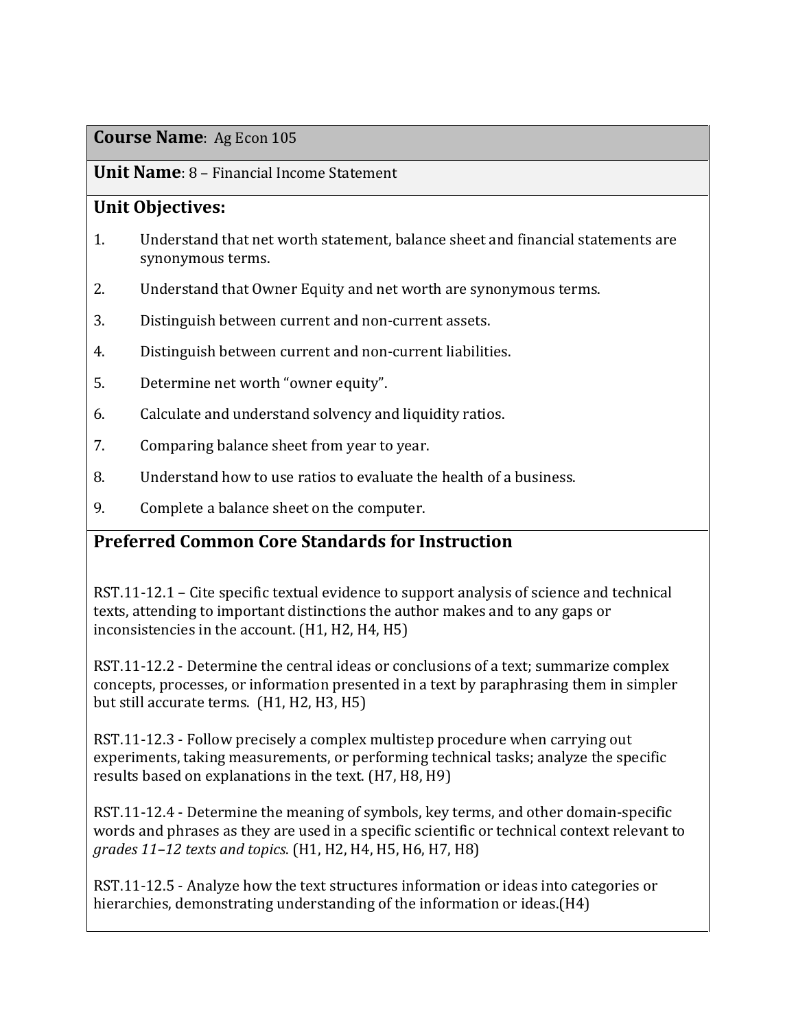**Course Name**: Ag Econ 105

**Unit Name**: 8 – Financial Income Statement

## Unit Objectives:

1. Understand that net worth statement, balance sheet and financial statements are synonymous terms.
2. Understand that Owner Equity and net worth are synonymous terms.
3. Distinguish between current and non-current assets.
4. Distinguish between current and non-current liabilities.
5. Determine net worth "owner equity".
6. Calculate and understand solvency and liquidity ratios.
7. Comparing balance sheet from year to year.
8. Understand how to use ratios to evaluate the health of a business.
9. Complete a balance sheet on the computer.

## Preferred Common Core Standards for Instruction

RST.11-12.1 – Cite specific textual evidence to support analysis of science and technical texts, attending to important distinctions the author makes and to any gaps or inconsistencies in the account. (H1, H2, H4, H5)

RST.11-12.2 - Determine the central ideas or conclusions of a text; summarize complex concepts, processes, or information presented in a text by paraphrasing them in simpler but still accurate terms. (H1, H2, H3, H5)

RST.11-12.3 - Follow precisely a complex multistep procedure when carrying out experiments, taking measurements, or performing technical tasks; analyze the specific results based on explanations in the text. (H7, H8, H9)

RST.11-12.4 - Determine the meaning of symbols, key terms, and other domain-specific words and phrases as they are used in a specific scientific or technical context relevant to *grades 11–12 texts and topics*. (H1, H2, H4, H5, H6, H7, H8)

RST.11-12.5 - Analyze how the text structures information or ideas into categories or hierarchies, demonstrating understanding of the information or ideas.(H4)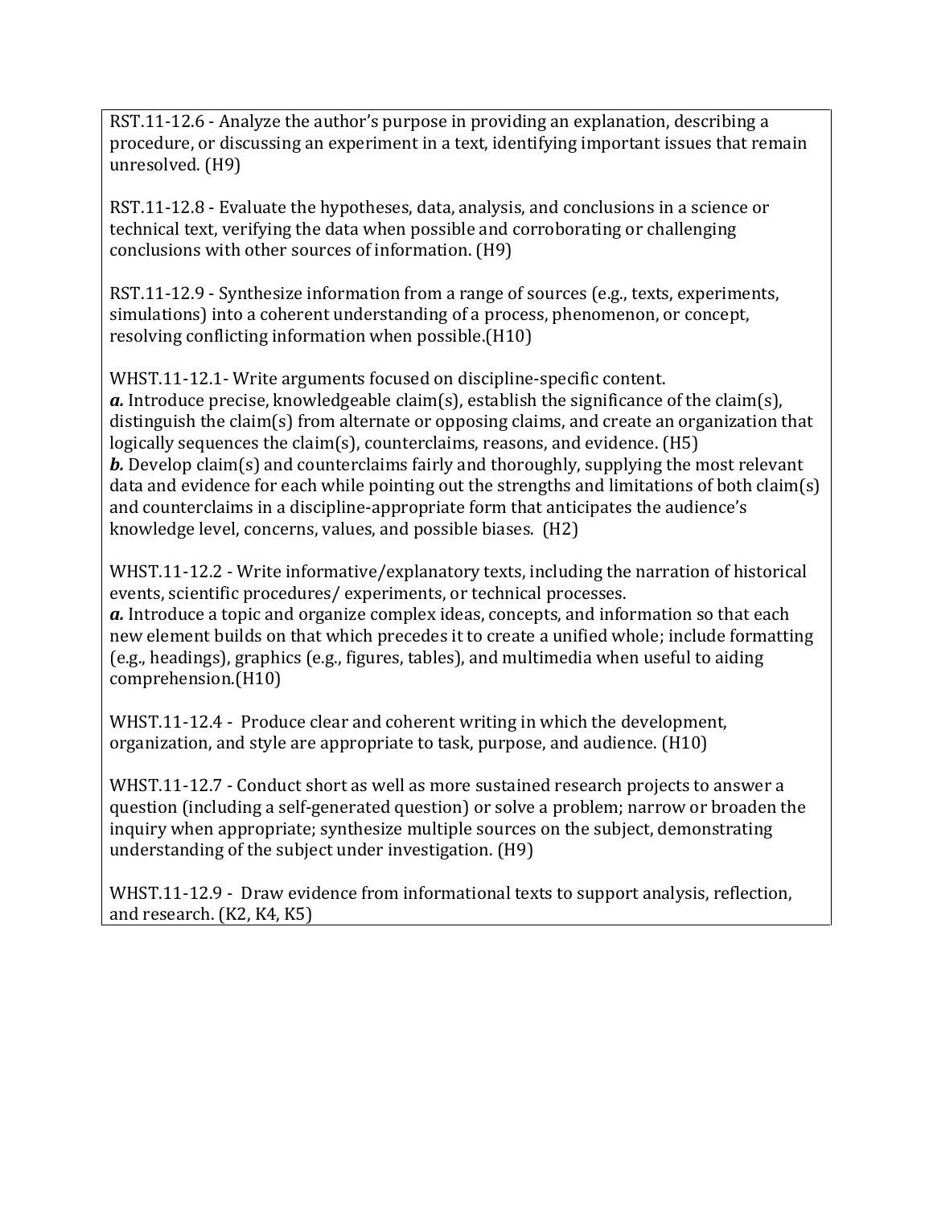RST.11-12.6 - Analyze the author's purpose in providing an explanation, describing a procedure, or discussing an experiment in a text, identifying important issues that remain unresolved. (H9)

RST.11-12.8 - Evaluate the hypotheses, data, analysis, and conclusions in a science or technical text, verifying the data when possible and corroborating or challenging conclusions with other sources of information. (H9)

RST.11-12.9 - Synthesize information from a range of sources (e.g., texts, experiments, simulations) into a coherent understanding of a process, phenomenon, or concept, resolving conflicting information when possible.(H10)

WHST.11-12.1- Write arguments focused on discipline-specific content.
***a.*** Introduce precise, knowledgeable claim(s), establish the significance of the claim(s), distinguish the claim(s) from alternate or opposing claims, and create an organization that logically sequences the claim(s), counterclaims, reasons, and evidence. (H5)
***b.*** Develop claim(s) and counterclaims fairly and thoroughly, supplying the most relevant data and evidence for each while pointing out the strengths and limitations of both claim(s) and counterclaims in a discipline-appropriate form that anticipates the audience's knowledge level, concerns, values, and possible biases. (H2)

WHST.11-12.2 - Write informative/explanatory texts, including the narration of historical events, scientific procedures/ experiments, or technical processes.
***a.*** Introduce a topic and organize complex ideas, concepts, and information so that each new element builds on that which precedes it to create a unified whole; include formatting (e.g., headings), graphics (e.g., figures, tables), and multimedia when useful to aiding comprehension.(H10)

WHST.11-12.4 - Produce clear and coherent writing in which the development, organization, and style are appropriate to task, purpose, and audience. (H10)

WHST.11-12.7 - Conduct short as well as more sustained research projects to answer a question (including a self-generated question) or solve a problem; narrow or broaden the inquiry when appropriate; synthesize multiple sources on the subject, demonstrating understanding of the subject under investigation. (H9)

WHST.11-12.9 - Draw evidence from informational texts to support analysis, reflection, and research. (K2, K4, K5)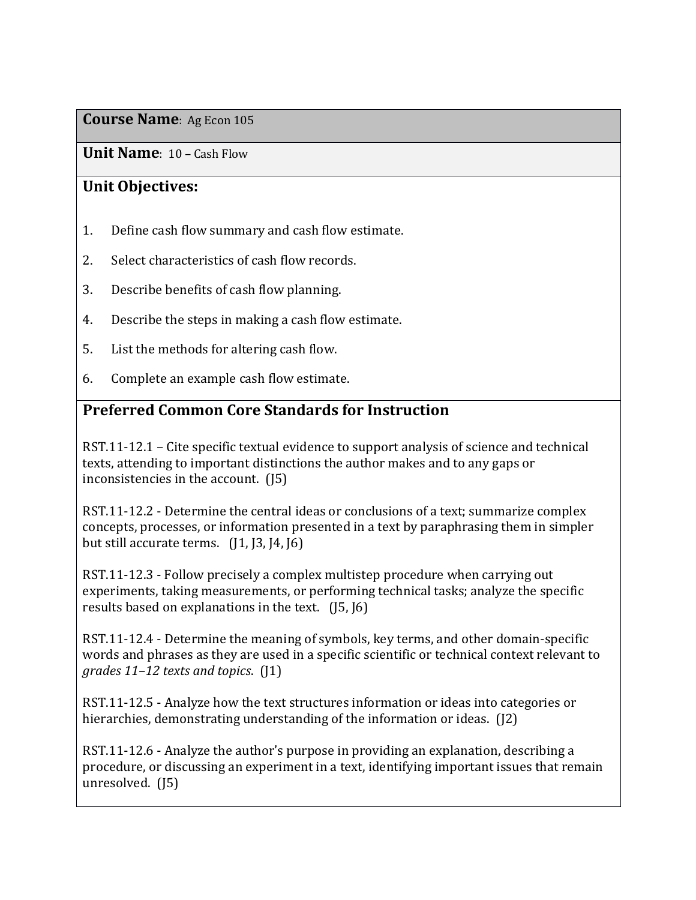**Course Name**: Ag Econ 105

**Unit Name**: 10 – Cash Flow

## Unit Objectives:

1. Define cash flow summary and cash flow estimate.
2. Select characteristics of cash flow records.
3. Describe benefits of cash flow planning.
4. Describe the steps in making a cash flow estimate.
5. List the methods for altering cash flow.
6. Complete an example cash flow estimate.

## Preferred Common Core Standards for Instruction

RST.11-12.1 – Cite specific textual evidence to support analysis of science and technical texts, attending to important distinctions the author makes and to any gaps or inconsistencies in the account. (J5)

RST.11-12.2 - Determine the central ideas or conclusions of a text; summarize complex concepts, processes, or information presented in a text by paraphrasing them in simpler but still accurate terms. (J1, J3, J4, J6)

RST.11-12.3 - Follow precisely a complex multistep procedure when carrying out experiments, taking measurements, or performing technical tasks; analyze the specific results based on explanations in the text. (J5, J6)

RST.11-12.4 - Determine the meaning of symbols, key terms, and other domain-specific words and phrases as they are used in a specific scientific or technical context relevant to *grades 11–12 texts and topics*. (J1)

RST.11-12.5 - Analyze how the text structures information or ideas into categories or hierarchies, demonstrating understanding of the information or ideas. (J2)

RST.11-12.6 - Analyze the author's purpose in providing an explanation, describing a procedure, or discussing an experiment in a text, identifying important issues that remain unresolved. (J5)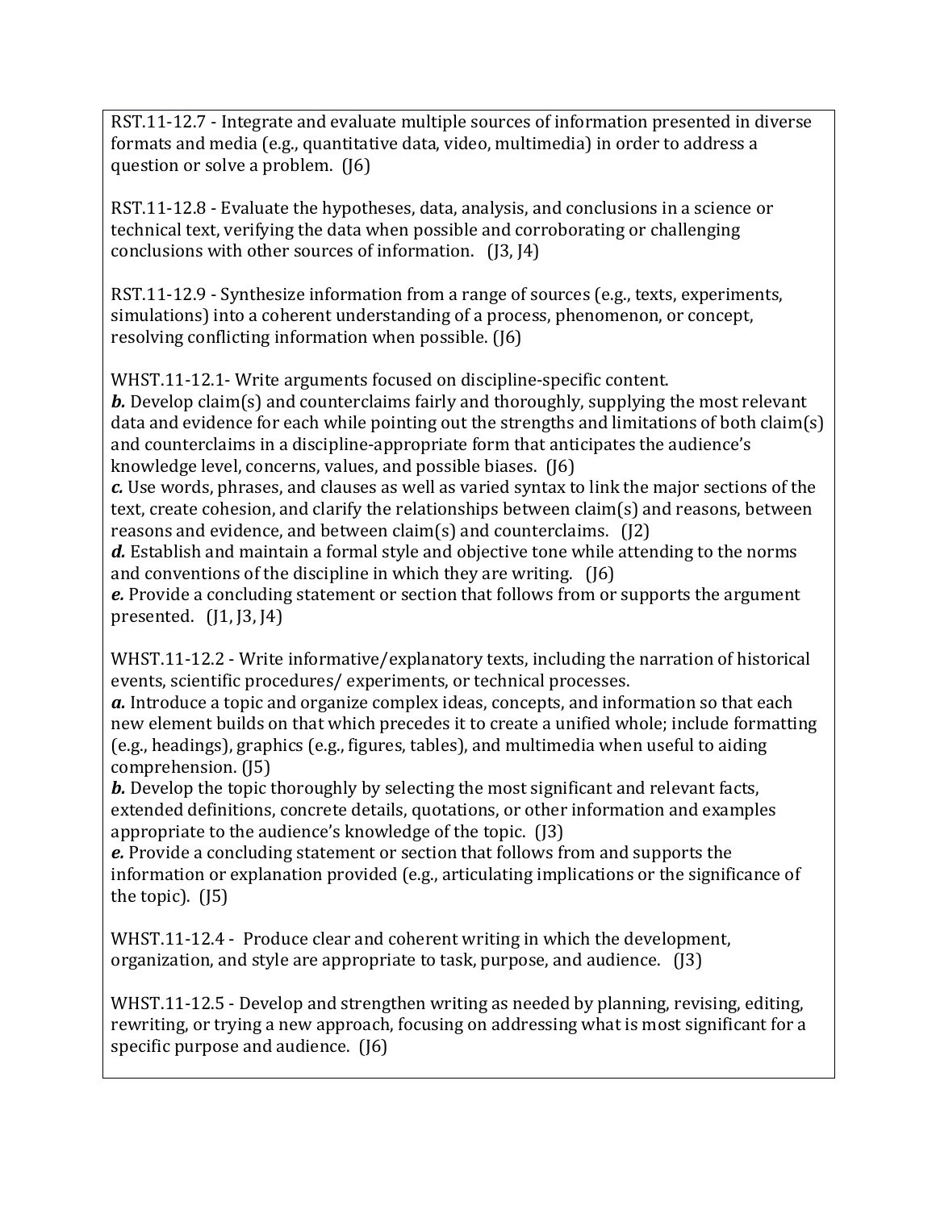RST.11-12.7 - Integrate and evaluate multiple sources of information presented in diverse formats and media (e.g., quantitative data, video, multimedia) in order to address a question or solve a problem. (J6)

RST.11-12.8 - Evaluate the hypotheses, data, analysis, and conclusions in a science or technical text, verifying the data when possible and corroborating or challenging conclusions with other sources of information. (J3, J4)

RST.11-12.9 - Synthesize information from a range of sources (e.g., texts, experiments, simulations) into a coherent understanding of a process, phenomenon, or concept, resolving conflicting information when possible. (J6)

WHST.11-12.1- Write arguments focused on discipline-specific content.
***b.*** Develop claim(s) and counterclaims fairly and thoroughly, supplying the most relevant data and evidence for each while pointing out the strengths and limitations of both claim(s) and counterclaims in a discipline-appropriate form that anticipates the audience's knowledge level, concerns, values, and possible biases. (J6)
***c.*** Use words, phrases, and clauses as well as varied syntax to link the major sections of the text, create cohesion, and clarify the relationships between claim(s) and reasons, between reasons and evidence, and between claim(s) and counterclaims. (J2)
***d.*** Establish and maintain a formal style and objective tone while attending to the norms and conventions of the discipline in which they are writing. (J6)
***e.*** Provide a concluding statement or section that follows from or supports the argument presented. (J1, J3, J4)

WHST.11-12.2 - Write informative/explanatory texts, including the narration of historical events, scientific procedures/ experiments, or technical processes.
***a.*** Introduce a topic and organize complex ideas, concepts, and information so that each new element builds on that which precedes it to create a unified whole; include formatting (e.g., headings), graphics (e.g., figures, tables), and multimedia when useful to aiding comprehension. (J5)
***b.*** Develop the topic thoroughly by selecting the most significant and relevant facts, extended definitions, concrete details, quotations, or other information and examples appropriate to the audience's knowledge of the topic. (J3)
***e.*** Provide a concluding statement or section that follows from and supports the information or explanation provided (e.g., articulating implications or the significance of the topic). (J5)

WHST.11-12.4 - Produce clear and coherent writing in which the development, organization, and style are appropriate to task, purpose, and audience. (J3)

WHST.11-12.5 - Develop and strengthen writing as needed by planning, revising, editing, rewriting, or trying a new approach, focusing on addressing what is most significant for a specific purpose and audience. (J6)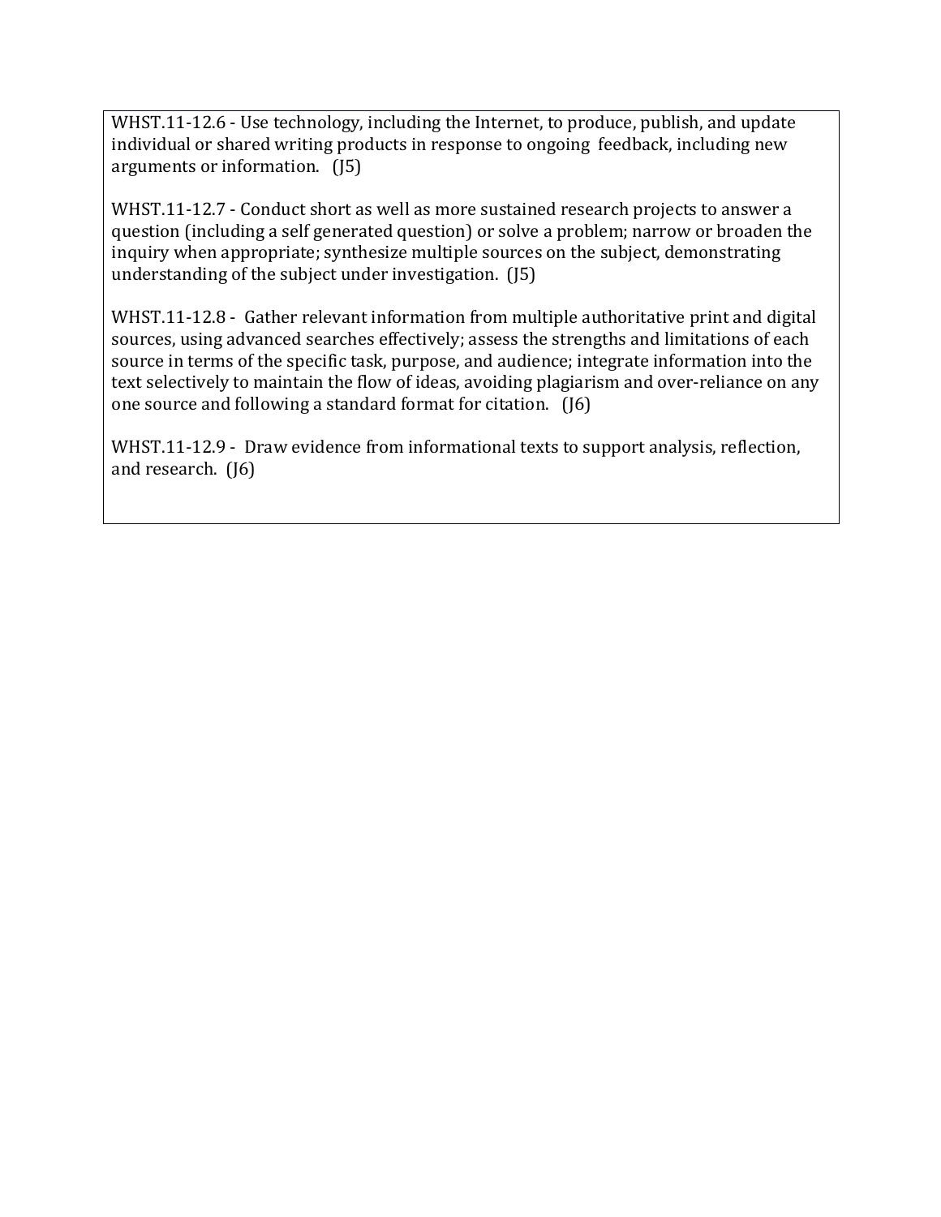WHST.11-12.6 - Use technology, including the Internet, to produce, publish, and update individual or shared writing products in response to ongoing feedback, including new arguments or information. (J5)

WHST.11-12.7 - Conduct short as well as more sustained research projects to answer a question (including a self generated question) or solve a problem; narrow or broaden the inquiry when appropriate; synthesize multiple sources on the subject, demonstrating understanding of the subject under investigation. (J5)

WHST.11-12.8 - Gather relevant information from multiple authoritative print and digital sources, using advanced searches effectively; assess the strengths and limitations of each source in terms of the specific task, purpose, and audience; integrate information into the text selectively to maintain the flow of ideas, avoiding plagiarism and over-reliance on any one source and following a standard format for citation. (J6)

WHST.11-12.9 - Draw evidence from informational texts to support analysis, reflection, and research. (J6)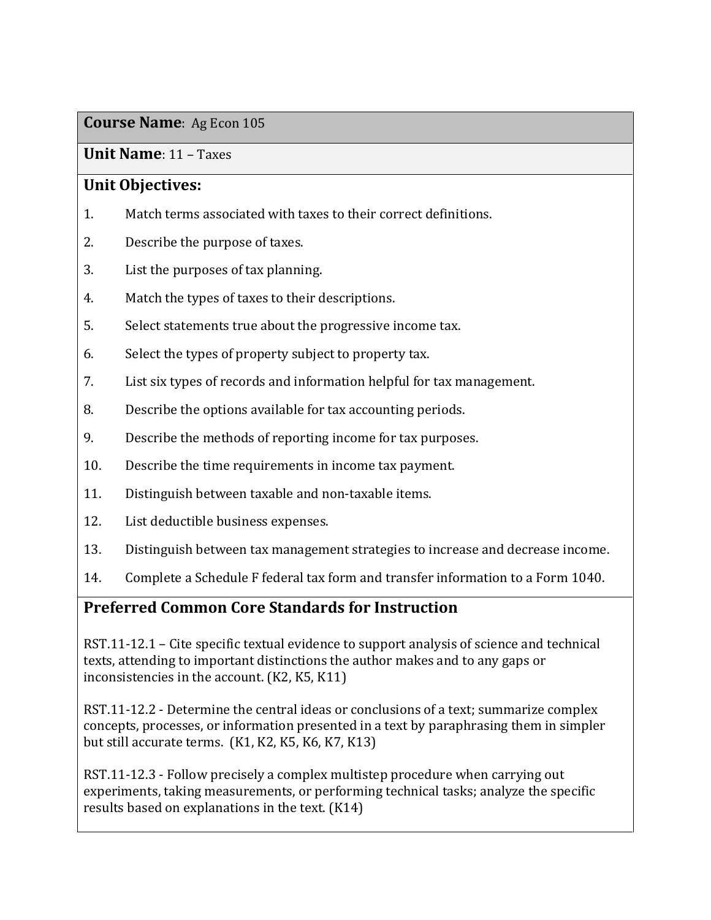**Course Name**: Ag Econ 105

**Unit Name**: 11 – Taxes

## Unit Objectives:

1. Match terms associated with taxes to their correct definitions.
2. Describe the purpose of taxes.
3. List the purposes of tax planning.
4. Match the types of taxes to their descriptions.
5. Select statements true about the progressive income tax.
6. Select the types of property subject to property tax.
7. List six types of records and information helpful for tax management.
8. Describe the options available for tax accounting periods.
9. Describe the methods of reporting income for tax purposes.
10. Describe the time requirements in income tax payment.
11. Distinguish between taxable and non-taxable items.
12. List deductible business expenses.
13. Distinguish between tax management strategies to increase and decrease income.
14. Complete a Schedule F federal tax form and transfer information to a Form 1040.

## Preferred Common Core Standards for Instruction

RST.11-12.1 – Cite specific textual evidence to support analysis of science and technical texts, attending to important distinctions the author makes and to any gaps or inconsistencies in the account. (K2, K5, K11)

RST.11-12.2 - Determine the central ideas or conclusions of a text; summarize complex concepts, processes, or information presented in a text by paraphrasing them in simpler but still accurate terms. (K1, K2, K5, K6, K7, K13)

RST.11-12.3 - Follow precisely a complex multistep procedure when carrying out experiments, taking measurements, or performing technical tasks; analyze the specific results based on explanations in the text. (K14)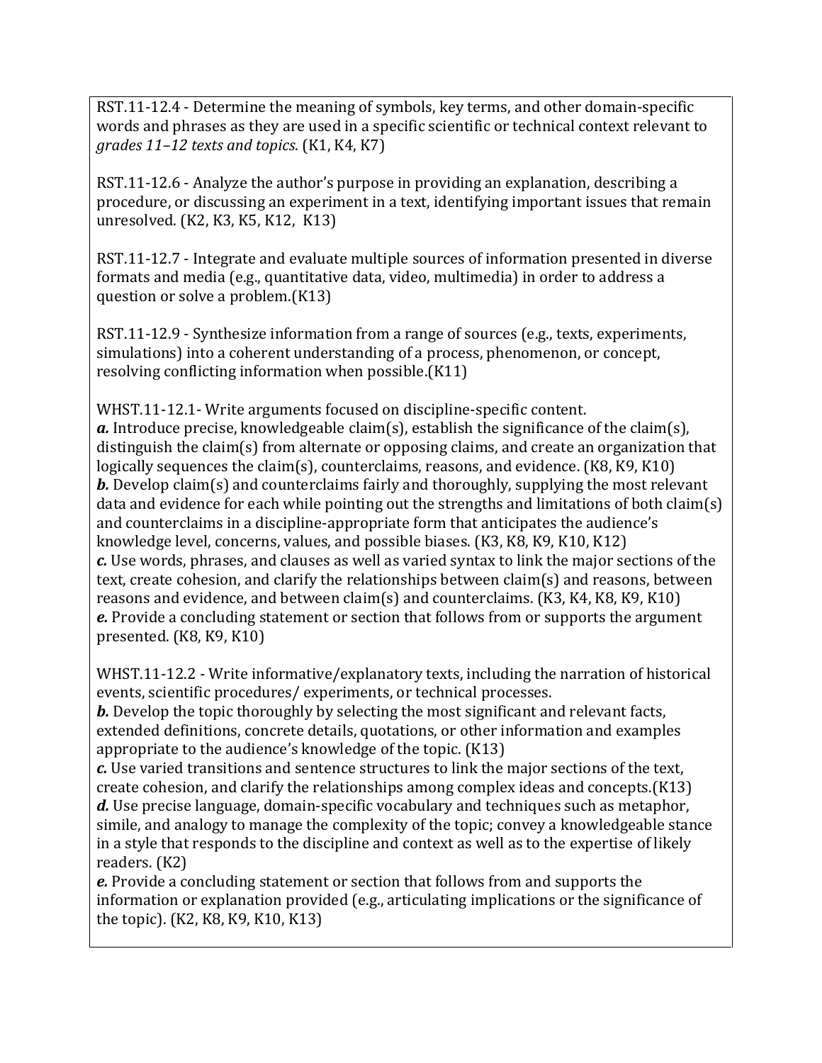RST.11-12.4 - Determine the meaning of symbols, key terms, and other domain-specific words and phrases as they are used in a specific scientific or technical context relevant to *grades 11–12 texts and topics*. (K1, K4, K7)

RST.11-12.6 - Analyze the author's purpose in providing an explanation, describing a procedure, or discussing an experiment in a text, identifying important issues that remain unresolved. (K2, K3, K5, K12, K13)

RST.11-12.7 - Integrate and evaluate multiple sources of information presented in diverse formats and media (e.g., quantitative data, video, multimedia) in order to address a question or solve a problem.(K13)

RST.11-12.9 - Synthesize information from a range of sources (e.g., texts, experiments, simulations) into a coherent understanding of a process, phenomenon, or concept, resolving conflicting information when possible.(K11)

WHST.11-12.1- Write arguments focused on discipline-specific content.
***a.*** Introduce precise, knowledgeable claim(s), establish the significance of the claim(s), distinguish the claim(s) from alternate or opposing claims, and create an organization that logically sequences the claim(s), counterclaims, reasons, and evidence. (K8, K9, K10)
***b.*** Develop claim(s) and counterclaims fairly and thoroughly, supplying the most relevant data and evidence for each while pointing out the strengths and limitations of both claim(s) and counterclaims in a discipline-appropriate form that anticipates the audience's knowledge level, concerns, values, and possible biases. (K3, K8, K9, K10, K12)
***c.*** Use words, phrases, and clauses as well as varied syntax to link the major sections of the text, create cohesion, and clarify the relationships between claim(s) and reasons, between reasons and evidence, and between claim(s) and counterclaims. (K3, K4, K8, K9, K10)
***e.*** Provide a concluding statement or section that follows from or supports the argument presented. (K8, K9, K10)

WHST.11-12.2 - Write informative/explanatory texts, including the narration of historical events, scientific procedures/ experiments, or technical processes.
***b.*** Develop the topic thoroughly by selecting the most significant and relevant facts, extended definitions, concrete details, quotations, or other information and examples appropriate to the audience's knowledge of the topic. (K13)
***c.*** Use varied transitions and sentence structures to link the major sections of the text, create cohesion, and clarify the relationships among complex ideas and concepts.(K13)
***d.*** Use precise language, domain-specific vocabulary and techniques such as metaphor, simile, and analogy to manage the complexity of the topic; convey a knowledgeable stance in a style that responds to the discipline and context as well as to the expertise of likely readers. (K2)
***e.*** Provide a concluding statement or section that follows from and supports the information or explanation provided (e.g., articulating implications or the significance of the topic). (K2, K8, K9, K10, K13)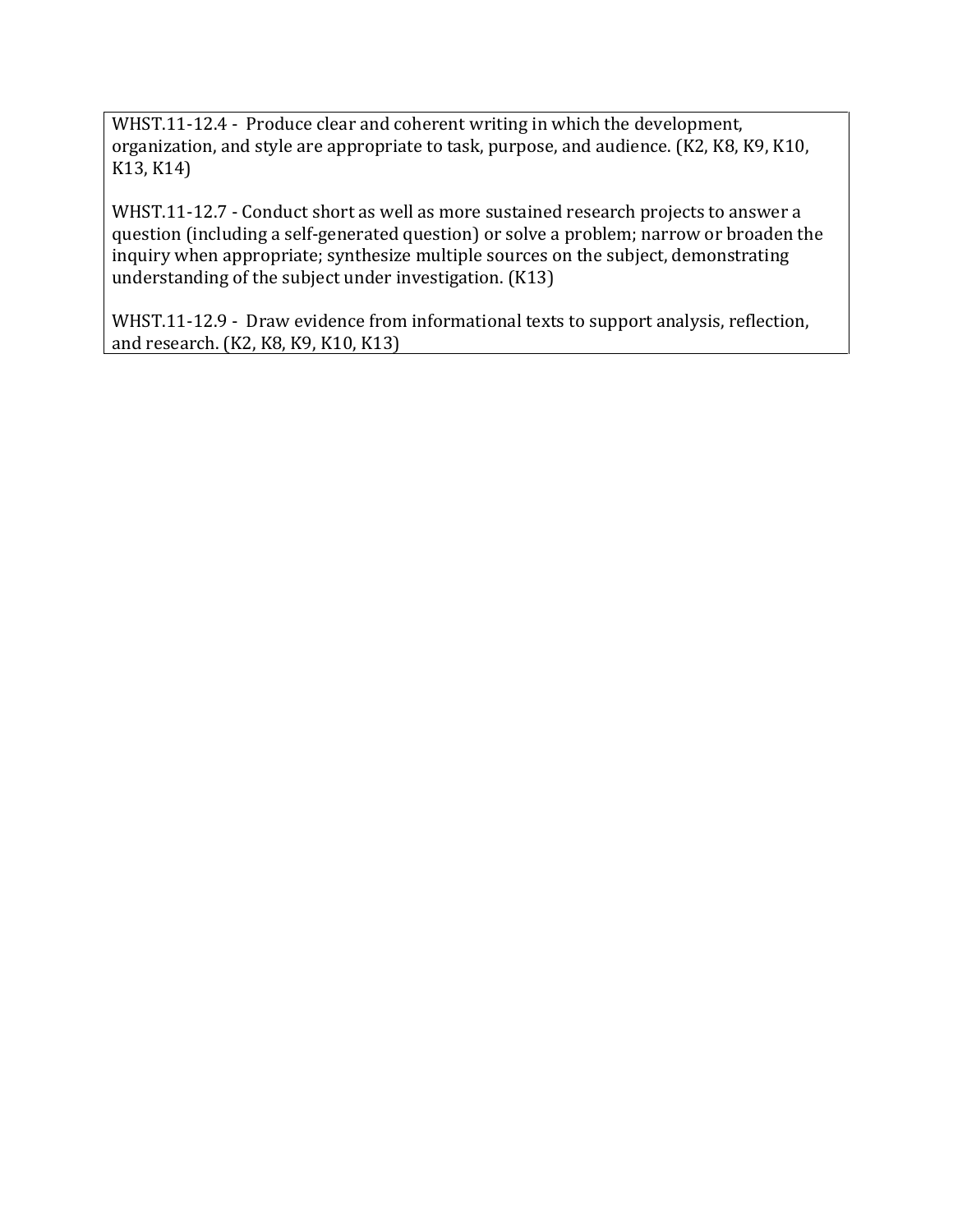WHST.11-12.4 - Produce clear and coherent writing in which the development, organization, and style are appropriate to task, purpose, and audience. (K2, K8, K9, K10, K13, K14)

WHST.11-12.7 - Conduct short as well as more sustained research projects to answer a question (including a self-generated question) or solve a problem; narrow or broaden the inquiry when appropriate; synthesize multiple sources on the subject, demonstrating understanding of the subject under investigation. (K13)

WHST.11-12.9 - Draw evidence from informational texts to support analysis, reflection, and research. (K2, K8, K9, K10, K13)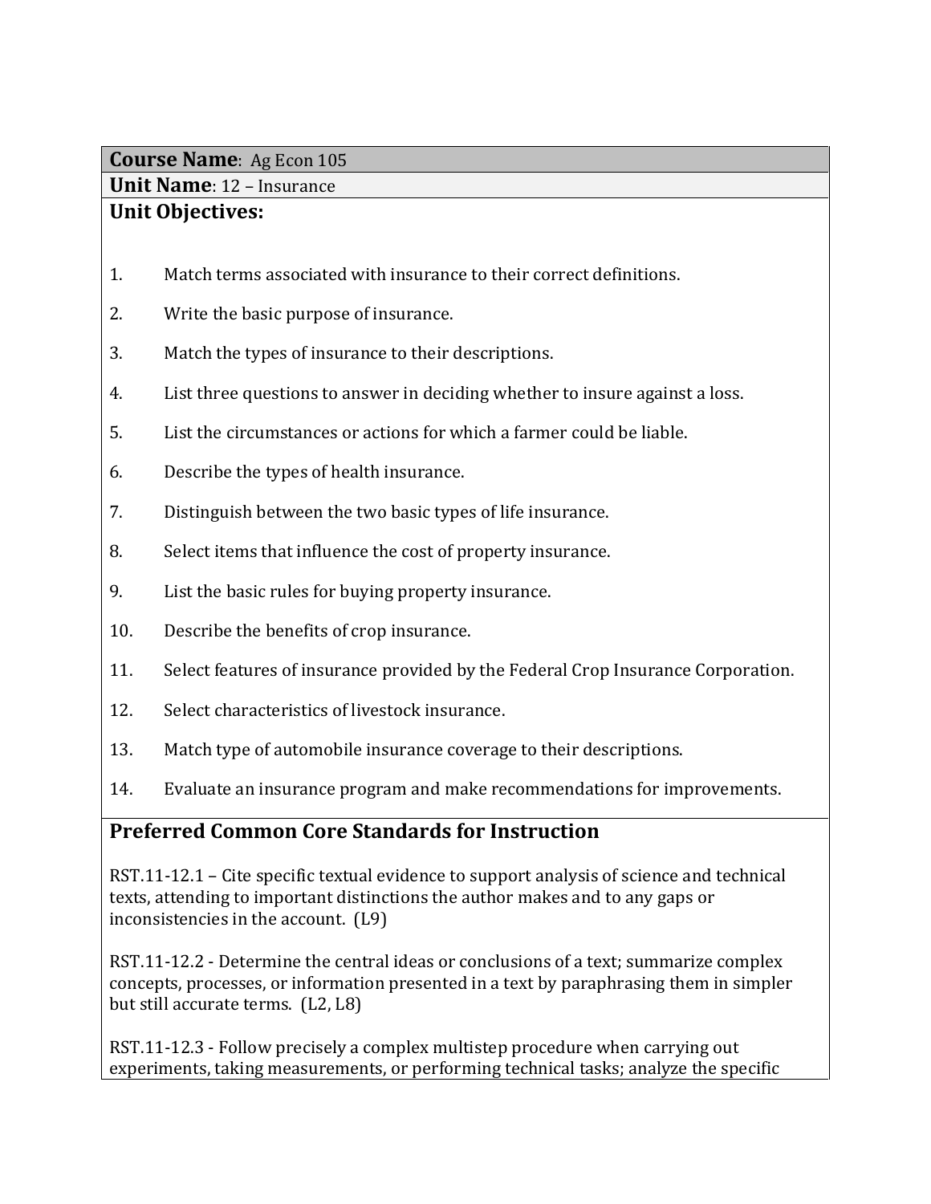**Course Name**: Ag Econ 105

**Unit Name**: 12 – Insurance

**Unit Objectives:**

1. Match terms associated with insurance to their correct definitions.
2. Write the basic purpose of insurance.
3. Match the types of insurance to their descriptions.
4. List three questions to answer in deciding whether to insure against a loss.
5. List the circumstances or actions for which a farmer could be liable.
6. Describe the types of health insurance.
7. Distinguish between the two basic types of life insurance.
8. Select items that influence the cost of property insurance.
9. List the basic rules for buying property insurance.
10. Describe the benefits of crop insurance.
11. Select features of insurance provided by the Federal Crop Insurance Corporation.
12. Select characteristics of livestock insurance.
13. Match type of automobile insurance coverage to their descriptions.
14. Evaluate an insurance program and make recommendations for improvements.

## Preferred Common Core Standards for Instruction

RST.11-12.1 – Cite specific textual evidence to support analysis of science and technical texts, attending to important distinctions the author makes and to any gaps or inconsistencies in the account. (L9)

RST.11-12.2 - Determine the central ideas or conclusions of a text; summarize complex concepts, processes, or information presented in a text by paraphrasing them in simpler but still accurate terms. (L2, L8)

RST.11-12.3 - Follow precisely a complex multistep procedure when carrying out experiments, taking measurements, or performing technical tasks; analyze the specific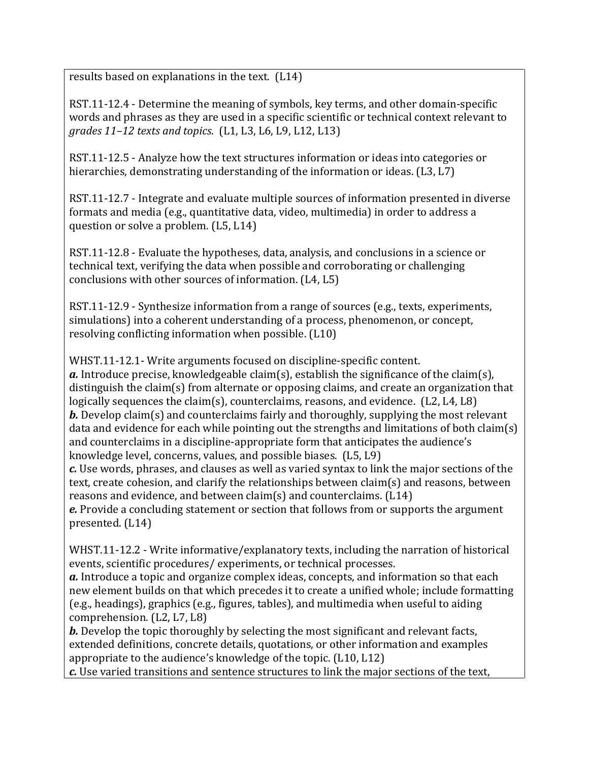results based on explanations in the text. (L14)

RST.11-12.4 - Determine the meaning of symbols, key terms, and other domain-specific words and phrases as they are used in a specific scientific or technical context relevant to *grades 11–12 texts and topics*. (L1, L3, L6, L9, L12, L13)

RST.11-12.5 - Analyze how the text structures information or ideas into categories or hierarchies, demonstrating understanding of the information or ideas. (L3, L7)

RST.11-12.7 - Integrate and evaluate multiple sources of information presented in diverse formats and media (e.g., quantitative data, video, multimedia) in order to address a question or solve a problem. (L5, L14)

RST.11-12.8 - Evaluate the hypotheses, data, analysis, and conclusions in a science or technical text, verifying the data when possible and corroborating or challenging conclusions with other sources of information. (L4, L5)

RST.11-12.9 - Synthesize information from a range of sources (e.g., texts, experiments, simulations) into a coherent understanding of a process, phenomenon, or concept, resolving conflicting information when possible. (L10)

WHST.11-12.1- Write arguments focused on discipline-specific content.
***a.*** Introduce precise, knowledgeable claim(s), establish the significance of the claim(s), distinguish the claim(s) from alternate or opposing claims, and create an organization that logically sequences the claim(s), counterclaims, reasons, and evidence. (L2, L4, L8)
***b.*** Develop claim(s) and counterclaims fairly and thoroughly, supplying the most relevant data and evidence for each while pointing out the strengths and limitations of both claim(s) and counterclaims in a discipline-appropriate form that anticipates the audience's knowledge level, concerns, values, and possible biases. (L5, L9)
***c.*** Use words, phrases, and clauses as well as varied syntax to link the major sections of the text, create cohesion, and clarify the relationships between claim(s) and reasons, between reasons and evidence, and between claim(s) and counterclaims. (L14)
***e.*** Provide a concluding statement or section that follows from or supports the argument presented. (L14)

WHST.11-12.2 - Write informative/explanatory texts, including the narration of historical events, scientific procedures/ experiments, or technical processes.
***a.*** Introduce a topic and organize complex ideas, concepts, and information so that each new element builds on that which precedes it to create a unified whole; include formatting (e.g., headings), graphics (e.g., figures, tables), and multimedia when useful to aiding comprehension. (L2, L7, L8)
***b.*** Develop the topic thoroughly by selecting the most significant and relevant facts, extended definitions, concrete details, quotations, or other information and examples appropriate to the audience's knowledge of the topic. (L10, L12)
***c.*** Use varied transitions and sentence structures to link the major sections of the text,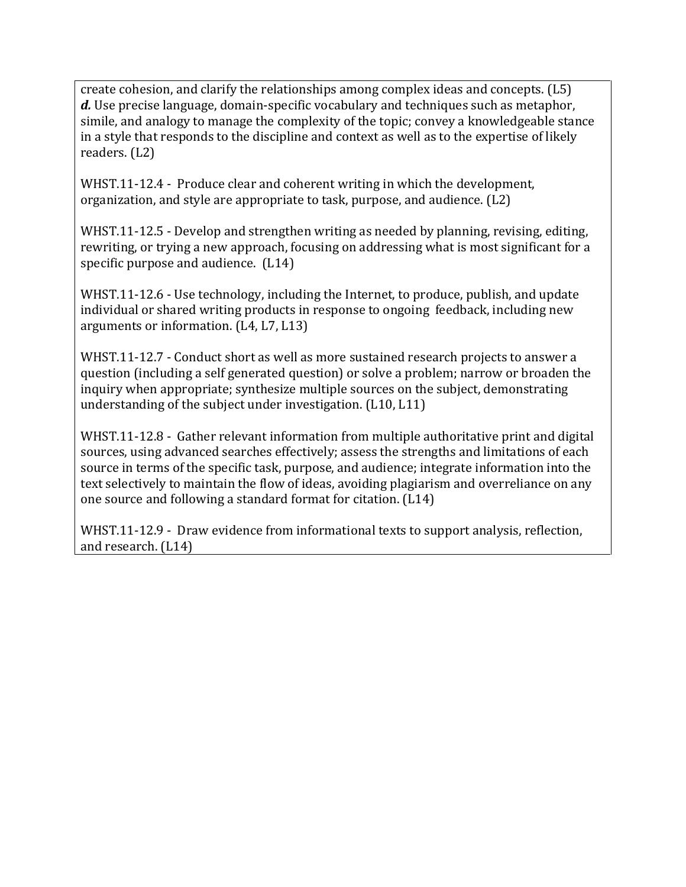create cohesion, and clarify the relationships among complex ideas and concepts. (L5)
***d.*** Use precise language, domain-specific vocabulary and techniques such as metaphor, simile, and analogy to manage the complexity of the topic; convey a knowledgeable stance in a style that responds to the discipline and context as well as to the expertise of likely readers. (L2)

WHST.11-12.4 - Produce clear and coherent writing in which the development, organization, and style are appropriate to task, purpose, and audience. (L2)

WHST.11-12.5 - Develop and strengthen writing as needed by planning, revising, editing, rewriting, or trying a new approach, focusing on addressing what is most significant for a specific purpose and audience. (L14)

WHST.11-12.6 - Use technology, including the Internet, to produce, publish, and update individual or shared writing products in response to ongoing feedback, including new arguments or information. (L4, L7, L13)

WHST.11-12.7 - Conduct short as well as more sustained research projects to answer a question (including a self generated question) or solve a problem; narrow or broaden the inquiry when appropriate; synthesize multiple sources on the subject, demonstrating understanding of the subject under investigation. (L10, L11)

WHST.11-12.8 - Gather relevant information from multiple authoritative print and digital sources, using advanced searches effectively; assess the strengths and limitations of each source in terms of the specific task, purpose, and audience; integrate information into the text selectively to maintain the flow of ideas, avoiding plagiarism and overreliance on any one source and following a standard format for citation. (L14)

WHST.11-12.9 - Draw evidence from informational texts to support analysis, reflection, and research. (L14)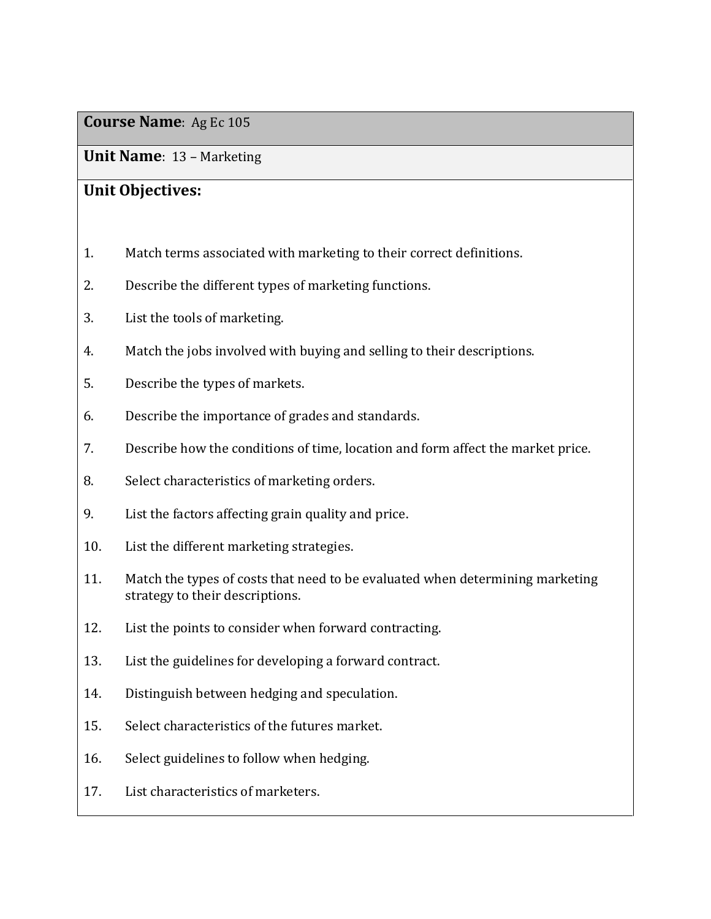**Course Name**: Ag Ec 105

**Unit Name**: 13 – Marketing

**Unit Objectives:**

1. Match terms associated with marketing to their correct definitions.
2. Describe the different types of marketing functions.
3. List the tools of marketing.
4. Match the jobs involved with buying and selling to their descriptions.
5. Describe the types of markets.
6. Describe the importance of grades and standards.
7. Describe how the conditions of time, location and form affect the market price.
8. Select characteristics of marketing orders.
9. List the factors affecting grain quality and price.
10. List the different marketing strategies.
11. Match the types of costs that need to be evaluated when determining marketing strategy to their descriptions.
12. List the points to consider when forward contracting.
13. List the guidelines for developing a forward contract.
14. Distinguish between hedging and speculation.
15. Select characteristics of the futures market.
16. Select guidelines to follow when hedging.
17. List characteristics of marketers.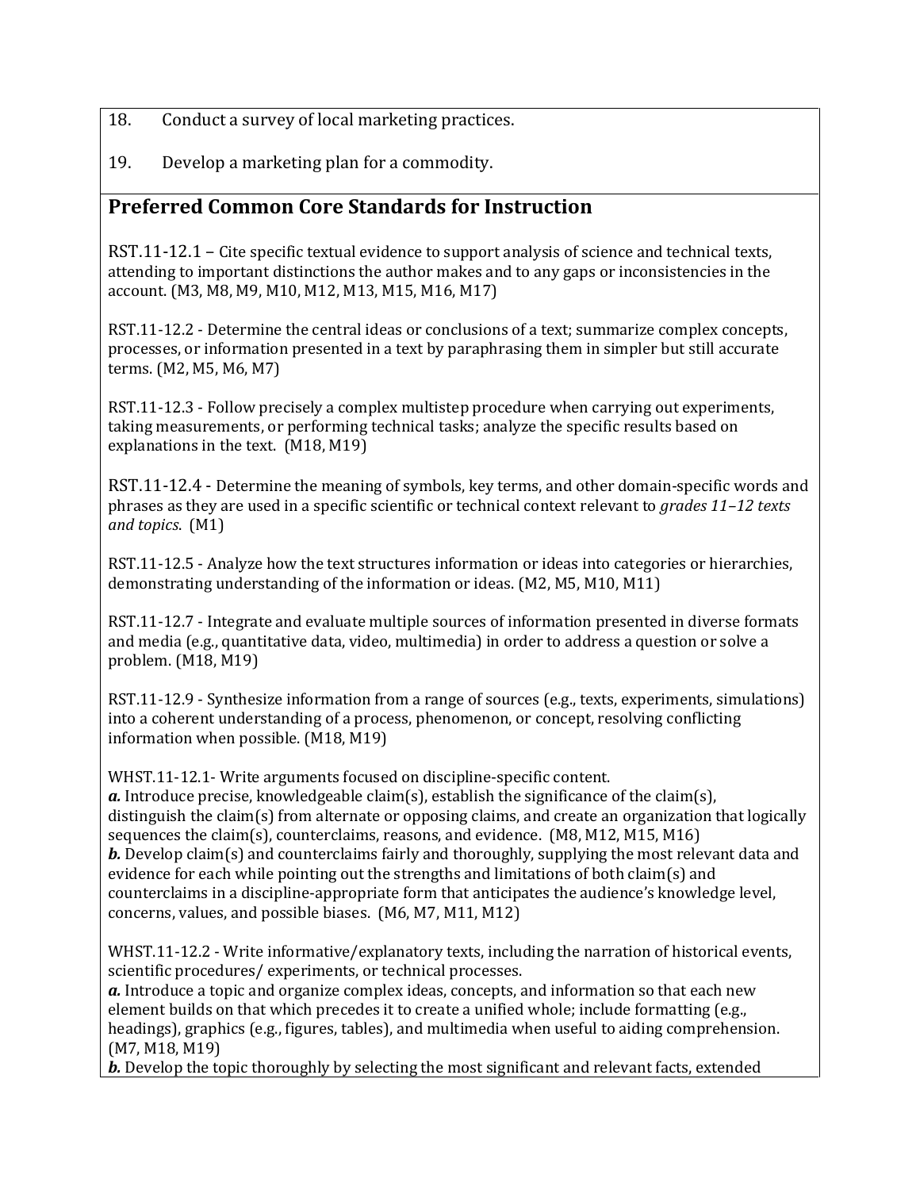18. Conduct a survey of local marketing practices.

19. Develop a marketing plan for a commodity.

## Preferred Common Core Standards for Instruction

RST.11-12.1 – Cite specific textual evidence to support analysis of science and technical texts, attending to important distinctions the author makes and to any gaps or inconsistencies in the account. (M3, M8, M9, M10, M12, M13, M15, M16, M17)

RST.11-12.2 - Determine the central ideas or conclusions of a text; summarize complex concepts, processes, or information presented in a text by paraphrasing them in simpler but still accurate terms. (M2, M5, M6, M7)

RST.11-12.3 - Follow precisely a complex multistep procedure when carrying out experiments, taking measurements, or performing technical tasks; analyze the specific results based on explanations in the text. (M18, M19)

RST.11-12.4 - Determine the meaning of symbols, key terms, and other domain-specific words and phrases as they are used in a specific scientific or technical context relevant to *grades 11–12 texts and topics*. (M1)

RST.11-12.5 - Analyze how the text structures information or ideas into categories or hierarchies, demonstrating understanding of the information or ideas. (M2, M5, M10, M11)

RST.11-12.7 - Integrate and evaluate multiple sources of information presented in diverse formats and media (e.g., quantitative data, video, multimedia) in order to address a question or solve a problem. (M18, M19)

RST.11-12.9 - Synthesize information from a range of sources (e.g., texts, experiments, simulations) into a coherent understanding of a process, phenomenon, or concept, resolving conflicting information when possible. (M18, M19)

WHST.11-12.1- Write arguments focused on discipline-specific content.
***a.*** Introduce precise, knowledgeable claim(s), establish the significance of the claim(s), distinguish the claim(s) from alternate or opposing claims, and create an organization that logically sequences the claim(s), counterclaims, reasons, and evidence. (M8, M12, M15, M16)
***b.*** Develop claim(s) and counterclaims fairly and thoroughly, supplying the most relevant data and evidence for each while pointing out the strengths and limitations of both claim(s) and counterclaims in a discipline-appropriate form that anticipates the audience's knowledge level, concerns, values, and possible biases. (M6, M7, M11, M12)

WHST.11-12.2 - Write informative/explanatory texts, including the narration of historical events, scientific procedures/ experiments, or technical processes.
***a.*** Introduce a topic and organize complex ideas, concepts, and information so that each new element builds on that which precedes it to create a unified whole; include formatting (e.g., headings), graphics (e.g., figures, tables), and multimedia when useful to aiding comprehension. (M7, M18, M19)
***b.*** Develop the topic thoroughly by selecting the most significant and relevant facts, extended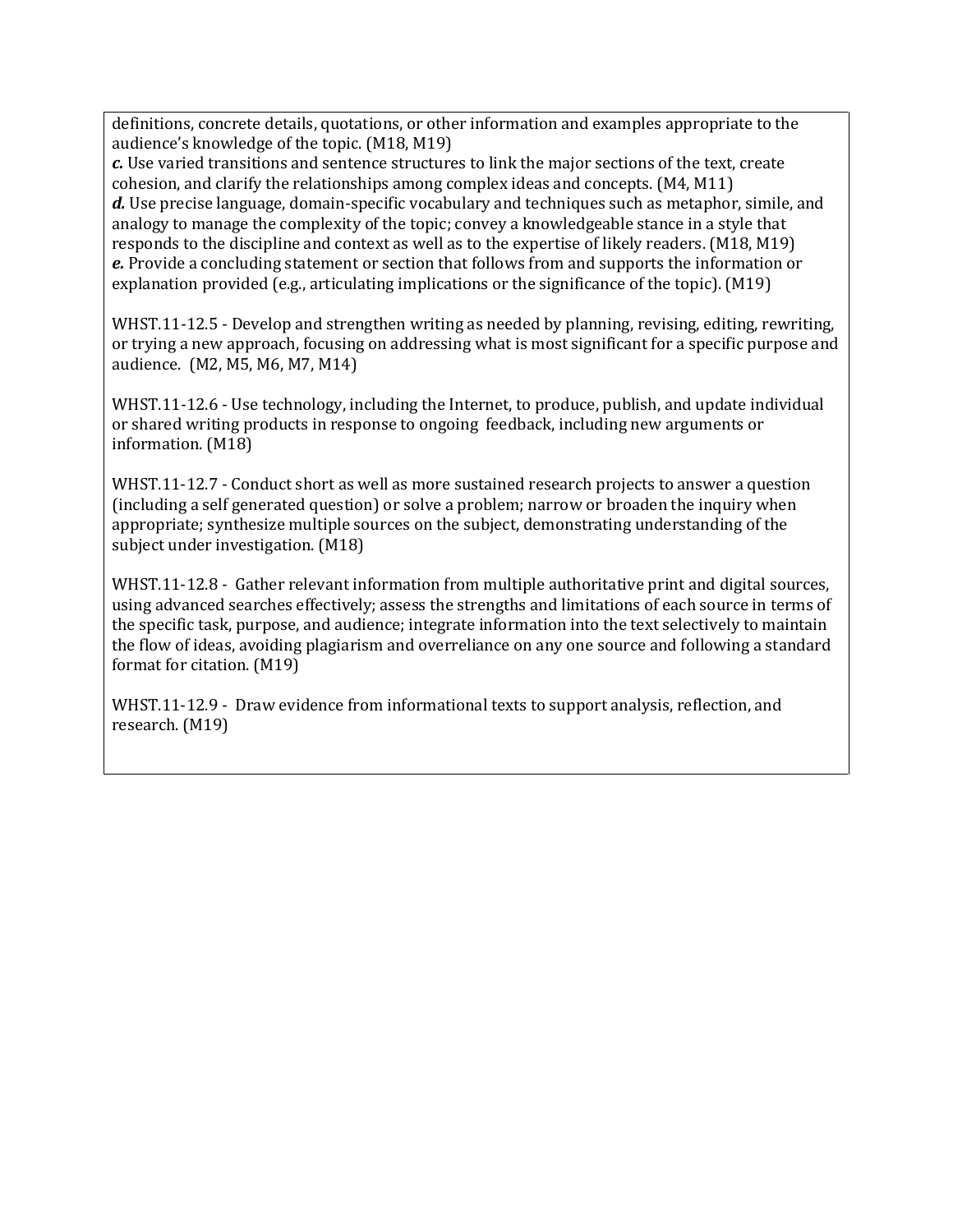definitions, concrete details, quotations, or other information and examples appropriate to the audience's knowledge of the topic. (M18, M19)

***c.*** Use varied transitions and sentence structures to link the major sections of the text, create cohesion, and clarify the relationships among complex ideas and concepts. (M4, M11)

***d.*** Use precise language, domain-specific vocabulary and techniques such as metaphor, simile, and analogy to manage the complexity of the topic; convey a knowledgeable stance in a style that responds to the discipline and context as well as to the expertise of likely readers. (M18, M19)

***e.*** Provide a concluding statement or section that follows from and supports the information or explanation provided (e.g., articulating implications or the significance of the topic). (M19)

WHST.11-12.5 - Develop and strengthen writing as needed by planning, revising, editing, rewriting, or trying a new approach, focusing on addressing what is most significant for a specific purpose and audience. (M2, M5, M6, M7, M14)

WHST.11-12.6 - Use technology, including the Internet, to produce, publish, and update individual or shared writing products in response to ongoing feedback, including new arguments or information. (M18)

WHST.11-12.7 - Conduct short as well as more sustained research projects to answer a question (including a self generated question) or solve a problem; narrow or broaden the inquiry when appropriate; synthesize multiple sources on the subject, demonstrating understanding of the subject under investigation. (M18)

WHST.11-12.8 - Gather relevant information from multiple authoritative print and digital sources, using advanced searches effectively; assess the strengths and limitations of each source in terms of the specific task, purpose, and audience; integrate information into the text selectively to maintain the flow of ideas, avoiding plagiarism and overreliance on any one source and following a standard format for citation. (M19)

WHST.11-12.9 - Draw evidence from informational texts to support analysis, reflection, and research. (M19)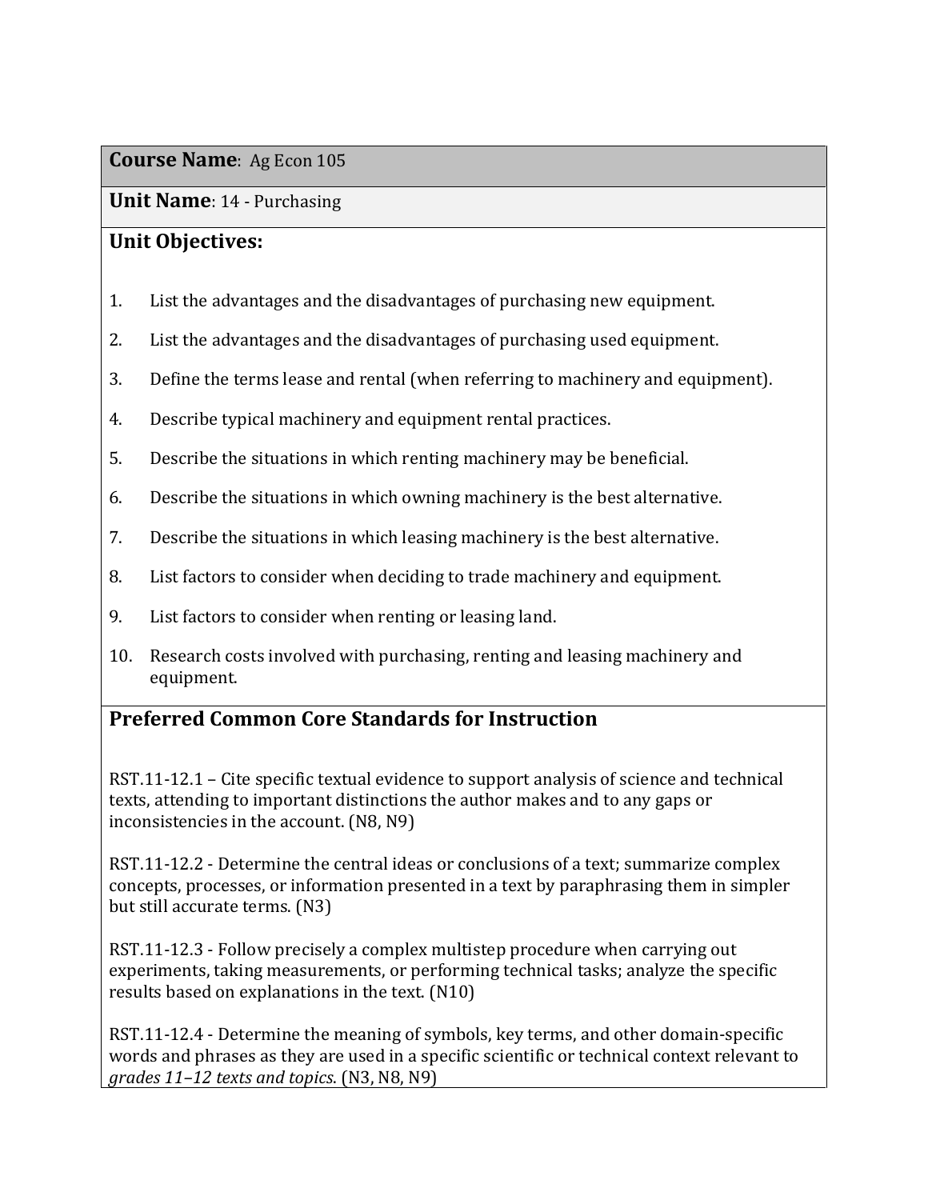**Course Name**: Ag Econ 105

**Unit Name**: 14 - Purchasing

**Unit Objectives:**

1. List the advantages and the disadvantages of purchasing new equipment.
2. List the advantages and the disadvantages of purchasing used equipment.
3. Define the terms lease and rental (when referring to machinery and equipment).
4. Describe typical machinery and equipment rental practices.
5. Describe the situations in which renting machinery may be beneficial.
6. Describe the situations in which owning machinery is the best alternative.
7. Describe the situations in which leasing machinery is the best alternative.
8. List factors to consider when deciding to trade machinery and equipment.
9. List factors to consider when renting or leasing land.
10. Research costs involved with purchasing, renting and leasing machinery and equipment.

## Preferred Common Core Standards for Instruction

RST.11-12.1 – Cite specific textual evidence to support analysis of science and technical texts, attending to important distinctions the author makes and to any gaps or inconsistencies in the account. (N8, N9)

RST.11-12.2 - Determine the central ideas or conclusions of a text; summarize complex concepts, processes, or information presented in a text by paraphrasing them in simpler but still accurate terms. (N3)

RST.11-12.3 - Follow precisely a complex multistep procedure when carrying out experiments, taking measurements, or performing technical tasks; analyze the specific results based on explanations in the text. (N10)

RST.11-12.4 - Determine the meaning of symbols, key terms, and other domain-specific words and phrases as they are used in a specific scientific or technical context relevant to *grades 11–12 texts and topics*. (N3, N8, N9)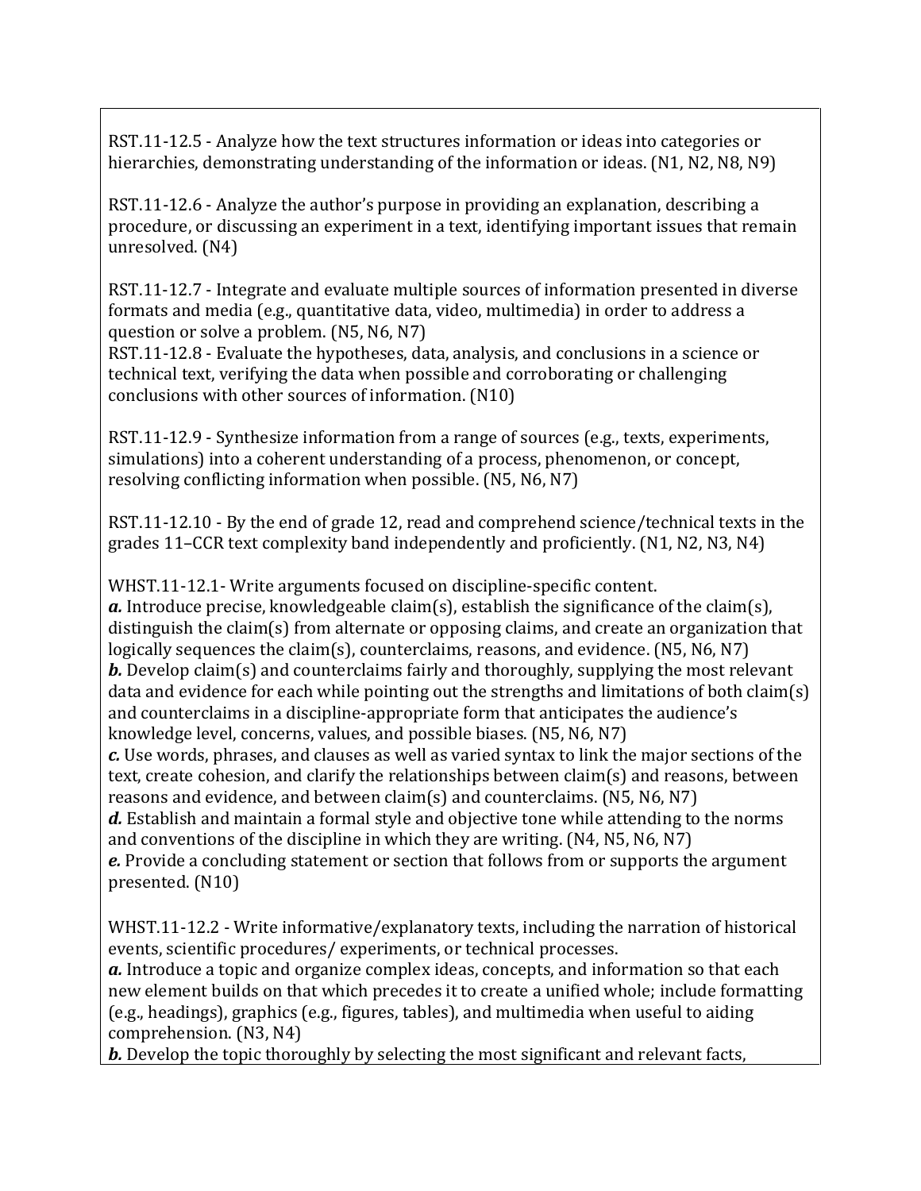RST.11-12.5 - Analyze how the text structures information or ideas into categories or hierarchies, demonstrating understanding of the information or ideas. (N1, N2, N8, N9)

RST.11-12.6 - Analyze the author's purpose in providing an explanation, describing a procedure, or discussing an experiment in a text, identifying important issues that remain unresolved. (N4)

RST.11-12.7 - Integrate and evaluate multiple sources of information presented in diverse formats and media (e.g., quantitative data, video, multimedia) in order to address a question or solve a problem. (N5, N6, N7)
RST.11-12.8 - Evaluate the hypotheses, data, analysis, and conclusions in a science or technical text, verifying the data when possible and corroborating or challenging conclusions with other sources of information. (N10)

RST.11-12.9 - Synthesize information from a range of sources (e.g., texts, experiments, simulations) into a coherent understanding of a process, phenomenon, or concept, resolving conflicting information when possible. (N5, N6, N7)

RST.11-12.10 - By the end of grade 12, read and comprehend science/technical texts in the grades 11–CCR text complexity band independently and proficiently. (N1, N2, N3, N4)

WHST.11-12.1- Write arguments focused on discipline-specific content.
***a.*** Introduce precise, knowledgeable claim(s), establish the significance of the claim(s), distinguish the claim(s) from alternate or opposing claims, and create an organization that logically sequences the claim(s), counterclaims, reasons, and evidence. (N5, N6, N7)
***b.*** Develop claim(s) and counterclaims fairly and thoroughly, supplying the most relevant data and evidence for each while pointing out the strengths and limitations of both claim(s) and counterclaims in a discipline-appropriate form that anticipates the audience's knowledge level, concerns, values, and possible biases. (N5, N6, N7)
***c.*** Use words, phrases, and clauses as well as varied syntax to link the major sections of the text, create cohesion, and clarify the relationships between claim(s) and reasons, between reasons and evidence, and between claim(s) and counterclaims. (N5, N6, N7)
***d.*** Establish and maintain a formal style and objective tone while attending to the norms and conventions of the discipline in which they are writing. (N4, N5, N6, N7)
***e.*** Provide a concluding statement or section that follows from or supports the argument presented. (N10)

WHST.11-12.2 - Write informative/explanatory texts, including the narration of historical events, scientific procedures/ experiments, or technical processes.
***a.*** Introduce a topic and organize complex ideas, concepts, and information so that each new element builds on that which precedes it to create a unified whole; include formatting (e.g., headings), graphics (e.g., figures, tables), and multimedia when useful to aiding comprehension. (N3, N4)
***b.*** Develop the topic thoroughly by selecting the most significant and relevant facts,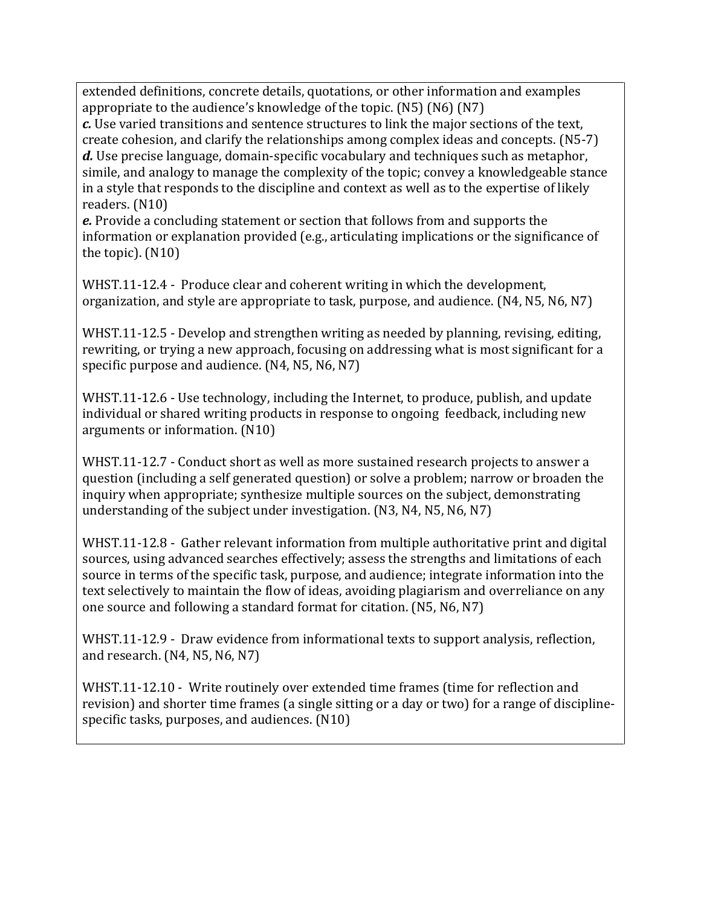extended definitions, concrete details, quotations, or other information and examples appropriate to the audience's knowledge of the topic. (N5) (N6) (N7)

***c.*** Use varied transitions and sentence structures to link the major sections of the text, create cohesion, and clarify the relationships among complex ideas and concepts. (N5-7)

***d.*** Use precise language, domain-specific vocabulary and techniques such as metaphor, simile, and analogy to manage the complexity of the topic; convey a knowledgeable stance in a style that responds to the discipline and context as well as to the expertise of likely readers. (N10)

***e.*** Provide a concluding statement or section that follows from and supports the information or explanation provided (e.g., articulating implications or the significance of the topic). (N10)

WHST.11-12.4 - Produce clear and coherent writing in which the development, organization, and style are appropriate to task, purpose, and audience. (N4, N5, N6, N7)

WHST.11-12.5 - Develop and strengthen writing as needed by planning, revising, editing, rewriting, or trying a new approach, focusing on addressing what is most significant for a specific purpose and audience. (N4, N5, N6, N7)

WHST.11-12.6 - Use technology, including the Internet, to produce, publish, and update individual or shared writing products in response to ongoing feedback, including new arguments or information. (N10)

WHST.11-12.7 - Conduct short as well as more sustained research projects to answer a question (including a self generated question) or solve a problem; narrow or broaden the inquiry when appropriate; synthesize multiple sources on the subject, demonstrating understanding of the subject under investigation. (N3, N4, N5, N6, N7)

WHST.11-12.8 - Gather relevant information from multiple authoritative print and digital sources, using advanced searches effectively; assess the strengths and limitations of each source in terms of the specific task, purpose, and audience; integrate information into the text selectively to maintain the flow of ideas, avoiding plagiarism and overreliance on any one source and following a standard format for citation. (N5, N6, N7)

WHST.11-12.9 - Draw evidence from informational texts to support analysis, reflection, and research. (N4, N5, N6, N7)

WHST.11-12.10 - Write routinely over extended time frames (time for reflection and revision) and shorter time frames (a single sitting or a day or two) for a range of discipline-specific tasks, purposes, and audiences. (N10)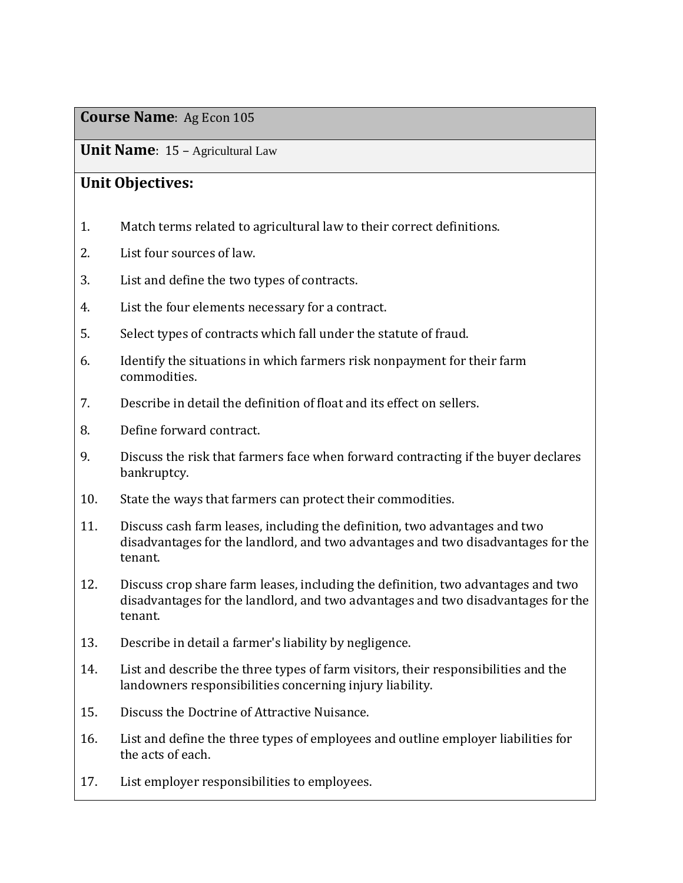**Course Name**: Ag Econ 105

**Unit Name**: 15 – Agricultural Law

**Unit Objectives:**

1. Match terms related to agricultural law to their correct definitions.
2. List four sources of law.
3. List and define the two types of contracts.
4. List the four elements necessary for a contract.
5. Select types of contracts which fall under the statute of fraud.
6. Identify the situations in which farmers risk nonpayment for their farm commodities.
7. Describe in detail the definition of float and its effect on sellers.
8. Define forward contract.
9. Discuss the risk that farmers face when forward contracting if the buyer declares bankruptcy.
10. State the ways that farmers can protect their commodities.
11. Discuss cash farm leases, including the definition, two advantages and two disadvantages for the landlord, and two advantages and two disadvantages for the tenant.
12. Discuss crop share farm leases, including the definition, two advantages and two disadvantages for the landlord, and two advantages and two disadvantages for the tenant.
13. Describe in detail a farmer's liability by negligence.
14. List and describe the three types of farm visitors, their responsibilities and the landowners responsibilities concerning injury liability.
15. Discuss the Doctrine of Attractive Nuisance.
16. List and define the three types of employees and outline employer liabilities for the acts of each.
17. List employer responsibilities to employees.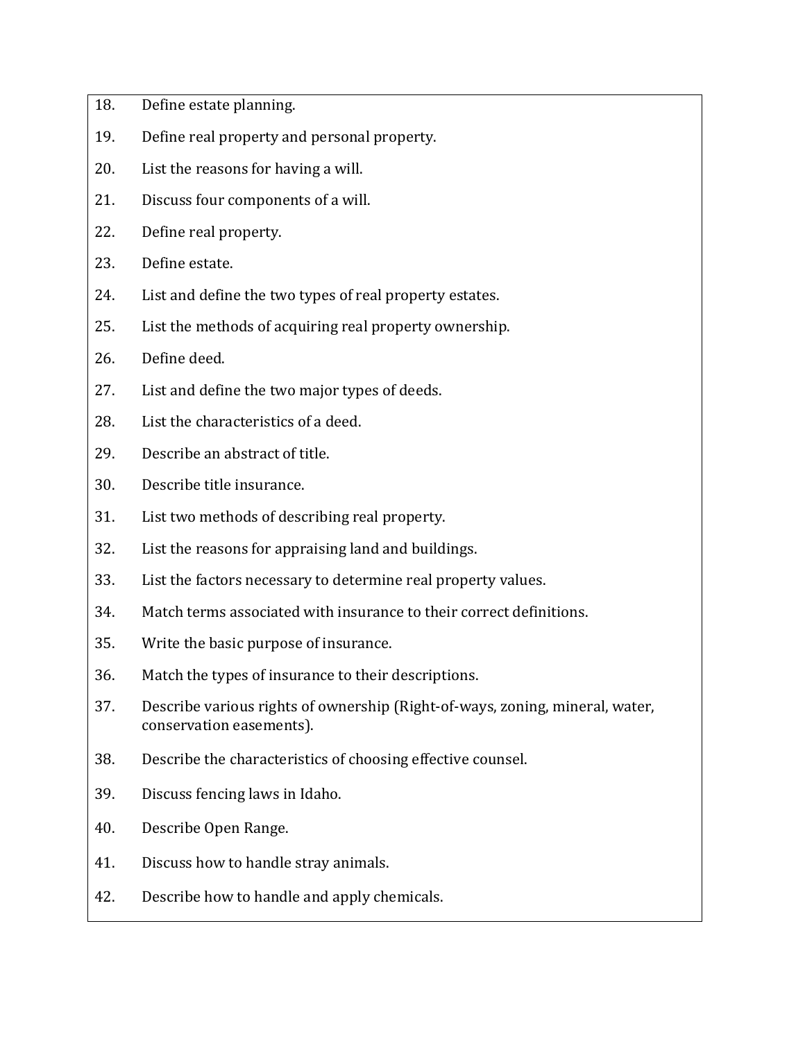18. Define estate planning.
19. Define real property and personal property.
20. List the reasons for having a will.
21. Discuss four components of a will.
22. Define real property.
23. Define estate.
24. List and define the two types of real property estates.
25. List the methods of acquiring real property ownership.
26. Define deed.
27. List and define the two major types of deeds.
28. List the characteristics of a deed.
29. Describe an abstract of title.
30. Describe title insurance.
31. List two methods of describing real property.
32. List the reasons for appraising land and buildings.
33. List the factors necessary to determine real property values.
34. Match terms associated with insurance to their correct definitions.
35. Write the basic purpose of insurance.
36. Match the types of insurance to their descriptions.
37. Describe various rights of ownership (Right-of-ways, zoning, mineral, water, conservation easements).
38. Describe the characteristics of choosing effective counsel.
39. Discuss fencing laws in Idaho.
40. Describe Open Range.
41. Discuss how to handle stray animals.
42. Describe how to handle and apply chemicals.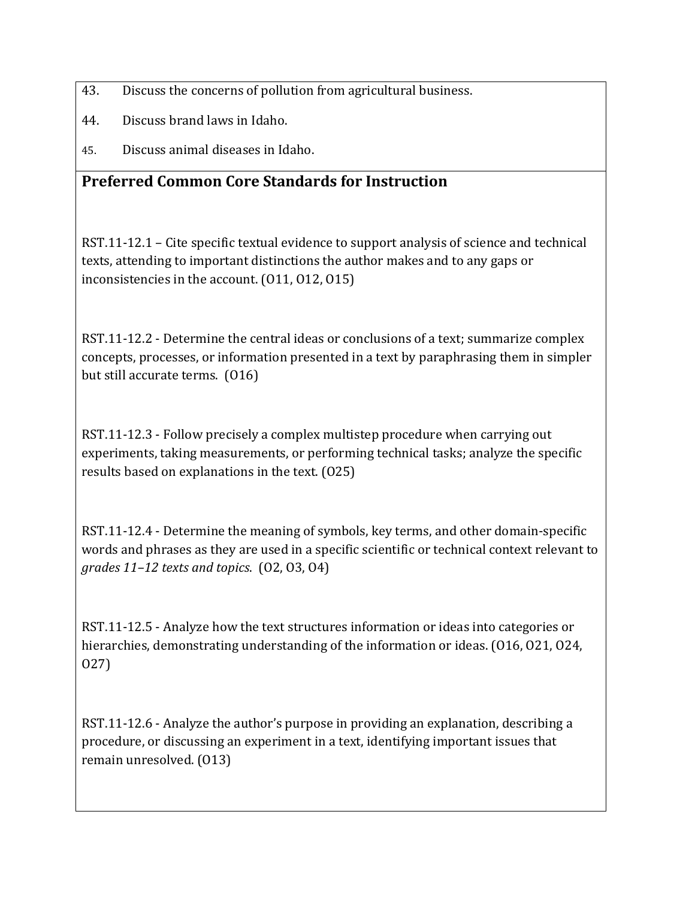43. Discuss the concerns of pollution from agricultural business.
44. Discuss brand laws in Idaho.
45. Discuss animal diseases in Idaho.

## Preferred Common Core Standards for Instruction

RST.11-12.1 – Cite specific textual evidence to support analysis of science and technical texts, attending to important distinctions the author makes and to any gaps or inconsistencies in the account. (O11, O12, O15)

RST.11-12.2 - Determine the central ideas or conclusions of a text; summarize complex concepts, processes, or information presented in a text by paraphrasing them in simpler but still accurate terms. (O16)

RST.11-12.3 - Follow precisely a complex multistep procedure when carrying out experiments, taking measurements, or performing technical tasks; analyze the specific results based on explanations in the text. (O25)

RST.11-12.4 - Determine the meaning of symbols, key terms, and other domain-specific words and phrases as they are used in a specific scientific or technical context relevant to *grades 11–12 texts and topics*. (O2, O3, O4)

RST.11-12.5 - Analyze how the text structures information or ideas into categories or hierarchies, demonstrating understanding of the information or ideas. (O16, O21, O24, O27)

RST.11-12.6 - Analyze the author's purpose in providing an explanation, describing a procedure, or discussing an experiment in a text, identifying important issues that remain unresolved. (O13)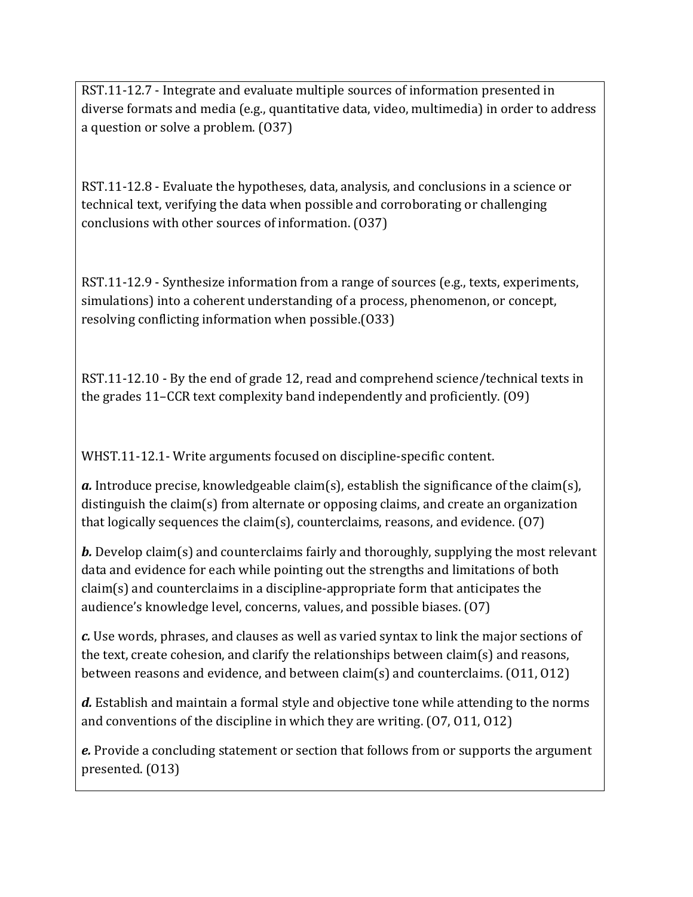RST.11-12.7 - Integrate and evaluate multiple sources of information presented in diverse formats and media (e.g., quantitative data, video, multimedia) in order to address a question or solve a problem. (O37)

RST.11-12.8 - Evaluate the hypotheses, data, analysis, and conclusions in a science or technical text, verifying the data when possible and corroborating or challenging conclusions with other sources of information. (O37)

RST.11-12.9 - Synthesize information from a range of sources (e.g., texts, experiments, simulations) into a coherent understanding of a process, phenomenon, or concept, resolving conflicting information when possible.(O33)

RST.11-12.10 - By the end of grade 12, read and comprehend science/technical texts in the grades 11–CCR text complexity band independently and proficiently. (O9)

WHST.11-12.1- Write arguments focused on discipline-specific content.

***a.*** Introduce precise, knowledgeable claim(s), establish the significance of the claim(s), distinguish the claim(s) from alternate or opposing claims, and create an organization that logically sequences the claim(s), counterclaims, reasons, and evidence. (O7)

***b.*** Develop claim(s) and counterclaims fairly and thoroughly, supplying the most relevant data and evidence for each while pointing out the strengths and limitations of both claim(s) and counterclaims in a discipline-appropriate form that anticipates the audience's knowledge level, concerns, values, and possible biases. (O7)

***c.*** Use words, phrases, and clauses as well as varied syntax to link the major sections of the text, create cohesion, and clarify the relationships between claim(s) and reasons, between reasons and evidence, and between claim(s) and counterclaims. (O11, O12)

***d.*** Establish and maintain a formal style and objective tone while attending to the norms and conventions of the discipline in which they are writing. (O7, O11, O12)

***e.*** Provide a concluding statement or section that follows from or supports the argument presented. (O13)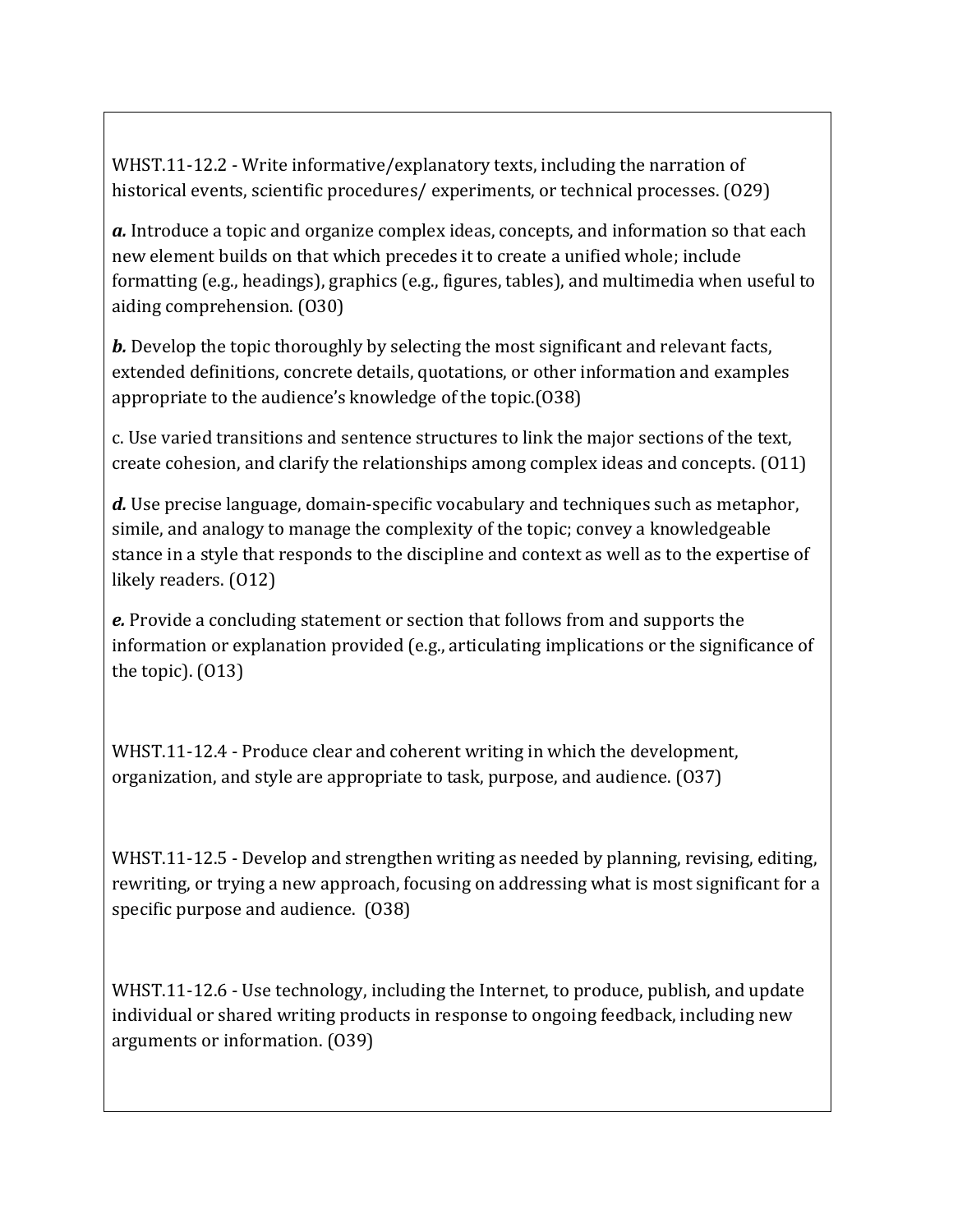WHST.11-12.2 - Write informative/explanatory texts, including the narration of historical events, scientific procedures/ experiments, or technical processes. (O29)

***a.*** Introduce a topic and organize complex ideas, concepts, and information so that each new element builds on that which precedes it to create a unified whole; include formatting (e.g., headings), graphics (e.g., figures, tables), and multimedia when useful to aiding comprehension. (O30)

***b.*** Develop the topic thoroughly by selecting the most significant and relevant facts, extended definitions, concrete details, quotations, or other information and examples appropriate to the audience's knowledge of the topic.(O38)

c. Use varied transitions and sentence structures to link the major sections of the text, create cohesion, and clarify the relationships among complex ideas and concepts. (O11)

***d.*** Use precise language, domain-specific vocabulary and techniques such as metaphor, simile, and analogy to manage the complexity of the topic; convey a knowledgeable stance in a style that responds to the discipline and context as well as to the expertise of likely readers. (O12)

***e.*** Provide a concluding statement or section that follows from and supports the information or explanation provided (e.g., articulating implications or the significance of the topic). (O13)

WHST.11-12.4 - Produce clear and coherent writing in which the development, organization, and style are appropriate to task, purpose, and audience. (O37)

WHST.11-12.5 - Develop and strengthen writing as needed by planning, revising, editing, rewriting, or trying a new approach, focusing on addressing what is most significant for a specific purpose and audience. (O38)

WHST.11-12.6 - Use technology, including the Internet, to produce, publish, and update individual or shared writing products in response to ongoing feedback, including new arguments or information. (O39)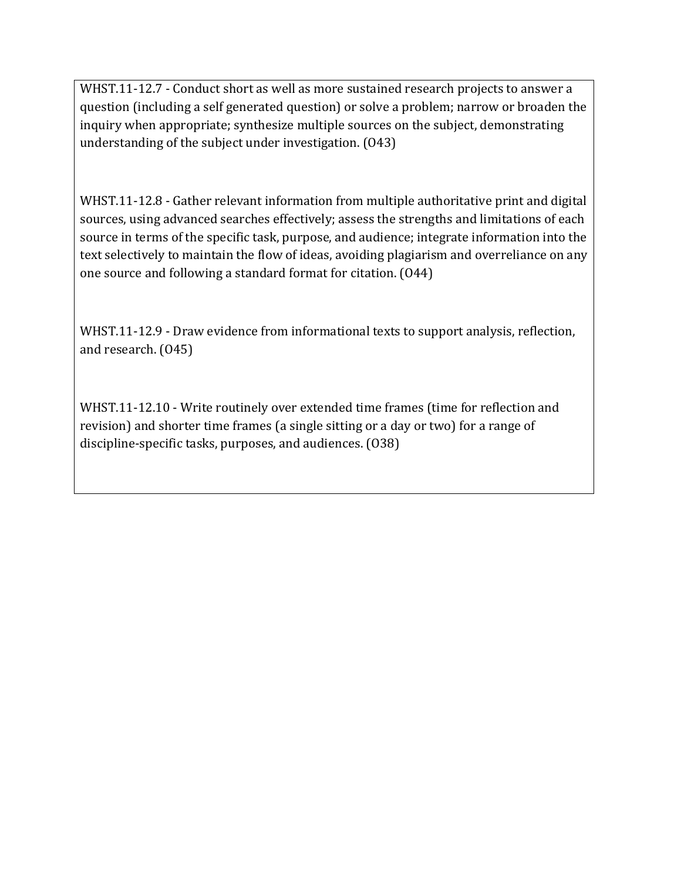WHST.11-12.7 - Conduct short as well as more sustained research projects to answer a question (including a self generated question) or solve a problem; narrow or broaden the inquiry when appropriate; synthesize multiple sources on the subject, demonstrating understanding of the subject under investigation. (O43)

WHST.11-12.8 - Gather relevant information from multiple authoritative print and digital sources, using advanced searches effectively; assess the strengths and limitations of each source in terms of the specific task, purpose, and audience; integrate information into the text selectively to maintain the flow of ideas, avoiding plagiarism and overreliance on any one source and following a standard format for citation. (O44)

WHST.11-12.9 - Draw evidence from informational texts to support analysis, reflection, and research. (O45)

WHST.11-12.10 - Write routinely over extended time frames (time for reflection and revision) and shorter time frames (a single sitting or a day or two) for a range of discipline-specific tasks, purposes, and audiences. (O38)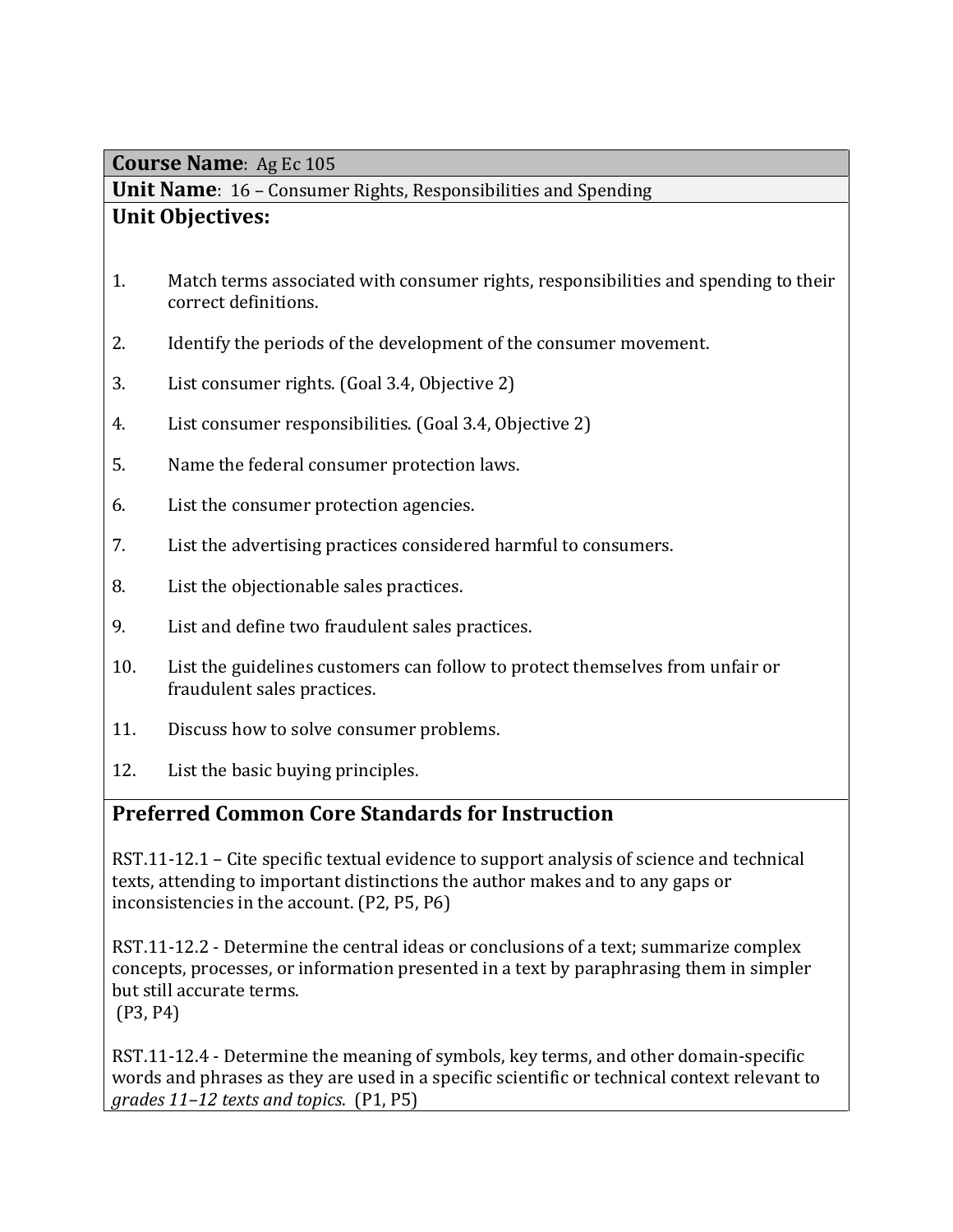**Course Name**: Ag Ec 105

**Unit Name**: 16 – Consumer Rights, Responsibilities and Spending

## Unit Objectives:

1. Match terms associated with consumer rights, responsibilities and spending to their correct definitions.
2. Identify the periods of the development of the consumer movement.
3. List consumer rights. (Goal 3.4, Objective 2)
4. List consumer responsibilities. (Goal 3.4, Objective 2)
5. Name the federal consumer protection laws.
6. List the consumer protection agencies.
7. List the advertising practices considered harmful to consumers.
8. List the objectionable sales practices.
9. List and define two fraudulent sales practices.
10. List the guidelines customers can follow to protect themselves from unfair or fraudulent sales practices.
11. Discuss how to solve consumer problems.
12. List the basic buying principles.

## Preferred Common Core Standards for Instruction

RST.11-12.1 – Cite specific textual evidence to support analysis of science and technical texts, attending to important distinctions the author makes and to any gaps or inconsistencies in the account. (P2, P5, P6)

RST.11-12.2 - Determine the central ideas or conclusions of a text; summarize complex concepts, processes, or information presented in a text by paraphrasing them in simpler but still accurate terms.
(P3, P4)

RST.11-12.4 - Determine the meaning of symbols, key terms, and other domain-specific words and phrases as they are used in a specific scientific or technical context relevant to *grades 11–12 texts and topics*. (P1, P5)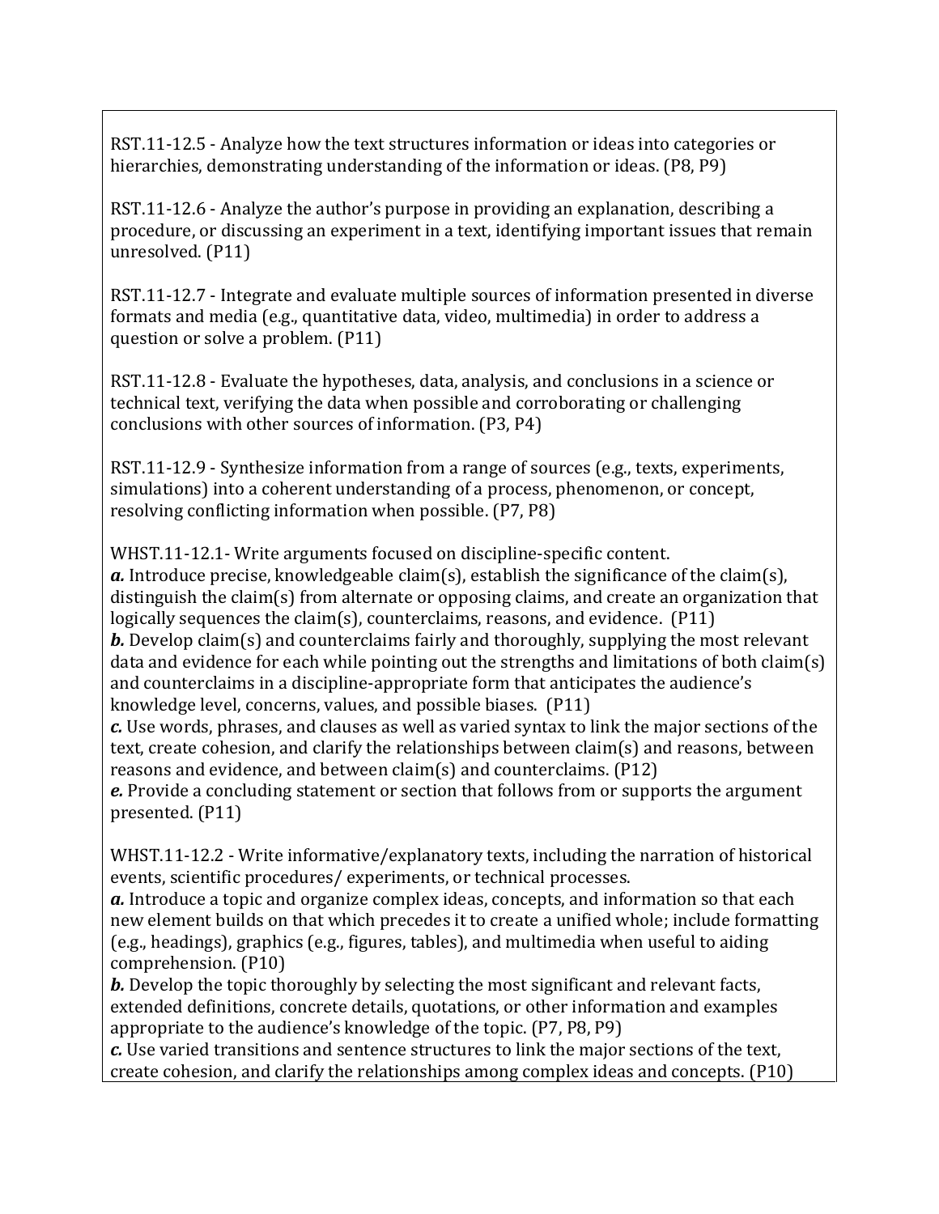RST.11-12.5 - Analyze how the text structures information or ideas into categories or hierarchies, demonstrating understanding of the information or ideas. (P8, P9)

RST.11-12.6 - Analyze the author's purpose in providing an explanation, describing a procedure, or discussing an experiment in a text, identifying important issues that remain unresolved. (P11)

RST.11-12.7 - Integrate and evaluate multiple sources of information presented in diverse formats and media (e.g., quantitative data, video, multimedia) in order to address a question or solve a problem. (P11)

RST.11-12.8 - Evaluate the hypotheses, data, analysis, and conclusions in a science or technical text, verifying the data when possible and corroborating or challenging conclusions with other sources of information. (P3, P4)

RST.11-12.9 - Synthesize information from a range of sources (e.g., texts, experiments, simulations) into a coherent understanding of a process, phenomenon, or concept, resolving conflicting information when possible. (P7, P8)

WHST.11-12.1- Write arguments focused on discipline-specific content.
***a.*** Introduce precise, knowledgeable claim(s), establish the significance of the claim(s), distinguish the claim(s) from alternate or opposing claims, and create an organization that logically sequences the claim(s), counterclaims, reasons, and evidence. (P11)
***b.*** Develop claim(s) and counterclaims fairly and thoroughly, supplying the most relevant data and evidence for each while pointing out the strengths and limitations of both claim(s) and counterclaims in a discipline-appropriate form that anticipates the audience's knowledge level, concerns, values, and possible biases. (P11)
***c.*** Use words, phrases, and clauses as well as varied syntax to link the major sections of the text, create cohesion, and clarify the relationships between claim(s) and reasons, between reasons and evidence, and between claim(s) and counterclaims. (P12)
***e.*** Provide a concluding statement or section that follows from or supports the argument presented. (P11)

WHST.11-12.2 - Write informative/explanatory texts, including the narration of historical events, scientific procedures/ experiments, or technical processes.
***a.*** Introduce a topic and organize complex ideas, concepts, and information so that each new element builds on that which precedes it to create a unified whole; include formatting (e.g., headings), graphics (e.g., figures, tables), and multimedia when useful to aiding comprehension. (P10)
***b.*** Develop the topic thoroughly by selecting the most significant and relevant facts, extended definitions, concrete details, quotations, or other information and examples appropriate to the audience's knowledge of the topic. (P7, P8, P9)
***c.*** Use varied transitions and sentence structures to link the major sections of the text, create cohesion, and clarify the relationships among complex ideas and concepts. (P10)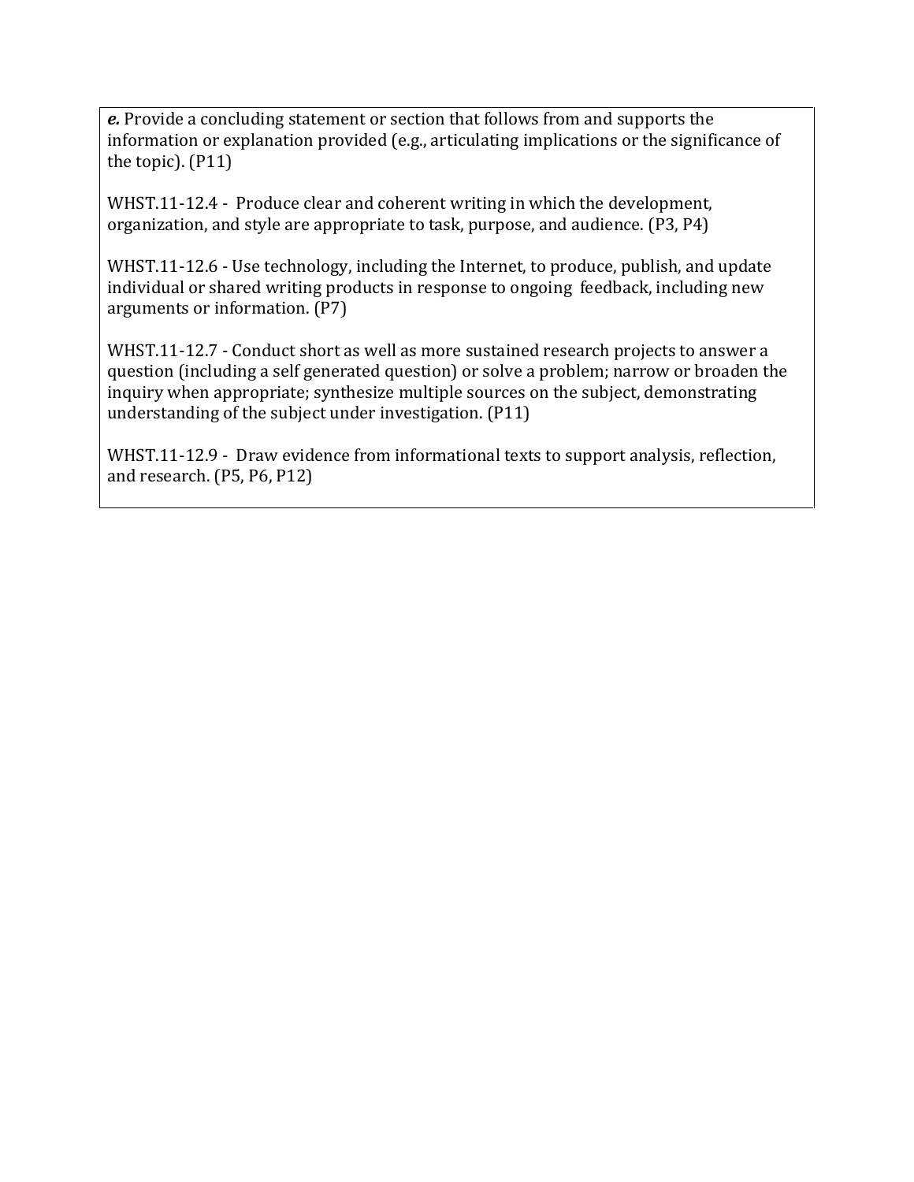***e.*** Provide a concluding statement or section that follows from and supports the information or explanation provided (e.g., articulating implications or the significance of the topic). (P11)

WHST.11-12.4 - Produce clear and coherent writing in which the development, organization, and style are appropriate to task, purpose, and audience. (P3, P4)

WHST.11-12.6 - Use technology, including the Internet, to produce, publish, and update individual or shared writing products in response to ongoing feedback, including new arguments or information. (P7)

WHST.11-12.7 - Conduct short as well as more sustained research projects to answer a question (including a self generated question) or solve a problem; narrow or broaden the inquiry when appropriate; synthesize multiple sources on the subject, demonstrating understanding of the subject under investigation. (P11)

WHST.11-12.9 - Draw evidence from informational texts to support analysis, reflection, and research. (P5, P6, P12)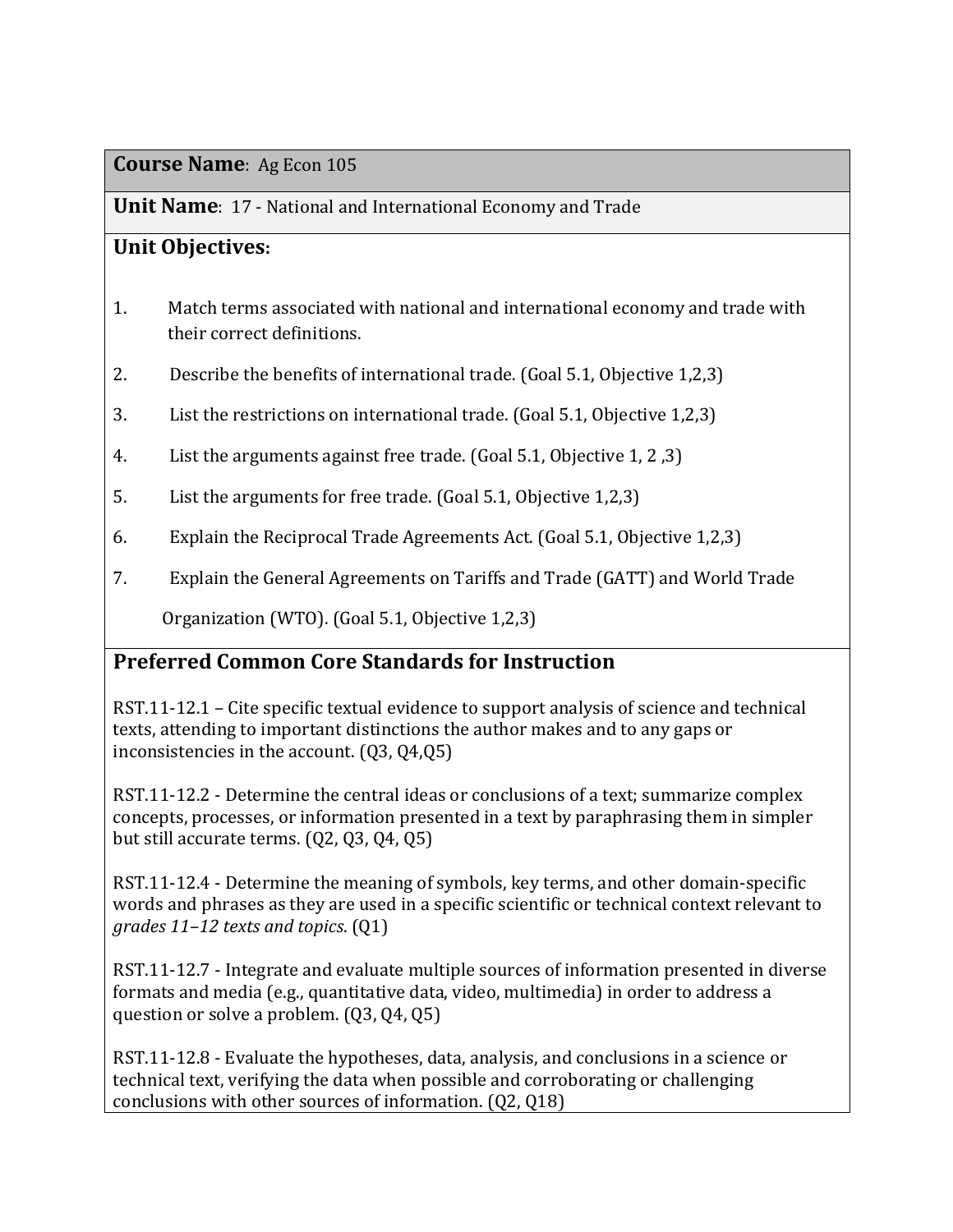**Course Name**: Ag Econ 105

**Unit Name**: 17 - National and International Economy and Trade

**Unit Objectives:**

1. Match terms associated with national and international economy and trade with their correct definitions.
2. Describe the benefits of international trade. (Goal 5.1, Objective 1,2,3)
3. List the restrictions on international trade. (Goal 5.1, Objective 1,2,3)
4. List the arguments against free trade. (Goal 5.1, Objective 1, 2 ,3)
5. List the arguments for free trade. (Goal 5.1, Objective 1,2,3)
6. Explain the Reciprocal Trade Agreements Act. (Goal 5.1, Objective 1,2,3)
7. Explain the General Agreements on Tariffs and Trade (GATT) and World Trade Organization (WTO). (Goal 5.1, Objective 1,2,3)

## Preferred Common Core Standards for Instruction

RST.11-12.1 – Cite specific textual evidence to support analysis of science and technical texts, attending to important distinctions the author makes and to any gaps or inconsistencies in the account. (Q3, Q4,Q5)

RST.11-12.2 - Determine the central ideas or conclusions of a text; summarize complex concepts, processes, or information presented in a text by paraphrasing them in simpler but still accurate terms. (Q2, Q3, Q4, Q5)

RST.11-12.4 - Determine the meaning of symbols, key terms, and other domain-specific words and phrases as they are used in a specific scientific or technical context relevant to *grades 11–12 texts and topics*. (Q1)

RST.11-12.7 - Integrate and evaluate multiple sources of information presented in diverse formats and media (e.g., quantitative data, video, multimedia) in order to address a question or solve a problem. (Q3, Q4, Q5)

RST.11-12.8 - Evaluate the hypotheses, data, analysis, and conclusions in a science or technical text, verifying the data when possible and corroborating or challenging conclusions with other sources of information. (Q2, Q18)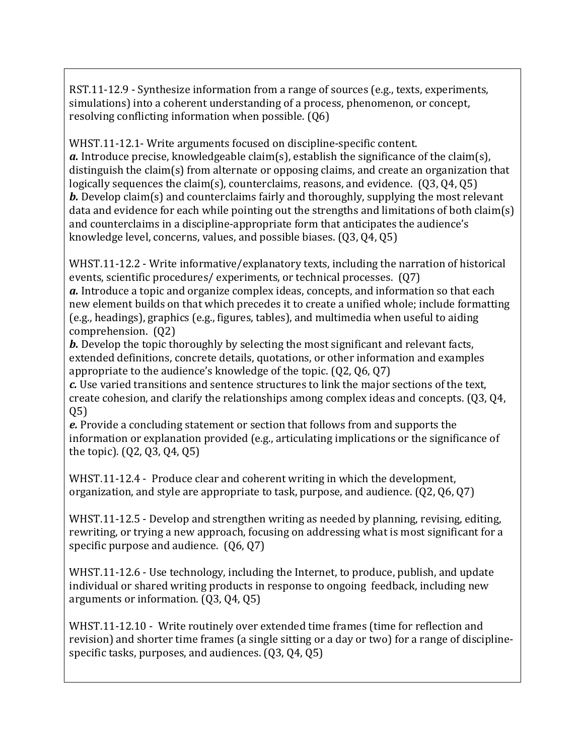RST.11-12.9 - Synthesize information from a range of sources (e.g., texts, experiments, simulations) into a coherent understanding of a process, phenomenon, or concept, resolving conflicting information when possible. (Q6)

WHST.11-12.1- Write arguments focused on discipline-specific content.
***a.*** Introduce precise, knowledgeable claim(s), establish the significance of the claim(s), distinguish the claim(s) from alternate or opposing claims, and create an organization that logically sequences the claim(s), counterclaims, reasons, and evidence. (Q3, Q4, Q5)
***b.*** Develop claim(s) and counterclaims fairly and thoroughly, supplying the most relevant data and evidence for each while pointing out the strengths and limitations of both claim(s) and counterclaims in a discipline-appropriate form that anticipates the audience's knowledge level, concerns, values, and possible biases. (Q3, Q4, Q5)

WHST.11-12.2 - Write informative/explanatory texts, including the narration of historical events, scientific procedures/ experiments, or technical processes. (Q7)
***a.*** Introduce a topic and organize complex ideas, concepts, and information so that each new element builds on that which precedes it to create a unified whole; include formatting (e.g., headings), graphics (e.g., figures, tables), and multimedia when useful to aiding comprehension. (Q2)
***b.*** Develop the topic thoroughly by selecting the most significant and relevant facts, extended definitions, concrete details, quotations, or other information and examples appropriate to the audience's knowledge of the topic. (Q2, Q6, Q7)
***c.*** Use varied transitions and sentence structures to link the major sections of the text, create cohesion, and clarify the relationships among complex ideas and concepts. (Q3, Q4, Q5)
***e.*** Provide a concluding statement or section that follows from and supports the information or explanation provided (e.g., articulating implications or the significance of the topic). (Q2, Q3, Q4, Q5)

WHST.11-12.4 - Produce clear and coherent writing in which the development, organization, and style are appropriate to task, purpose, and audience. (Q2, Q6, Q7)

WHST.11-12.5 - Develop and strengthen writing as needed by planning, revising, editing, rewriting, or trying a new approach, focusing on addressing what is most significant for a specific purpose and audience. (Q6, Q7)

WHST.11-12.6 - Use technology, including the Internet, to produce, publish, and update individual or shared writing products in response to ongoing feedback, including new arguments or information. (Q3, Q4, Q5)

WHST.11-12.10 - Write routinely over extended time frames (time for reflection and revision) and shorter time frames (a single sitting or a day or two) for a range of discipline-specific tasks, purposes, and audiences. (Q3, Q4, Q5)